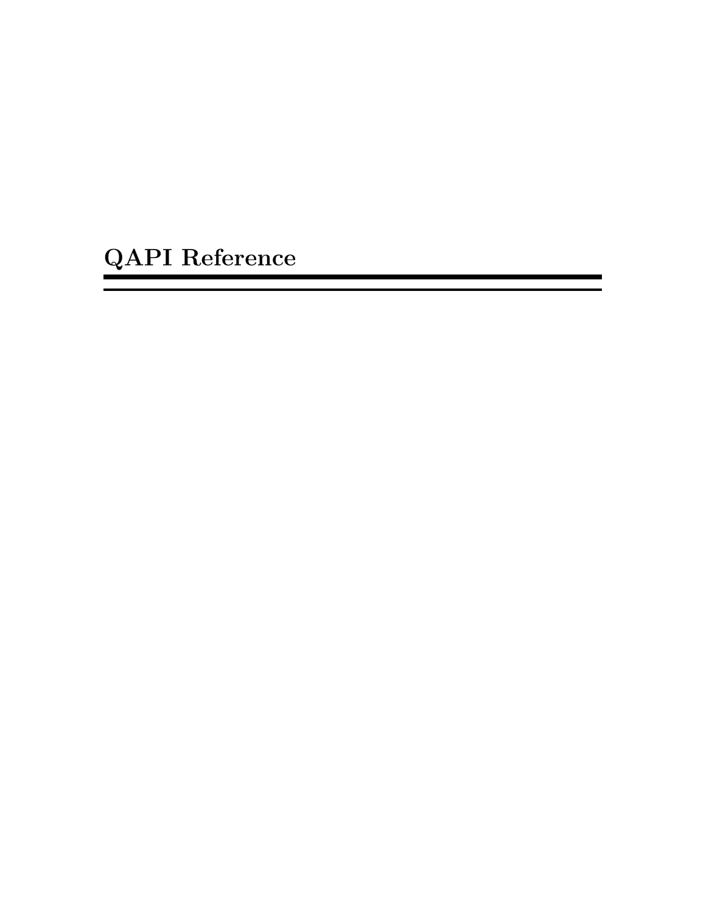# QAPI Reference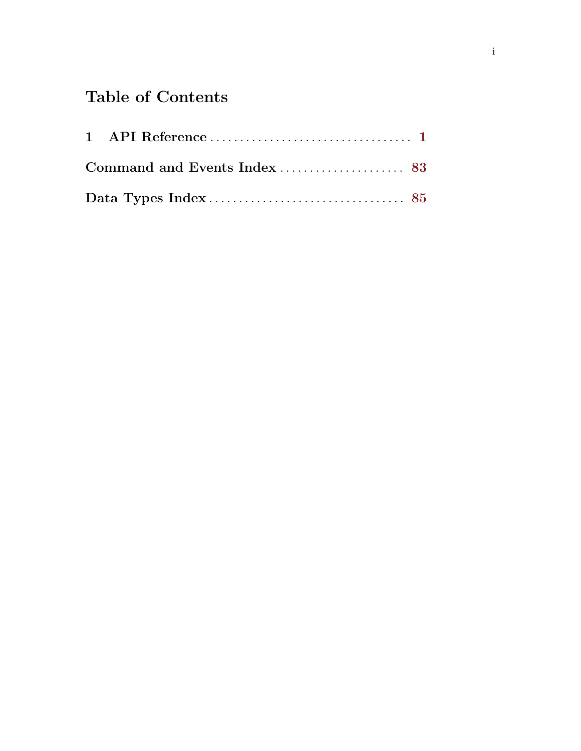# Table of Contents

**1 API Reference** .................................... **1**

**Command and Events Index** ...................... **83**

**Data Types Index** .................................. **85**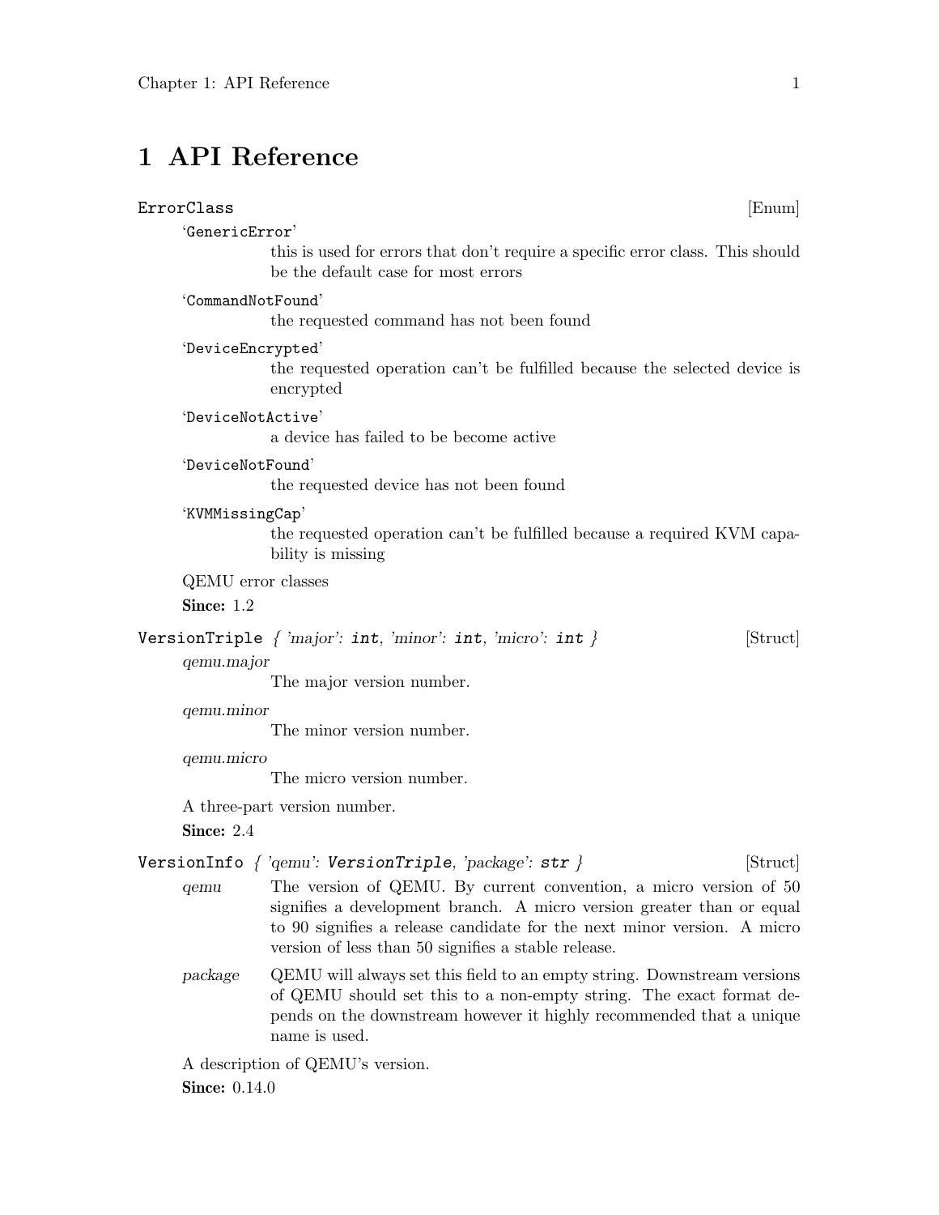# 1 API Reference

`ErrorClass` [Enum]

'`GenericError`'
: this is used for errors that don't require a specific error class. This should be the default case for most errors

'`CommandNotFound`'
: the requested command has not been found

'`DeviceEncrypted`'
: the requested operation can't be fulfilled because the selected device is encrypted

'`DeviceNotActive`'
: a device has failed to be become active

'`DeviceNotFound`'
: the requested device has not been found

'`KVMMissingCap`'
: the requested operation can't be fulfilled because a required KVM capability is missing

QEMU error classes

**Since:** 1.2

`VersionTriple` *{ 'major':* `int`*, 'minor':* `int`*, 'micro':* `int` *}* [Struct]

*qemu.major*
: The major version number.

*qemu.minor*
: The minor version number.

*qemu.micro*
: The micro version number.

A three-part version number.

**Since:** 2.4

`VersionInfo` *{ 'qemu':* `VersionTriple`*, 'package':* `str` *}* [Struct]

*qemu*
: The version of QEMU. By current convention, a micro version of 50 signifies a development branch. A micro version greater than or equal to 90 signifies a release candidate for the next minor version. A micro version of less than 50 signifies a stable release.

*package*
: QEMU will always set this field to an empty string. Downstream versions of QEMU should set this to a non-empty string. The exact format depends on the downstream however it highly recommended that a unique name is used.

A description of QEMU's version.

**Since:** 0.14.0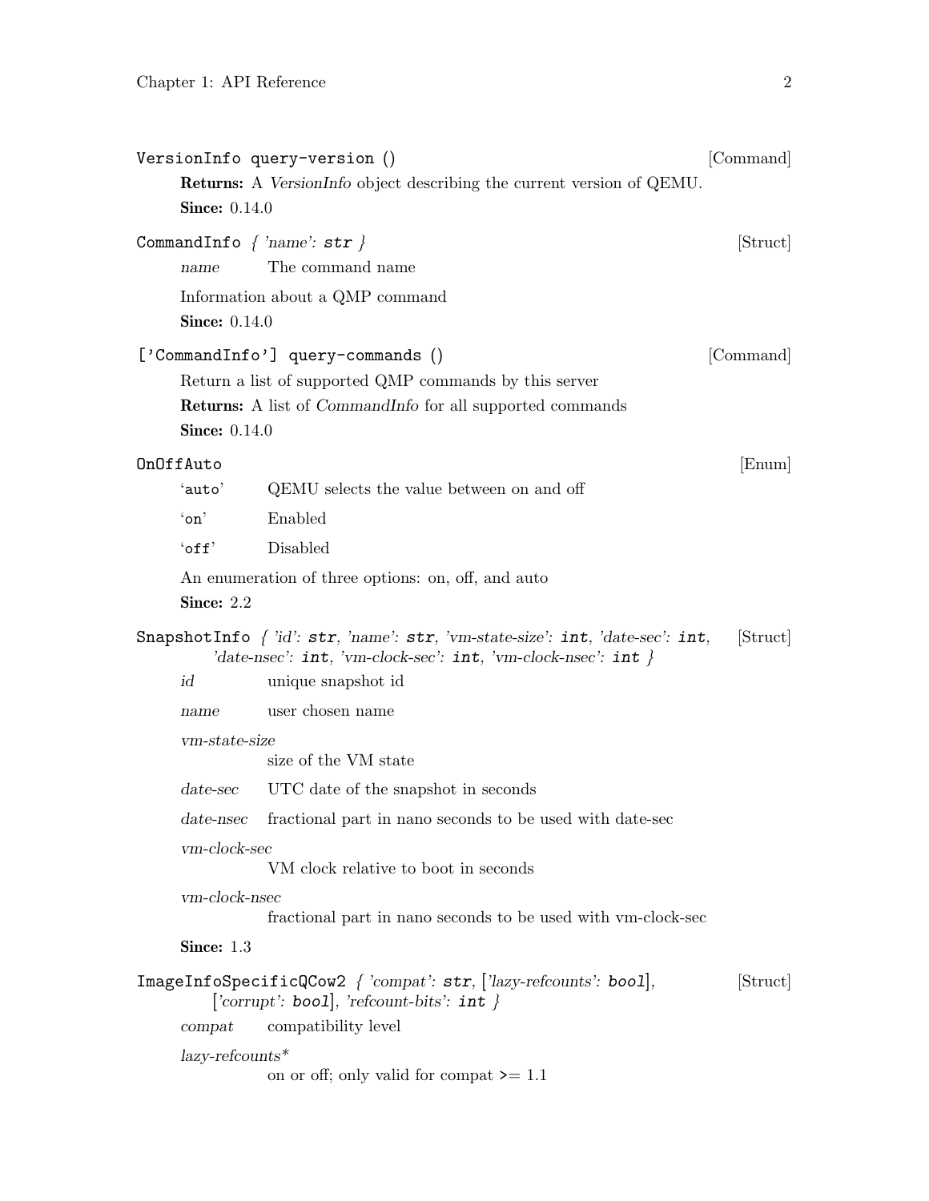**VersionInfo query-version ()** [Command]

**Returns:** A *VersionInfo* object describing the current version of QEMU.

**Since:** 0.14.0

**CommandInfo** { *'name':* **str** } [Struct]

*name* The command name

Information about a QMP command

**Since:** 0.14.0

**['CommandInfo'] query-commands ()** [Command]

Return a list of supported QMP commands by this server

**Returns:** A list of *CommandInfo* for all supported commands

**Since:** 0.14.0

**OnOffAuto** [Enum]

'auto' QEMU selects the value between on and off

'on' Enabled

'off' Disabled

An enumeration of three options: on, off, and auto

**Since:** 2.2

**SnapshotInfo** { *'id':* **str**, *'name':* **str**, *'vm-state-size':* **int**, *'date-sec':* **int**, *'date-nsec':* **int**, *'vm-clock-sec':* **int**, *'vm-clock-nsec':* **int** } [Struct]

*id* unique snapshot id

*name* user chosen name

*vm-state-size*
size of the VM state

*date-sec* UTC date of the snapshot in seconds

*date-nsec* fractional part in nano seconds to be used with date-sec

*vm-clock-sec*
VM clock relative to boot in seconds

*vm-clock-nsec*
fractional part in nano seconds to be used with vm-clock-sec

**Since:** 1.3

**ImageInfoSpecificQCow2** { *'compat':* **str**, [*'lazy-refcounts':* **bool**], [*'corrupt':* **bool**], *'refcount-bits':* **int** } [Struct]

*compat* compatibility level

*lazy-refcounts**
on or off; only valid for compat >= 1.1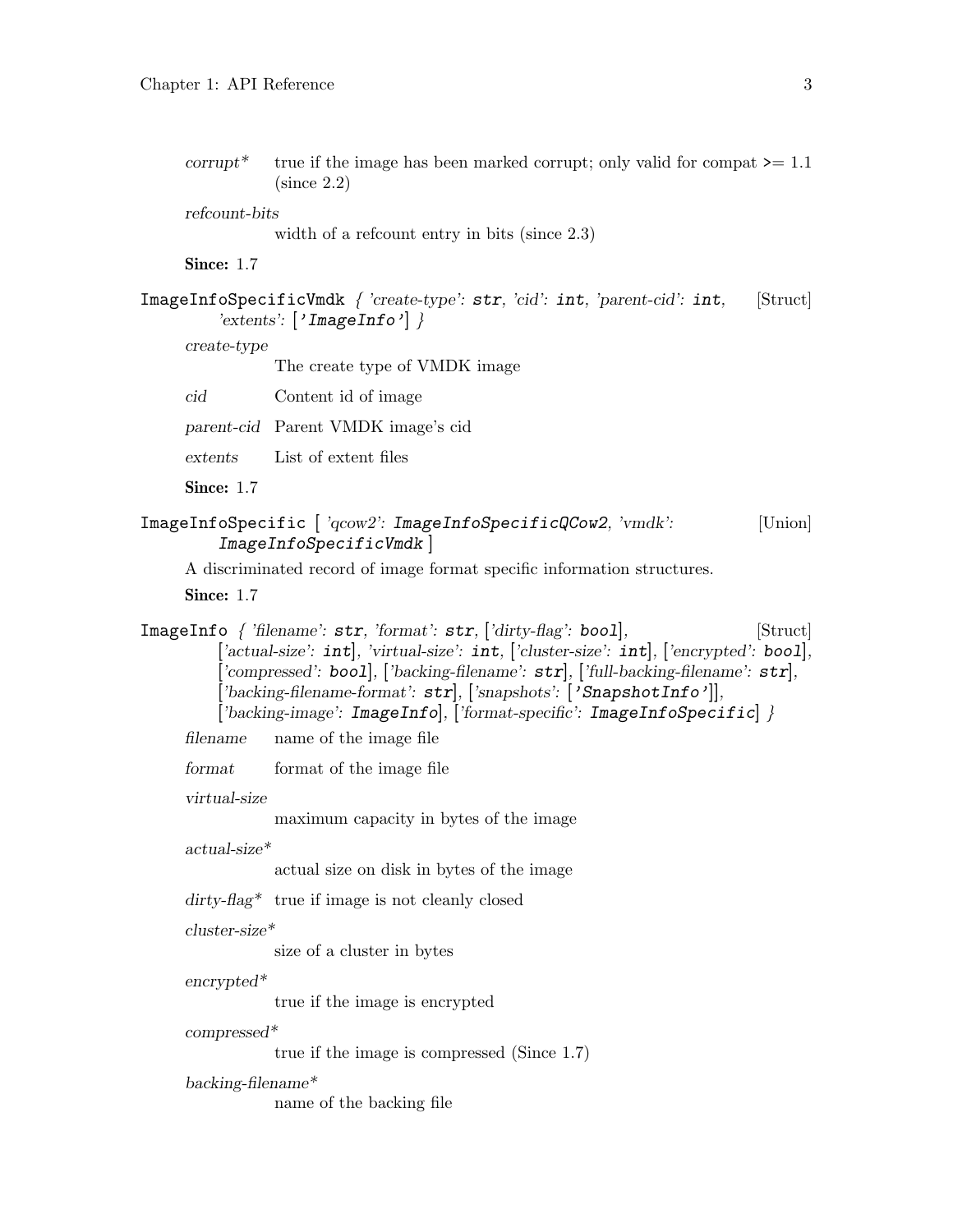*corrupt** true if the image has been marked corrupt; only valid for compat >= 1.1 (since 2.2)

*refcount-bits*
width of a refcount entry in bits (since 2.3)

**Since:** 1.7

`ImageInfoSpecificVmdk` *{ 'create-type':* **`str`**, *'cid':* **`int`**, *'parent-cid':* **`int`**, *'extents':* [**`'ImageInfo'`**] *}* [Struct]

*create-type*
The create type of VMDK image

*cid* Content id of image

*parent-cid* Parent VMDK image's cid

*extents* List of extent files

**Since:** 1.7

`ImageInfoSpecific` [ *'qcow2':* ***`ImageInfoSpecificQCow2`***, *'vmdk':* ***`ImageInfoSpecificVmdk`*** ] [Union]

A discriminated record of image format specific information structures.

**Since:** 1.7

`ImageInfo` *{ 'filename':* **`str`**, *'format':* **`str`**, [*'dirty-flag':* **`bool`**], [*'actual-size':* **`int`**], *'virtual-size':* **`int`**, [*'cluster-size':* **`int`**], [*'encrypted':* **`bool`**], [*'compressed':* **`bool`**], [*'backing-filename':* **`str`**], [*'full-backing-filename':* **`str`**], [*'backing-filename-format':* **`str`**], [*'snapshots':* [**`'SnapshotInfo'`**]], [*'backing-image':* ***`ImageInfo`***], [*'format-specific':* ***`ImageInfoSpecific`***] *}* [Struct]

*filename* name of the image file

*format* format of the image file

*virtual-size*
maximum capacity in bytes of the image

*actual-size**
actual size on disk in bytes of the image

*dirty-flag** true if image is not cleanly closed

*cluster-size**
size of a cluster in bytes

*encrypted**
true if the image is encrypted

*compressed**
true if the image is compressed (Since 1.7)

*backing-filename**
name of the backing file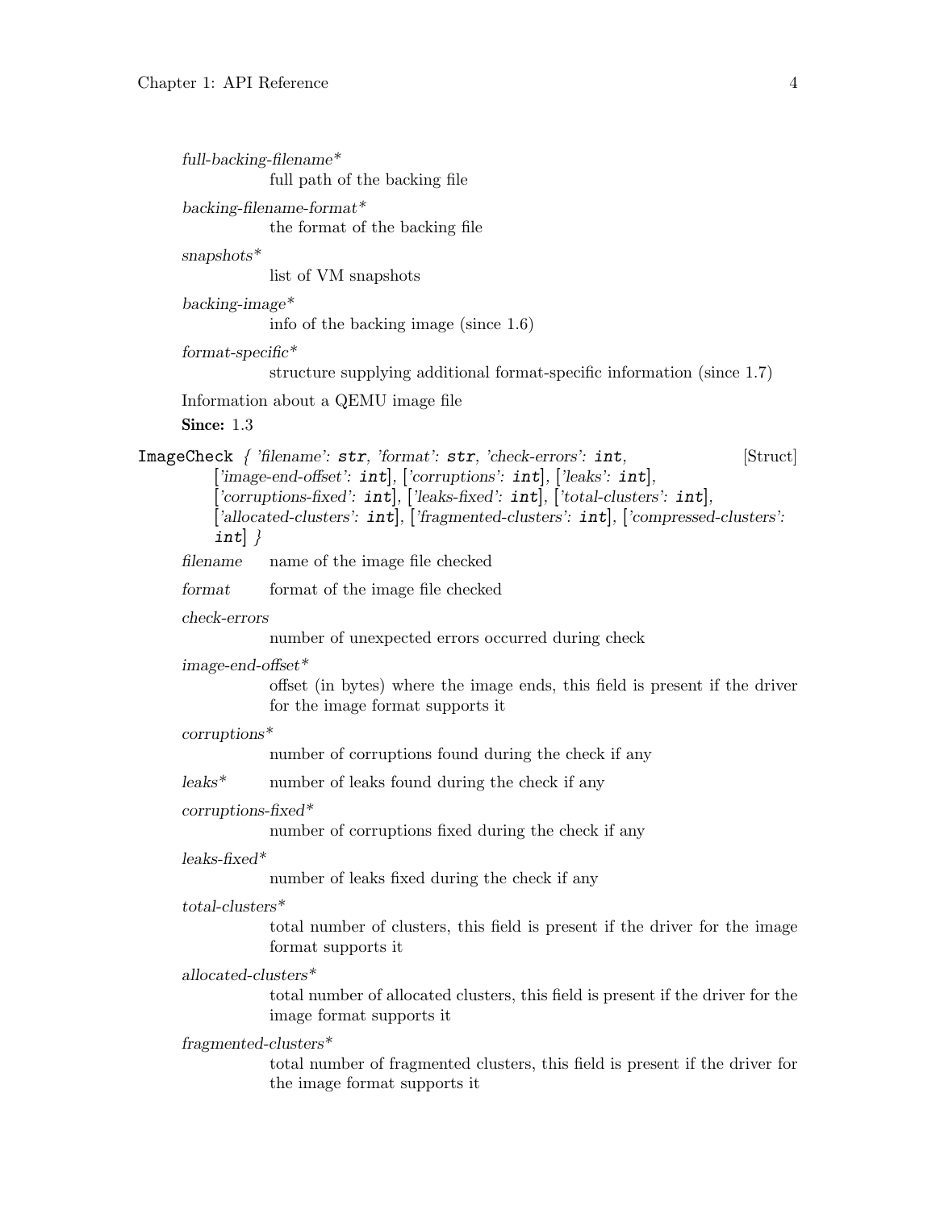*full-backing-filename**
: full path of the backing file

*backing-filename-format**
: the format of the backing file

*snapshots**
: list of VM snapshots

*backing-image**
: info of the backing image (since 1.6)

*format-specific**
: structure supplying additional format-specific information (since 1.7)

Information about a QEMU image file

**Since:** 1.3

`ImageCheck` { *'filename'*: **`str`**, *'format'*: **`str`**, *'check-errors'*: **`int`**, [*'image-end-offset'*: **`int`**], [*'corruptions'*: **`int`**], [*'leaks'*: **`int`**], [*'corruptions-fixed'*: **`int`**], [*'leaks-fixed'*: **`int`**], [*'total-clusters'*: **`int`**], [*'allocated-clusters'*: **`int`**], [*'fragmented-clusters'*: **`int`**], [*'compressed-clusters'*: **`int`**] } [Struct]

*filename*
: name of the image file checked

*format*
: format of the image file checked

*check-errors*
: number of unexpected errors occurred during check

*image-end-offset**
: offset (in bytes) where the image ends, this field is present if the driver for the image format supports it

*corruptions**
: number of corruptions found during the check if any

*leaks**
: number of leaks found during the check if any

*corruptions-fixed**
: number of corruptions fixed during the check if any

*leaks-fixed**
: number of leaks fixed during the check if any

*total-clusters**
: total number of clusters, this field is present if the driver for the image format supports it

*allocated-clusters**
: total number of allocated clusters, this field is present if the driver for the image format supports it

*fragmented-clusters**
: total number of fragmented clusters, this field is present if the driver for the image format supports it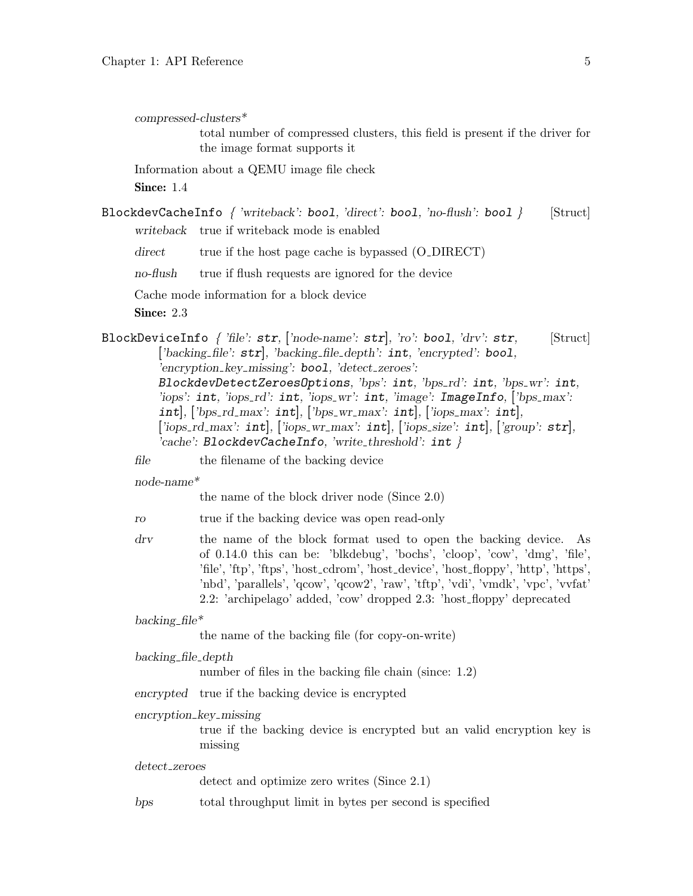*compressed-clusters**
: total number of compressed clusters, this field is present if the driver for the image format supports it

Information about a QEMU image file check

**Since:** 1.4

`BlockdevCacheInfo` *{ 'writeback':* **`bool`***, 'direct':* **`bool`***, 'no-flush':* **`bool`** *}* [Struct]

*writeback*
: true if writeback mode is enabled

*direct*
: true if the host page cache is bypassed (O_DIRECT)

*no-flush*
: true if flush requests are ignored for the device

Cache mode information for a block device

**Since:** 2.3

`BlockDeviceInfo` *{ 'file':* **`str`***, ['node-name':* **`str`***], 'ro':* **`bool`***, 'drv':* **`str`***, ['backing_file':* **`str`***], 'backing_file_depth':* **`int`***, 'encrypted':* **`bool`***, 'encryption_key_missing':* **`bool`***, 'detect_zeroes':* **`BlockdevDetectZeroesOptions`***, 'bps':* **`int`***, 'bps_rd':* **`int`***, 'bps_wr':* **`int`***, 'iops':* **`int`***, 'iops_rd':* **`int`***, 'iops_wr':* **`int`***, 'image':* **`ImageInfo`***, ['bps_max':* **`int`***], ['bps_rd_max':* **`int`***], ['bps_wr_max':* **`int`***], ['iops_max':* **`int`***], ['iops_rd_max':* **`int`***], ['iops_wr_max':* **`int`***], ['iops_size':* **`int`***], ['group':* **`str`***], 'cache':* **`BlockdevCacheInfo`***, 'write_threshold':* **`int`** *}* [Struct]

*file*
: the filename of the backing device

*node-name**
: the name of the block driver node (Since 2.0)

*ro*
: true if the backing device was open read-only

*drv*
: the name of the block format used to open the backing device. As of 0.14.0 this can be: 'blkdebug', 'bochs', 'cloop', 'cow', 'dmg', 'file', 'file', 'ftp', 'ftps', 'host_cdrom', 'host_device', 'host_floppy', 'http', 'https', 'nbd', 'parallels', 'qcow', 'qcow2', 'raw', 'tftp', 'vdi', 'vmdk', 'vpc', 'vvfat' 2.2: 'archipelago' added, 'cow' dropped 2.3: 'host_floppy' deprecated

*backing_file**
: the name of the backing file (for copy-on-write)

*backing_file_depth*
: number of files in the backing file chain (since: 1.2)

*encrypted*
: true if the backing device is encrypted

*encryption_key_missing*
: true if the backing device is encrypted but an valid encryption key is missing

*detect_zeroes*
: detect and optimize zero writes (Since 2.1)

*bps*
: total throughput limit in bytes per second is specified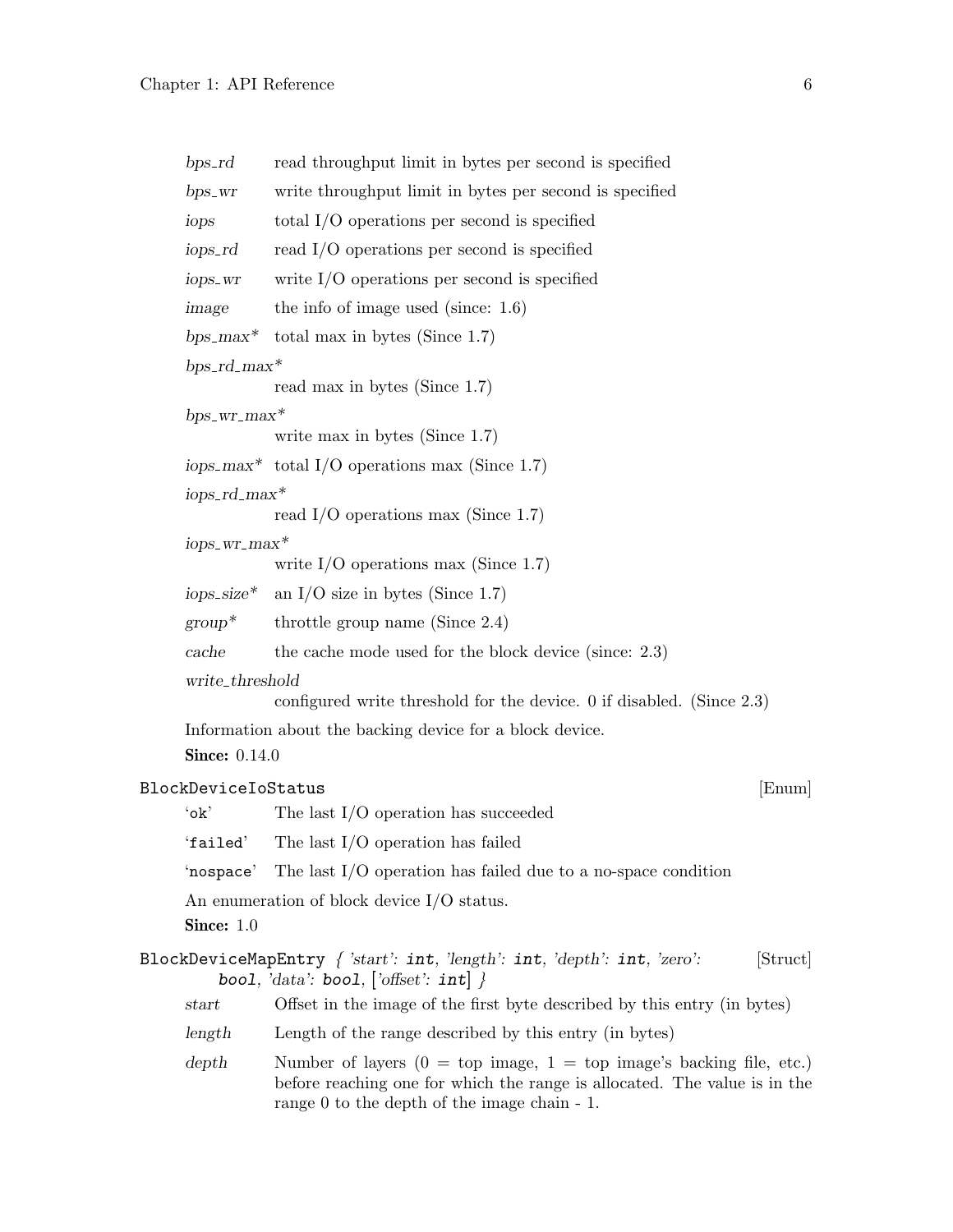*bps_rd* read throughput limit in bytes per second is specified

*bps_wr* write throughput limit in bytes per second is specified

*iops* total I/O operations per second is specified

*iops_rd* read I/O operations per second is specified

*iops_wr* write I/O operations per second is specified

*image* the info of image used (since: 1.6)

*bps_max** total max in bytes (Since 1.7)

*bps_rd_max**
read max in bytes (Since 1.7)

*bps_wr_max**
write max in bytes (Since 1.7)

*iops_max** total I/O operations max (Since 1.7)

*iops_rd_max**
read I/O operations max (Since 1.7)

*iops_wr_max**
write I/O operations max (Since 1.7)

*iops_size** an I/O size in bytes (Since 1.7)

*group** throttle group name (Since 2.4)

*cache* the cache mode used for the block device (since: 2.3)

*write_threshold*
configured write threshold for the device. 0 if disabled. (Since 2.3)

Information about the backing device for a block device.

**Since:** 0.14.0

`BlockDeviceIoStatus` [Enum]

'`ok`' The last I/O operation has succeeded

'`failed`' The last I/O operation has failed

'`nospace`' The last I/O operation has failed due to a no-space condition

An enumeration of block device I/O status.

**Since:** 1.0

`BlockDeviceMapEntry` { *'start'*: **`int`**, *'length'*: **`int`**, *'depth'*: **`int`**, *'zero'*: **`bool`**, *'data'*: **`bool`**, [*'offset'*: **`int`**] } [Struct]

*start* Offset in the image of the first byte described by this entry (in bytes)

*length* Length of the range described by this entry (in bytes)

*depth* Number of layers (0 = top image, 1 = top image's backing file, etc.) before reaching one for which the range is allocated. The value is in the range 0 to the depth of the image chain - 1.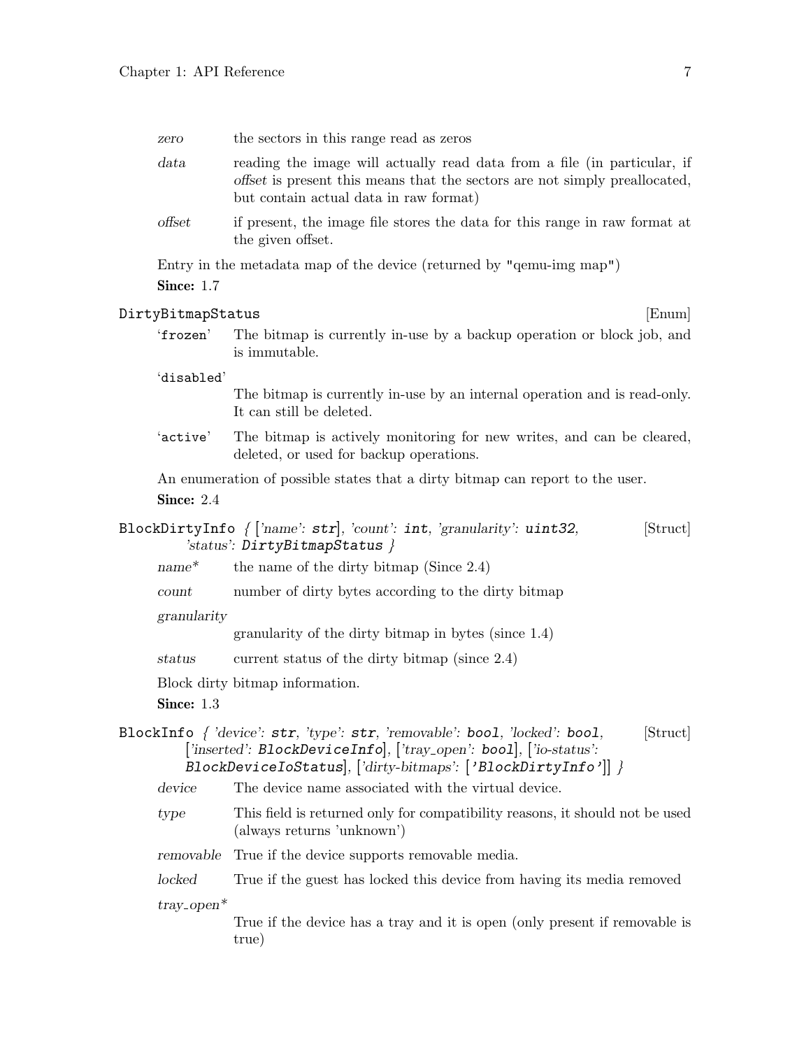*zero* the sectors in this range read as zeros

*data* reading the image will actually read data from a file (in particular, if *offset* is present this means that the sectors are not simply preallocated, but contain actual data in raw format)

*offset* if present, the image file stores the data for this range in raw format at the given offset.

Entry in the metadata map of the device (returned by "qemu-img map")

**Since:** 1.7

### `DirtyBitmapStatus` [Enum]

`'frozen'` The bitmap is currently in-use by a backup operation or block job, and is immutable.

`'disabled'` The bitmap is currently in-use by an internal operation and is read-only. It can still be deleted.

`'active'` The bitmap is actively monitoring for new writes, and can be cleared, deleted, or used for backup operations.

An enumeration of possible states that a dirty bitmap can report to the user.

**Since:** 2.4

### `BlockDirtyInfo` { ['name': `str`], 'count': `int`, 'granularity': `uint32`, 'status': `DirtyBitmapStatus` } [Struct]

*name** the name of the dirty bitmap (Since 2.4)

*count* number of dirty bytes according to the dirty bitmap

*granularity* granularity of the dirty bitmap in bytes (since 1.4)

*status* current status of the dirty bitmap (since 2.4)

Block dirty bitmap information.

**Since:** 1.3

### `BlockInfo` { 'device': `str`, 'type': `str`, 'removable': `bool`, 'locked': `bool`, ['inserted': `BlockDeviceInfo`], ['tray_open': `bool`], ['io-status': `BlockDeviceIoStatus`], ['dirty-bitmaps': [`'BlockDirtyInfo'`]] } [Struct]

*device* The device name associated with the virtual device.

*type* This field is returned only for compatibility reasons, it should not be used (always returns 'unknown')

*removable* True if the device supports removable media.

*locked* True if the guest has locked this device from having its media removed

*tray_open** True if the device has a tray and it is open (only present if removable is true)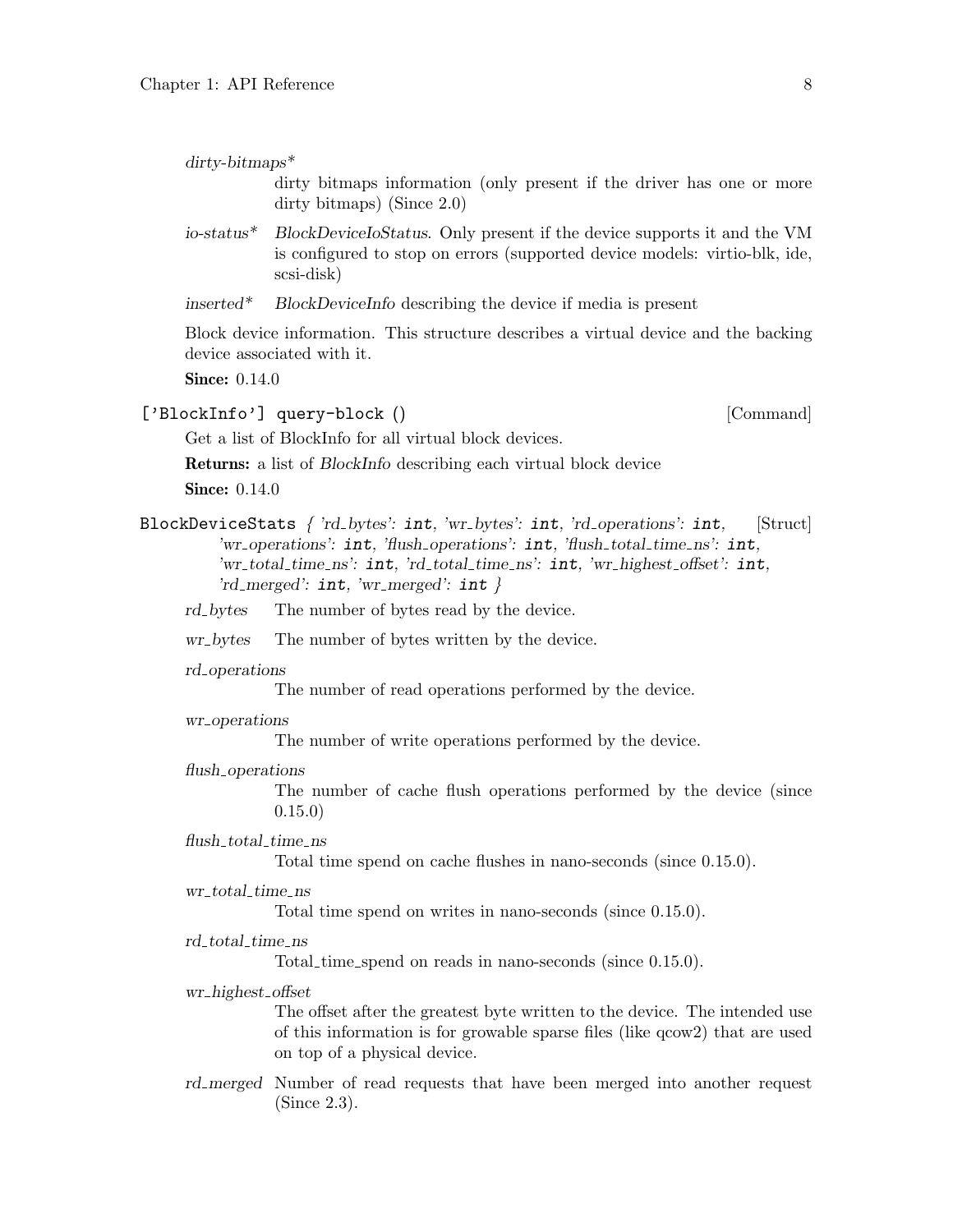*dirty-bitmaps**
: dirty bitmaps information (only present if the driver has one or more dirty bitmaps) (Since 2.0)

*io-status**
: *BlockDeviceIoStatus*. Only present if the device supports it and the VM is configured to stop on errors (supported device models: virtio-blk, ide, scsi-disk)

*inserted**
: *BlockDeviceInfo* describing the device if media is present

Block device information. This structure describes a virtual device and the backing device associated with it.

**Since:** 0.14.0

`['BlockInfo'] query-block ()` [Command]

Get a list of BlockInfo for all virtual block devices.

**Returns:** a list of *BlockInfo* describing each virtual block device

**Since:** 0.14.0

`BlockDeviceStats` { *'rd_bytes'*: **int**, *'wr_bytes'*: **int**, *'rd_operations'*: **int**, *'wr_operations'*: **int**, *'flush_operations'*: **int**, *'flush_total_time_ns'*: **int**, *'wr_total_time_ns'*: **int**, *'rd_total_time_ns'*: **int**, *'wr_highest_offset'*: **int**, *'rd_merged'*: **int**, *'wr_merged'*: **int** } [Struct]

*rd_bytes*
: The number of bytes read by the device.

*wr_bytes*
: The number of bytes written by the device.

*rd_operations*
: The number of read operations performed by the device.

*wr_operations*
: The number of write operations performed by the device.

*flush_operations*
: The number of cache flush operations performed by the device (since 0.15.0)

*flush_total_time_ns*
: Total time spend on cache flushes in nano-seconds (since 0.15.0).

*wr_total_time_ns*
: Total time spend on writes in nano-seconds (since 0.15.0).

*rd_total_time_ns*
: Total_time_spend on reads in nano-seconds (since 0.15.0).

*wr_highest_offset*
: The offset after the greatest byte written to the device. The intended use of this information is for growable sparse files (like qcow2) that are used on top of a physical device.

*rd_merged*
: Number of read requests that have been merged into another request (Since 2.3).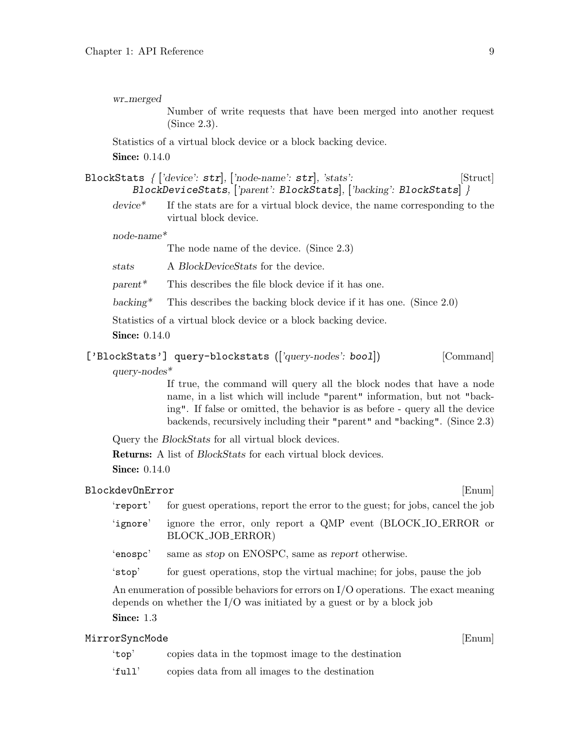*wr_merged*

Number of write requests that have been merged into another request (Since 2.3).

Statistics of a virtual block device or a block backing device.

**Since:** 0.14.0

`BlockStats` { ['*device*': **str**], ['*node-name*': **str**], '*stats*': **BlockDeviceStats**, ['*parent*': **BlockStats**], ['*backing*': **BlockStats**] } [Struct]

*device** If the stats are for a virtual block device, the name corresponding to the virtual block device.

*node-name**

The node name of the device. (Since 2.3)

*stats* A *BlockDeviceStats* for the device.

*parent** This describes the file block device if it has one.

*backing** This describes the backing block device if it has one. (Since 2.0)

Statistics of a virtual block device or a block backing device.

**Since:** 0.14.0

`['BlockStats'] query-blockstats` (['*query-nodes*': **bool**]) [Command]

*query-nodes**

If true, the command will query all the block nodes that have a node name, in a list which will include "parent" information, but not "backing". If false or omitted, the behavior is as before - query all the device backends, recursively including their "parent" and "backing". (Since 2.3)

Query the *BlockStats* for all virtual block devices.

**Returns:** A list of *BlockStats* for each virtual block devices.

**Since:** 0.14.0

`BlockdevOnError` [Enum]

'`report`' for guest operations, report the error to the guest; for jobs, cancel the job

'`ignore`' ignore the error, only report a QMP event (BLOCK_IO_ERROR or BLOCK_JOB_ERROR)

'`enospc`' same as *stop* on ENOSPC, same as *report* otherwise.

'`stop`' for guest operations, stop the virtual machine; for jobs, pause the job

An enumeration of possible behaviors for errors on I/O operations. The exact meaning depends on whether the I/O was initiated by a guest or by a block job

**Since:** 1.3

`MirrorSyncMode` [Enum]

'`top`' copies data in the topmost image to the destination

'`full`' copies data from all images to the destination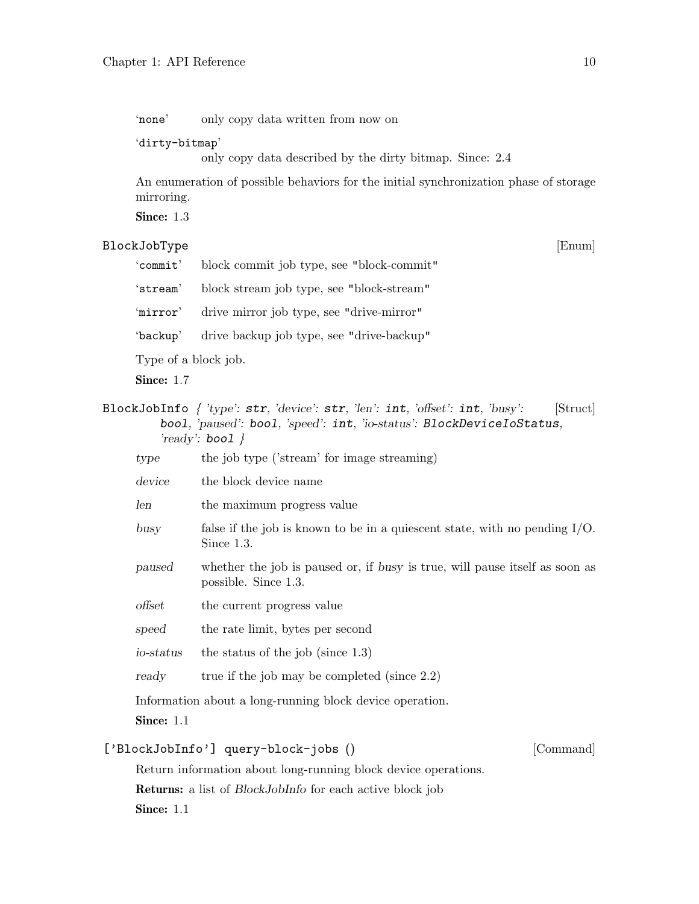'none' only copy data written from now on

'dirty-bitmap'
only copy data described by the dirty bitmap. Since: 2.4

An enumeration of possible behaviors for the initial synchronization phase of storage mirroring.

**Since:** 1.3

### BlockJobType [Enum]

'commit' block commit job type, see "block-commit"

'stream' block stream job type, see "block-stream"

'mirror' drive mirror job type, see "drive-mirror"

'backup' drive backup job type, see "drive-backup"

Type of a block job.

**Since:** 1.7

### BlockJobInfo { 'type': str, 'device': str, 'len': int, 'offset': int, 'busy': bool, 'paused': bool, 'speed': int, 'io-status': BlockDeviceIoStatus, 'ready': bool } [Struct]

*type* the job type ('stream' for image streaming)

*device* the block device name

*len* the maximum progress value

*busy* false if the job is known to be in a quiescent state, with no pending I/O. Since 1.3.

*paused* whether the job is paused or, if *busy* is true, will pause itself as soon as possible. Since 1.3.

*offset* the current progress value

*speed* the rate limit, bytes per second

*io-status* the status of the job (since 1.3)

*ready* true if the job may be completed (since 2.2)

Information about a long-running block device operation.

**Since:** 1.1

### ['BlockJobInfo'] query-block-jobs () [Command]

Return information about long-running block device operations.

**Returns:** a list of *BlockJobInfo* for each active block job

**Since:** 1.1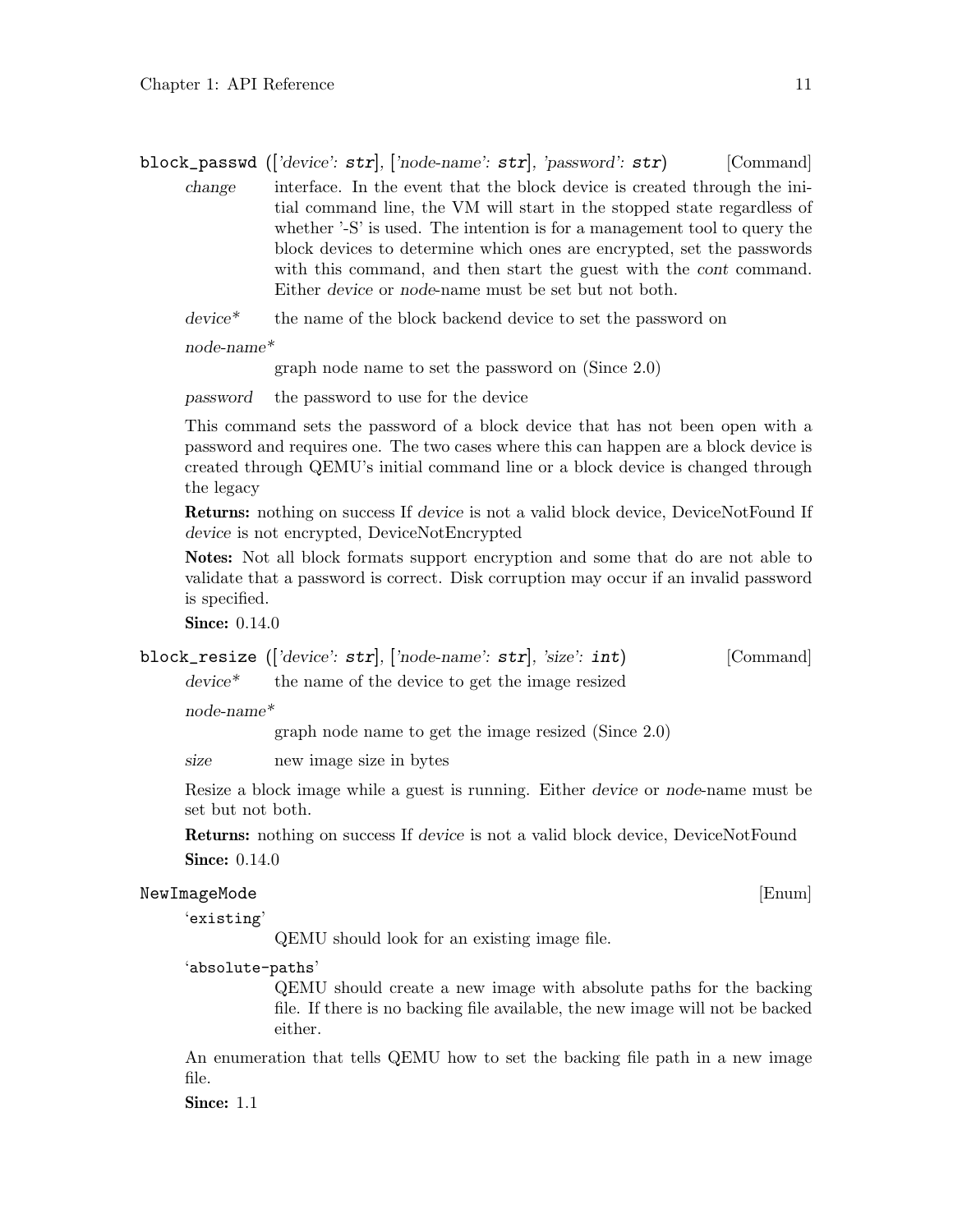**block_passwd** (['device': **str**], ['node-name': **str**], 'password': **str**) [Command]

*change* interface. In the event that the block device is created through the initial command line, the VM will start in the stopped state regardless of whether '-S' is used. The intention is for a management tool to query the block devices to determine which ones are encrypted, set the passwords with this command, and then start the guest with the *cont* command. Either *device* or *node*-name must be set but not both.

*device** the name of the block backend device to set the password on

*node-name**
graph node name to set the password on (Since 2.0)

*password* the password to use for the device

This command sets the password of a block device that has not been open with a password and requires one. The two cases where this can happen are a block device is created through QEMU's initial command line or a block device is changed through the legacy

**Returns:** nothing on success If *device* is not a valid block device, DeviceNotFound If *device* is not encrypted, DeviceNotEncrypted

**Notes:** Not all block formats support encryption and some that do are not able to validate that a password is correct. Disk corruption may occur if an invalid password is specified.

**Since:** 0.14.0

**block_resize** (['device': **str**], ['node-name': **str**], 'size': **int**) [Command]

*device** the name of the device to get the image resized

*node-name**
graph node name to get the image resized (Since 2.0)

*size* new image size in bytes

Resize a block image while a guest is running. Either *device* or *node*-name must be set but not both.

**Returns:** nothing on success If *device* is not a valid block device, DeviceNotFound

**Since:** 0.14.0

**NewImageMode** [Enum]

'`existing`'
QEMU should look for an existing image file.

'`absolute-paths`'
QEMU should create a new image with absolute paths for the backing file. If there is no backing file available, the new image will not be backed either.

An enumeration that tells QEMU how to set the backing file path in a new image file.

**Since:** 1.1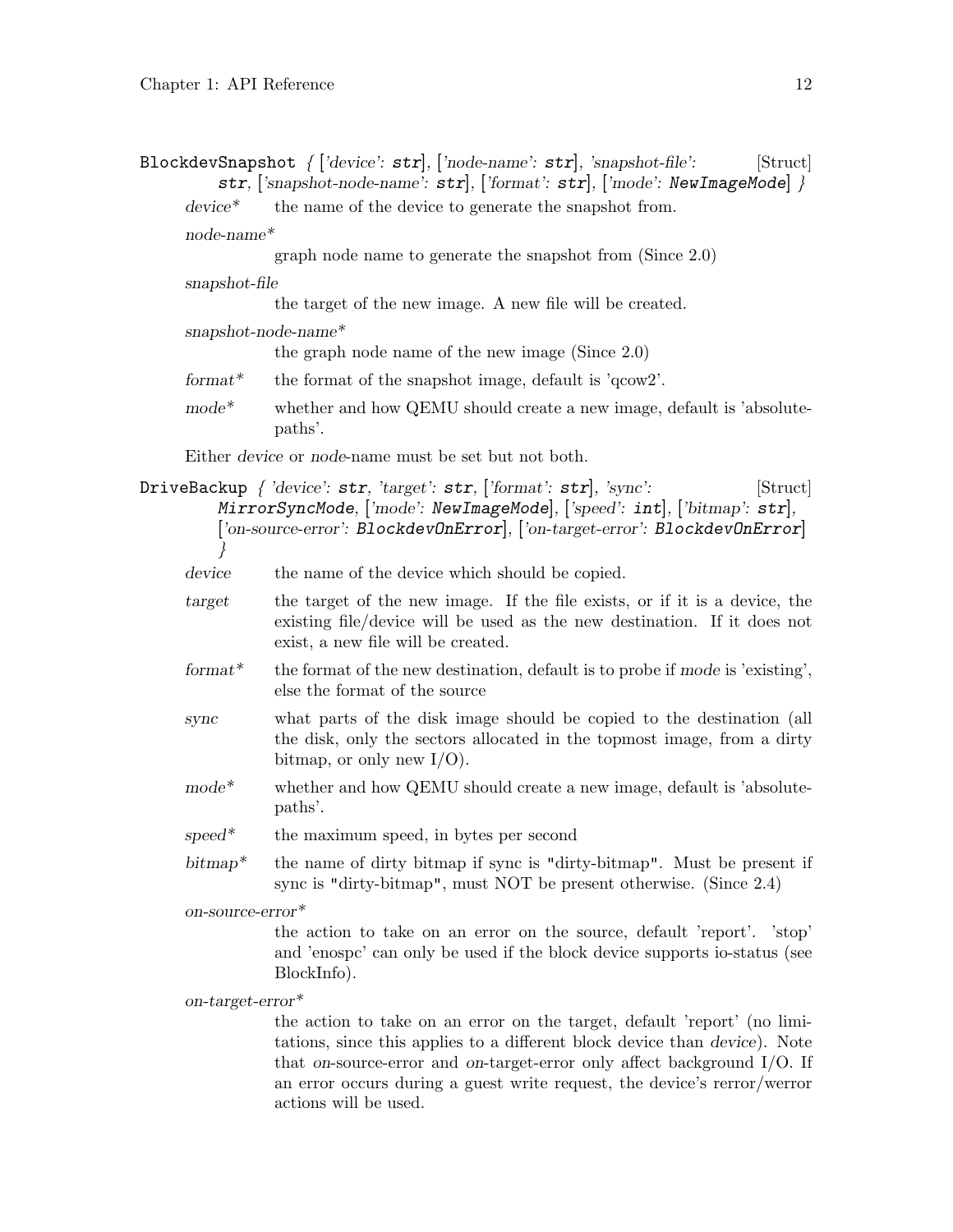**BlockdevSnapshot** { ['device': **str**], ['node-name': **str**], 'snapshot-file': **str**, ['snapshot-node-name': **str**], ['format': **str**], ['mode': **NewImageMode**] } [Struct]

*device**
: the name of the device to generate the snapshot from.

*node-name**
: graph node name to generate the snapshot from (Since 2.0)

*snapshot-file*
: the target of the new image. A new file will be created.

*snapshot-node-name**
: the graph node name of the new image (Since 2.0)

*format**
: the format of the snapshot image, default is 'qcow2'.

*mode**
: whether and how QEMU should create a new image, default is 'absolute-paths'.

Either *device* or *node*-name must be set but not both.

**DriveBackup** { 'device': **str**, 'target': **str**, ['format': **str**], 'sync': **MirrorSyncMode**, ['mode': **NewImageMode**], ['speed': **int**], ['bitmap': **str**], ['on-source-error': **BlockdevOnError**], ['on-target-error': **BlockdevOnError**] } [Struct]

*device*
: the name of the device which should be copied.

*target*
: the target of the new image. If the file exists, or if it is a device, the existing file/device will be used as the new destination. If it does not exist, a new file will be created.

*format**
: the format of the new destination, default is to probe if *mode* is 'existing', else the format of the source

*sync*
: what parts of the disk image should be copied to the destination (all the disk, only the sectors allocated in the topmost image, from a dirty bitmap, or only new I/O).

*mode**
: whether and how QEMU should create a new image, default is 'absolute-paths'.

*speed**
: the maximum speed, in bytes per second

*bitmap**
: the name of dirty bitmap if sync is "dirty-bitmap". Must be present if sync is "dirty-bitmap", must NOT be present otherwise. (Since 2.4)

*on-source-error**
: the action to take on an error on the source, default 'report'. 'stop' and 'enospc' can only be used if the block device supports io-status (see BlockInfo).

*on-target-error**
: the action to take on an error on the target, default 'report' (no limitations, since this applies to a different block device than *device*). Note that *on*-source-error and *on*-target-error only affect background I/O. If an error occurs during a guest write request, the device's rerror/werror actions will be used.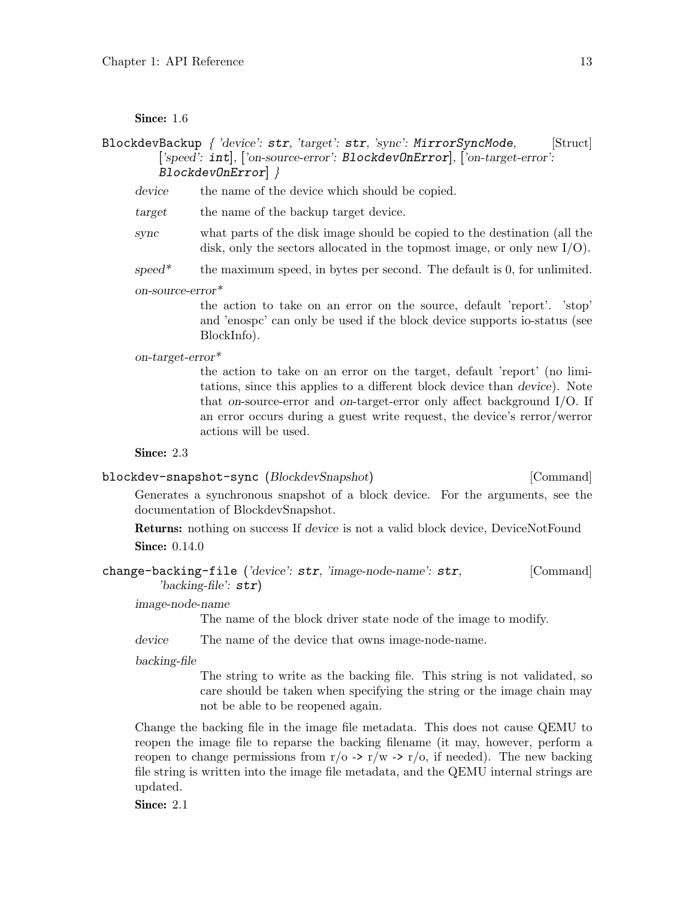**Since:** 1.6

BlockdevBackup *{ 'device': **str**, 'target': **str**, 'sync': **MirrorSyncMode**, ['speed': **int**], ['on-source-error': **BlockdevOnError**], ['on-target-error': **BlockdevOnError**] }* [Struct]

*device* the name of the device which should be copied.

*target* the name of the backup target device.

*sync* what parts of the disk image should be copied to the destination (all the disk, only the sectors allocated in the topmost image, or only new I/O).

*speed** the maximum speed, in bytes per second. The default is 0, for unlimited.

*on-source-error**
the action to take on an error on the source, default 'report'. 'stop' and 'enospc' can only be used if the block device supports io-status (see BlockInfo).

*on-target-error**
the action to take on an error on the target, default 'report' (no limitations, since this applies to a different block device than *device*). Note that *on*-source-error and *on*-target-error only affect background I/O. If an error occurs during a guest write request, the device's rerror/werror actions will be used.

**Since:** 2.3

blockdev-snapshot-sync (*BlockdevSnapshot*) [Command]

Generates a synchronous snapshot of a block device. For the arguments, see the documentation of BlockdevSnapshot.

**Returns:** nothing on success If *device* is not a valid block device, DeviceNotFound

**Since:** 0.14.0

change-backing-file (*'device': **str**, 'image-node-name': **str**, 'backing-file': **str***) [Command]

*image-node-name*
The name of the block driver state node of the image to modify.

*device* The name of the device that owns image-node-name.

*backing-file*
The string to write as the backing file. This string is not validated, so care should be taken when specifying the string or the image chain may not be able to be reopened again.

Change the backing file in the image file metadata. This does not cause QEMU to reopen the image file to reparse the backing filename (it may, however, perform a reopen to change permissions from r/o -> r/w -> r/o, if needed). The new backing file string is written into the image file metadata, and the QEMU internal strings are updated.

**Since:** 2.1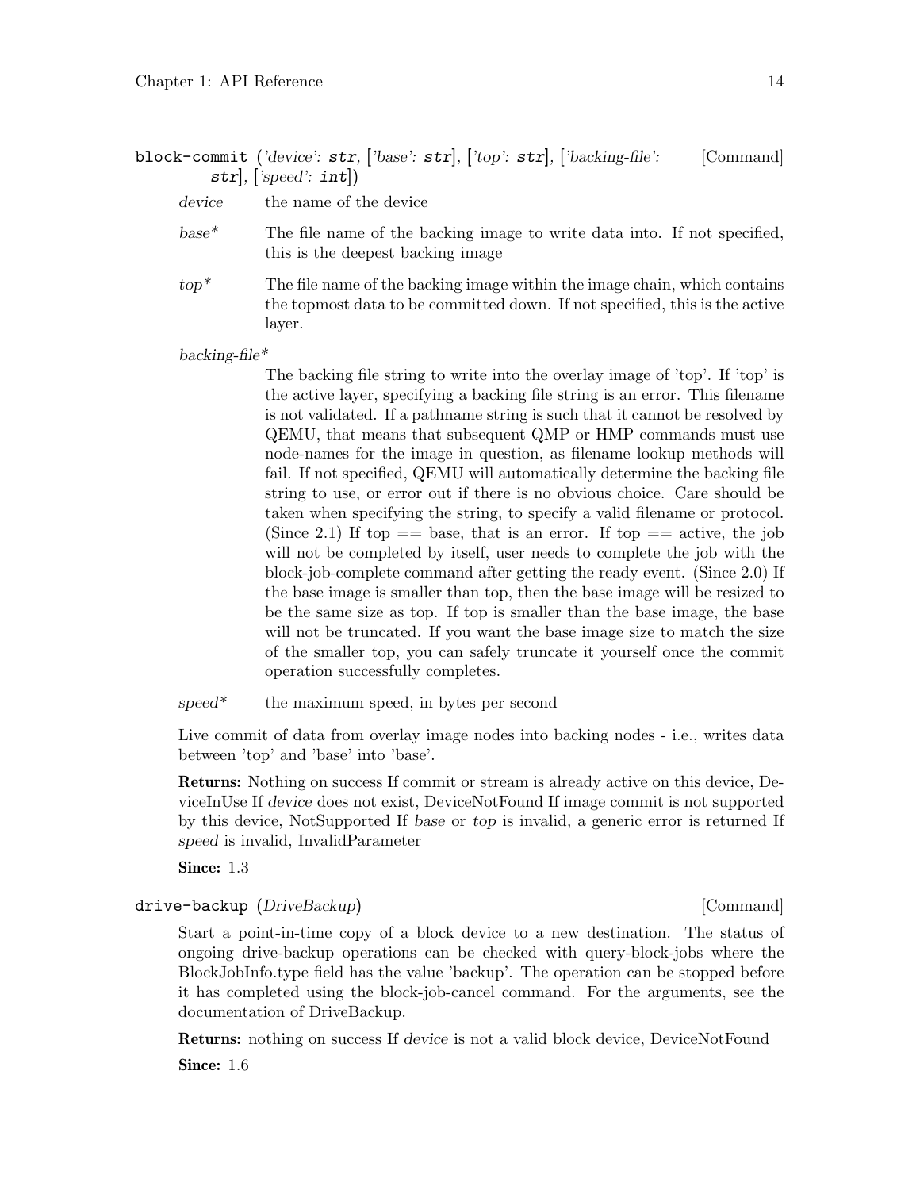**block-commit** (*'device'*: **str**, [*'base'*: **str**], [*'top'*: **str**], [*'backing-file'*: **str**], [*'speed'*: **int**]) [Command]

*device* the name of the device

*base** The file name of the backing image to write data into. If not specified, this is the deepest backing image

*top** The file name of the backing image within the image chain, which contains the topmost data to be committed down. If not specified, this is the active layer.

*backing-file**
The backing file string to write into the overlay image of 'top'. If 'top' is the active layer, specifying a backing file string is an error. This filename is not validated. If a pathname string is such that it cannot be resolved by QEMU, that means that subsequent QMP or HMP commands must use node-names for the image in question, as filename lookup methods will fail. If not specified, QEMU will automatically determine the backing file string to use, or error out if there is no obvious choice. Care should be taken when specifying the string, to specify a valid filename or protocol. (Since 2.1) If top == base, that is an error. If top == active, the job will not be completed by itself, user needs to complete the job with the block-job-complete command after getting the ready event. (Since 2.0) If the base image is smaller than top, then the base image will be resized to be the same size as top. If top is smaller than the base image, the base will not be truncated. If you want the base image size to match the size of the smaller top, you can safely truncate it yourself once the commit operation successfully completes.

*speed** the maximum speed, in bytes per second

Live commit of data from overlay image nodes into backing nodes - i.e., writes data between 'top' and 'base' into 'base'.

**Returns:** Nothing on success If commit or stream is already active on this device, DeviceInUse If *device* does not exist, DeviceNotFound If image commit is not supported by this device, NotSupported If *base* or *top* is invalid, a generic error is returned If *speed* is invalid, InvalidParameter

**Since:** 1.3

**drive-backup** (*DriveBackup*) [Command]

Start a point-in-time copy of a block device to a new destination. The status of ongoing drive-backup operations can be checked with query-block-jobs where the BlockJobInfo.type field has the value 'backup'. The operation can be stopped before it has completed using the block-job-cancel command. For the arguments, see the documentation of DriveBackup.

**Returns:** nothing on success If *device* is not a valid block device, DeviceNotFound

**Since:** 1.6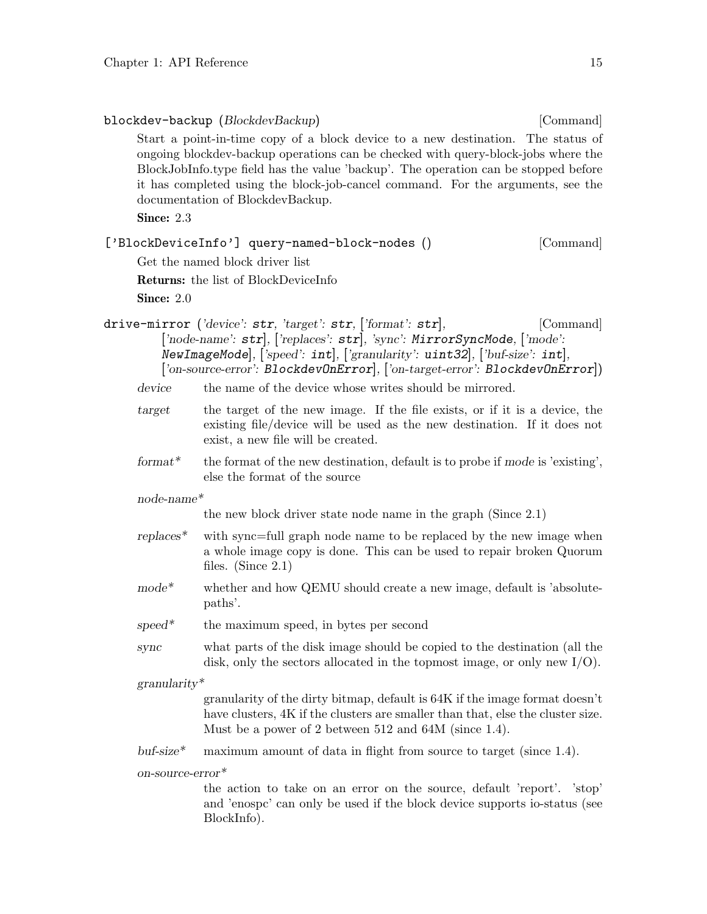`blockdev-backup` (*BlockdevBackup*) [Command]

Start a point-in-time copy of a block device to a new destination. The status of ongoing blockdev-backup operations can be checked with query-block-jobs where the BlockJobInfo.type field has the value 'backup'. The operation can be stopped before it has completed using the block-job-cancel command. For the arguments, see the documentation of BlockdevBackup.

**Since:** 2.3

`['BlockDeviceInfo'] query-named-block-nodes ()` [Command]

Get the named block driver list

**Returns:** the list of BlockDeviceInfo

**Since:** 2.0

`drive-mirror` (*'device'*: `str`, *'target'*: `str`, [*'format'*: `str`], [*'node-name'*: `str`], [*'replaces'*: `str`], *'sync'*: `MirrorSyncMode`, [*'mode'*: `NewImageMode`], [*'speed'*: `int`], [*'granularity'*: `uint32`], [*'buf-size'*: `int`], [*'on-source-error'*: `BlockdevOnError`], [*'on-target-error'*: `BlockdevOnError`]) [Command]

*device* — the name of the device whose writes should be mirrored.

*target* — the target of the new image. If the file exists, or if it is a device, the existing file/device will be used as the new destination. If it does not exist, a new file will be created.

*format** — the format of the new destination, default is to probe if *mode* is 'existing', else the format of the source

*node-name** — the new block driver state node name in the graph (Since 2.1)

*replaces** — with sync=full graph node name to be replaced by the new image when a whole image copy is done. This can be used to repair broken Quorum files. (Since 2.1)

*mode** — whether and how QEMU should create a new image, default is 'absolute-paths'.

*speed** — the maximum speed, in bytes per second

*sync* — what parts of the disk image should be copied to the destination (all the disk, only the sectors allocated in the topmost image, or only new I/O).

*granularity** — granularity of the dirty bitmap, default is 64K if the image format doesn't have clusters, 4K if the clusters are smaller than that, else the cluster size. Must be a power of 2 between 512 and 64M (since 1.4).

*buf-size** — maximum amount of data in flight from source to target (since 1.4).

*on-source-error** — the action to take on an error on the source, default 'report'. 'stop' and 'enospc' can only be used if the block device supports io-status (see BlockInfo).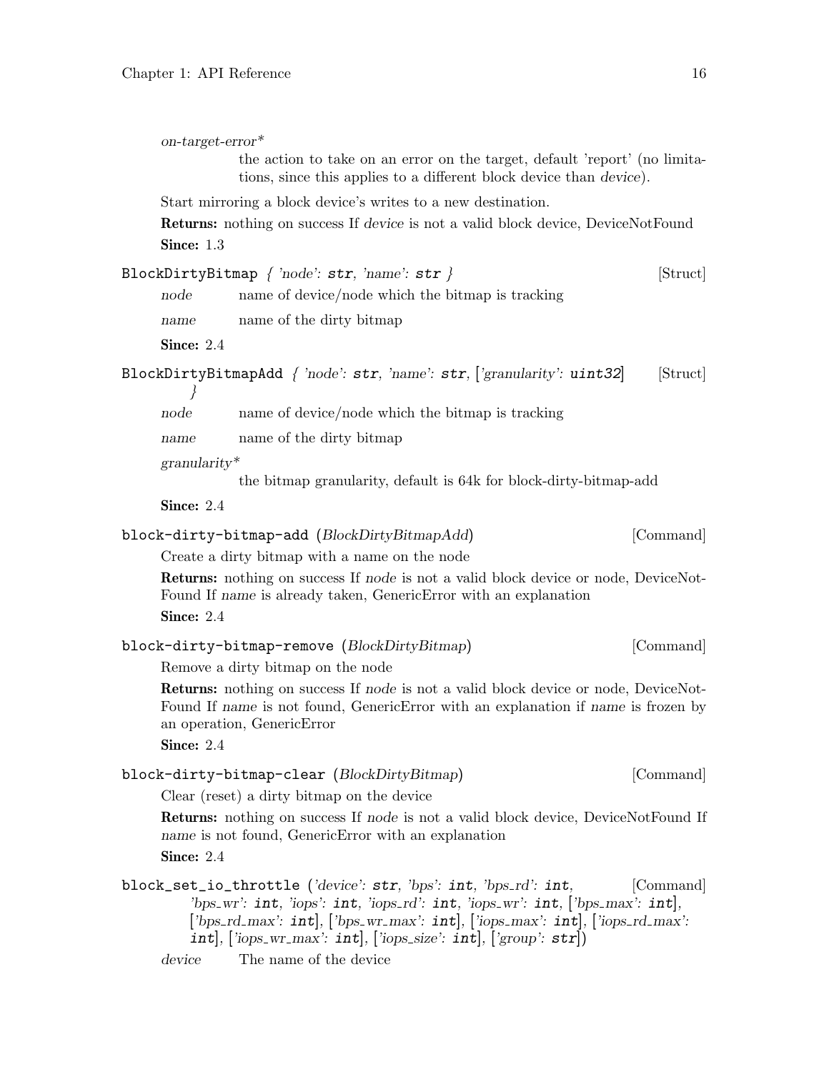*on-target-error**

the action to take on an error on the target, default 'report' (no limitations, since this applies to a different block device than *device*).

Start mirroring a block device's writes to a new destination.

**Returns:** nothing on success If *device* is not a valid block device, DeviceNotFound

**Since:** 1.3

`BlockDirtyBitmap` *{ 'node': `str`, 'name': `str` }* [Struct]

*node* name of device/node which the bitmap is tracking

*name* name of the dirty bitmap

**Since:** 2.4

`BlockDirtyBitmapAdd` *{ 'node': `str`, 'name': `str`, ['granularity': `uint32`] }* [Struct]

*node* name of device/node which the bitmap is tracking

*name* name of the dirty bitmap

*granularity**

the bitmap granularity, default is 64k for block-dirty-bitmap-add

**Since:** 2.4

`block-dirty-bitmap-add` (*BlockDirtyBitmapAdd*) [Command]

Create a dirty bitmap with a name on the node

**Returns:** nothing on success If *node* is not a valid block device or node, DeviceNotFound If *name* is already taken, GenericError with an explanation

**Since:** 2.4

`block-dirty-bitmap-remove` (*BlockDirtyBitmap*) [Command]

Remove a dirty bitmap on the node

**Returns:** nothing on success If *node* is not a valid block device or node, DeviceNotFound If *name* is not found, GenericError with an explanation if *name* is frozen by an operation, GenericError

**Since:** 2.4

`block-dirty-bitmap-clear` (*BlockDirtyBitmap*) [Command]

Clear (reset) a dirty bitmap on the device

**Returns:** nothing on success If *node* is not a valid block device, DeviceNotFound If *name* is not found, GenericError with an explanation

**Since:** 2.4

`block_set_io_throttle` (*'device': `str`, 'bps': `int`, 'bps_rd': `int`, 'bps_wr': `int`, 'iops': `int`, 'iops_rd': `int`, 'iops_wr': `int`, ['bps_max': `int`], ['bps_rd_max': `int`], ['bps_wr_max': `int`], ['iops_max': `int`], ['iops_rd_max': `int`], ['iops_wr_max': `int`], ['iops_size': `int`], ['group': `str`]*) [Command]

*device* The name of the device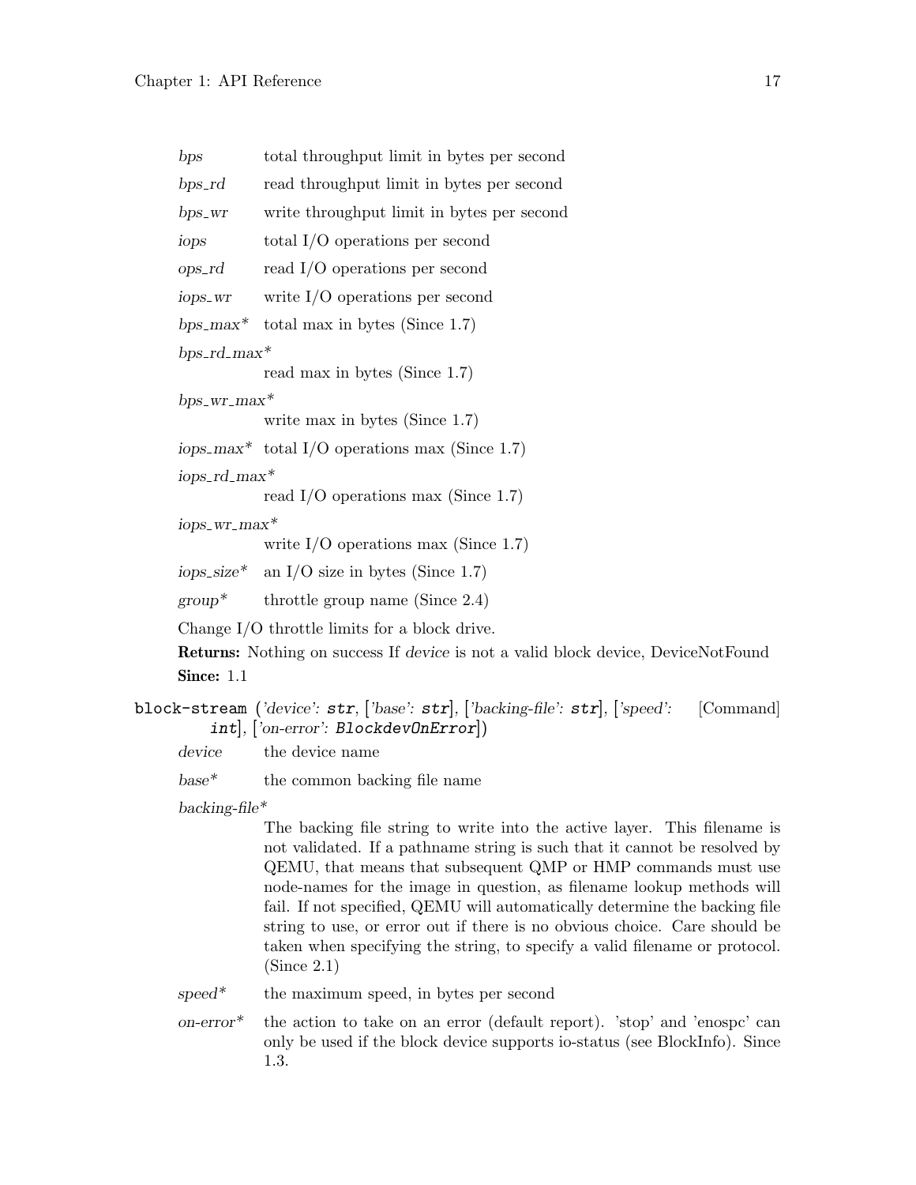*bps* total throughput limit in bytes per second

*bps_rd* read throughput limit in bytes per second

*bps_wr* write throughput limit in bytes per second

*iops* total I/O operations per second

*ops_rd* read I/O operations per second

*iops_wr* write I/O operations per second

*bps_max** total max in bytes (Since 1.7)

*bps_rd_max**
read max in bytes (Since 1.7)

*bps_wr_max**
write max in bytes (Since 1.7)

*iops_max** total I/O operations max (Since 1.7)

*iops_rd_max**
read I/O operations max (Since 1.7)

*iops_wr_max**
write I/O operations max (Since 1.7)

*iops_size** an I/O size in bytes (Since 1.7)

*group** throttle group name (Since 2.4)

Change I/O throttle limits for a block drive.

**Returns:** Nothing on success If *device* is not a valid block device, DeviceNotFound

**Since:** 1.1

`block-stream` (*'device'*: `str`, [*'base'*: `str`], [*'backing-file'*: `str`], [*'speed'*: `int`], [*'on-error'*: `BlockdevOnError`]) [Command]

*device* the device name

*base** the common backing file name

*backing-file**
The backing file string to write into the active layer. This filename is not validated. If a pathname string is such that it cannot be resolved by QEMU, that means that subsequent QMP or HMP commands must use node-names for the image in question, as filename lookup methods will fail. If not specified, QEMU will automatically determine the backing file string to use, or error out if there is no obvious choice. Care should be taken when specifying the string, to specify a valid filename or protocol. (Since 2.1)

*speed** the maximum speed, in bytes per second

*on-error** the action to take on an error (default report). 'stop' and 'enospc' can only be used if the block device supports io-status (see BlockInfo). Since 1.3.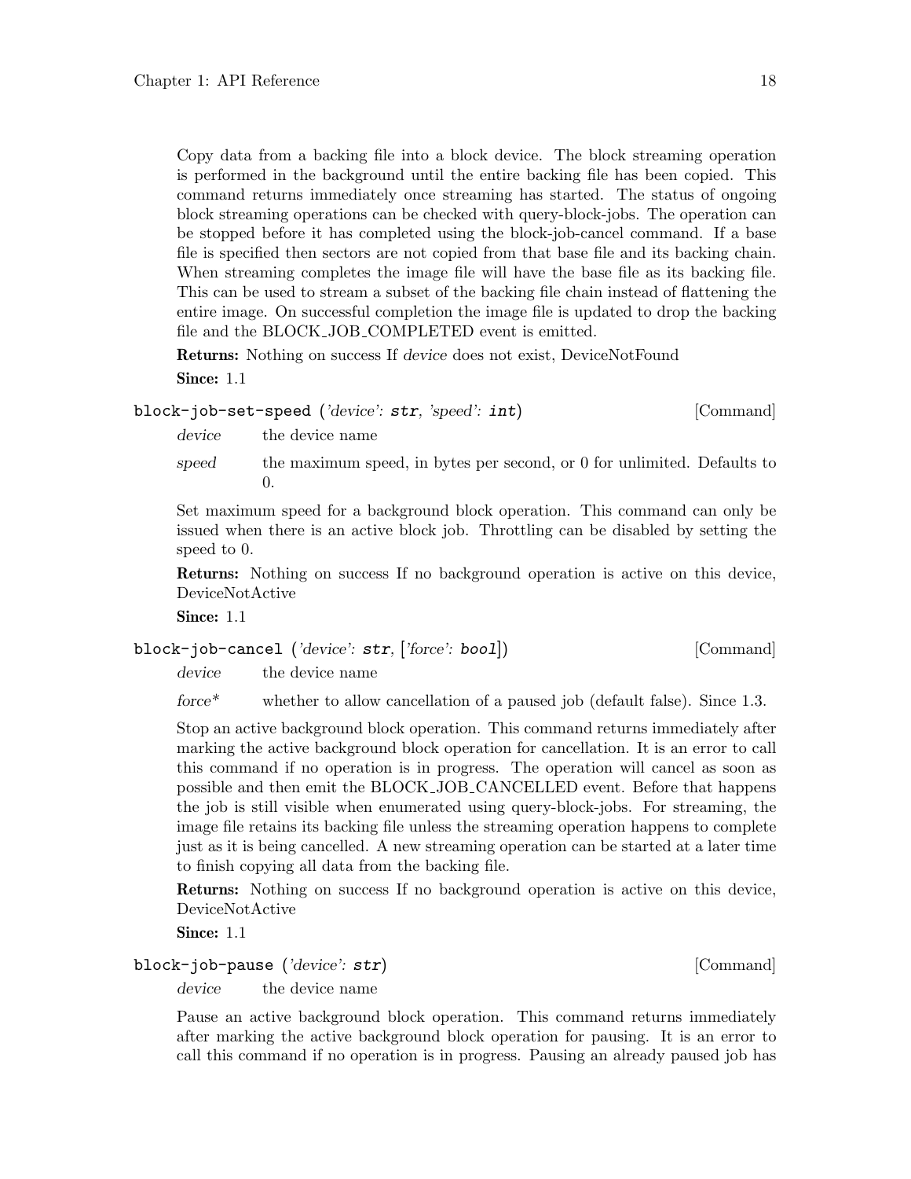Copy data from a backing file into a block device. The block streaming operation is performed in the background until the entire backing file has been copied. This command returns immediately once streaming has started. The status of ongoing block streaming operations can be checked with query-block-jobs. The operation can be stopped before it has completed using the block-job-cancel command. If a base file is specified then sectors are not copied from that base file and its backing chain. When streaming completes the image file will have the base file as its backing file. This can be used to stream a subset of the backing file chain instead of flattening the entire image. On successful completion the image file is updated to drop the backing file and the BLOCK_JOB_COMPLETED event is emitted.

**Returns:** Nothing on success If *device* does not exist, DeviceNotFound

**Since:** 1.1

`block-job-set-speed` (*'device': **str**, 'speed': **int***) [Command]

*device* the device name

*speed* the maximum speed, in bytes per second, or 0 for unlimited. Defaults to 0.

Set maximum speed for a background block operation. This command can only be issued when there is an active block job. Throttling can be disabled by setting the speed to 0.

**Returns:** Nothing on success If no background operation is active on this device, DeviceNotActive

**Since:** 1.1

`block-job-cancel` (*'device': **str**, ['force': **bool**]*) [Command]

*device* the device name

*force** whether to allow cancellation of a paused job (default false). Since 1.3.

Stop an active background block operation. This command returns immediately after marking the active background block operation for cancellation. It is an error to call this command if no operation is in progress. The operation will cancel as soon as possible and then emit the BLOCK_JOB_CANCELLED event. Before that happens the job is still visible when enumerated using query-block-jobs. For streaming, the image file retains its backing file unless the streaming operation happens to complete just as it is being cancelled. A new streaming operation can be started at a later time to finish copying all data from the backing file.

**Returns:** Nothing on success If no background operation is active on this device, DeviceNotActive

**Since:** 1.1

`block-job-pause` (*'device': **str***) [Command]

*device* the device name

Pause an active background block operation. This command returns immediately after marking the active background block operation for pausing. It is an error to call this command if no operation is in progress. Pausing an already paused job has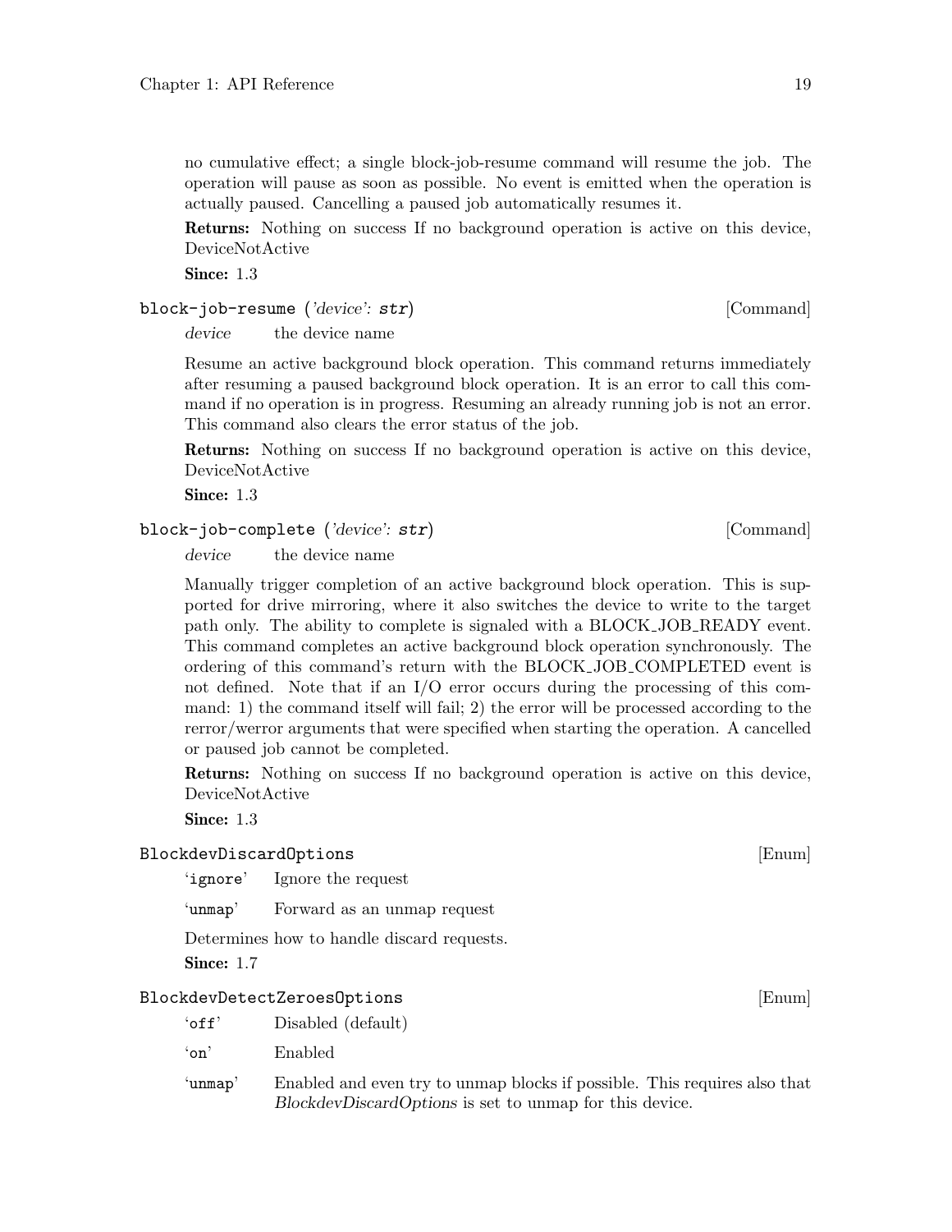no cumulative effect; a single block-job-resume command will resume the job. The operation will pause as soon as possible. No event is emitted when the operation is actually paused. Cancelling a paused job automatically resumes it.

**Returns:** Nothing on success If no background operation is active on this device, DeviceNotActive

**Since:** 1.3

### `block-job-resume` (*'device'*: **`str`**) [Command]

*device* the device name

Resume an active background block operation. This command returns immediately after resuming a paused background block operation. It is an error to call this command if no operation is in progress. Resuming an already running job is not an error. This command also clears the error status of the job.

**Returns:** Nothing on success If no background operation is active on this device, DeviceNotActive

**Since:** 1.3

### `block-job-complete` (*'device'*: **`str`**) [Command]

*device* the device name

Manually trigger completion of an active background block operation. This is supported for drive mirroring, where it also switches the device to write to the target path only. The ability to complete is signaled with a BLOCK_JOB_READY event. This command completes an active background block operation synchronously. The ordering of this command's return with the BLOCK_JOB_COMPLETED event is not defined. Note that if an I/O error occurs during the processing of this command: 1) the command itself will fail; 2) the error will be processed according to the rerror/werror arguments that were specified when starting the operation. A cancelled or paused job cannot be completed.

**Returns:** Nothing on success If no background operation is active on this device, DeviceNotActive

**Since:** 1.3

### `BlockdevDiscardOptions` [Enum]

'`ignore`' Ignore the request

'`unmap`' Forward as an unmap request

Determines how to handle discard requests.

**Since:** 1.7

### `BlockdevDetectZeroesOptions` [Enum]

'`off`' Disabled (default)

'`on`' Enabled

'`unmap`' Enabled and even try to unmap blocks if possible. This requires also that *BlockdevDiscardOptions* is set to unmap for this device.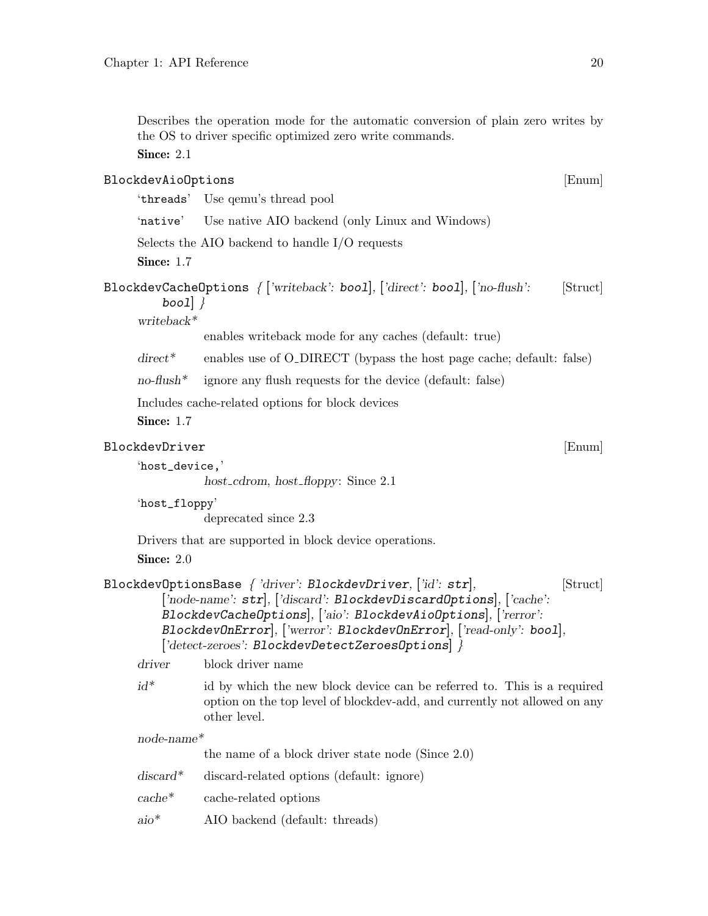Describes the operation mode for the automatic conversion of plain zero writes by the OS to driver specific optimized zero write commands.

**Since:** 2.1

### BlockdevAioOptions [Enum]

'`threads`' Use qemu's thread pool

'`native`' Use native AIO backend (only Linux and Windows)

Selects the AIO backend to handle I/O requests

**Since:** 1.7

### BlockdevCacheOptions { ['writeback': `bool`], ['direct': `bool`], ['no-flush': `bool`] } [Struct]

*writeback**
: enables writeback mode for any caches (default: true)

*direct**
: enables use of O_DIRECT (bypass the host page cache; default: false)

*no-flush**
: ignore any flush requests for the device (default: false)

Includes cache-related options for block devices

**Since:** 1.7

### BlockdevDriver [Enum]

'`host_device,`'
: *host_cdrom*, *host_floppy*: Since 2.1

'`host_floppy`'
: deprecated since 2.3

Drivers that are supported in block device operations.

**Since:** 2.0

### BlockdevOptionsBase { 'driver': `BlockdevDriver`, ['id': `str`], ['node-name': `str`], ['discard': `BlockdevDiscardOptions`], ['cache': `BlockdevCacheOptions`], ['aio': `BlockdevAioOptions`], ['rerror': `BlockdevOnError`], ['werror': `BlockdevOnError`], ['read-only': `bool`], ['detect-zeroes': `BlockdevDetectZeroesOptions`] } [Struct]

*driver*
: block driver name

*id**
: id by which the new block device can be referred to. This is a required option on the top level of blockdev-add, and currently not allowed on any other level.

*node-name**
: the name of a block driver state node (Since 2.0)

*discard**
: discard-related options (default: ignore)

*cache**
: cache-related options

*aio**
: AIO backend (default: threads)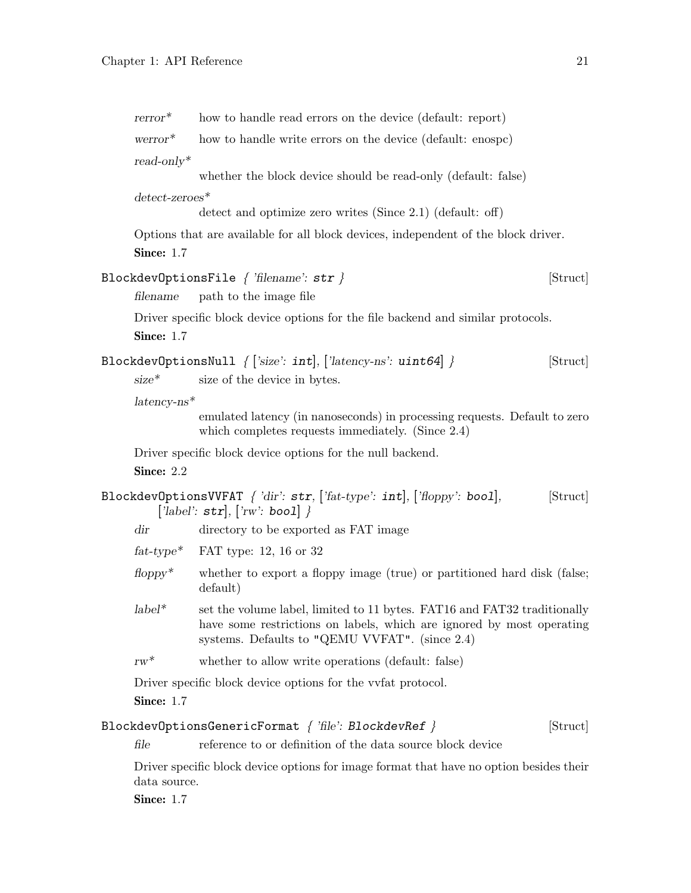*rerror**
: how to handle read errors on the device (default: report)

*werror**
: how to handle write errors on the device (default: enospc)

*read-only**
: whether the block device should be read-only (default: false)

*detect-zeroes**
: detect and optimize zero writes (Since 2.1) (default: off)

Options that are available for all block devices, independent of the block driver.

**Since:** 1.7

`BlockdevOptionsFile` *{ 'filename': **str** }* [Struct]

*filename*
: path to the image file

Driver specific block device options for the file backend and similar protocols.

**Since:** 1.7

`BlockdevOptionsNull` *{ ['size': **int**], ['latency-ns': **uint64**] }* [Struct]

*size**
: size of the device in bytes.

*latency-ns**
: emulated latency (in nanoseconds) in processing requests. Default to zero which completes requests immediately. (Since 2.4)

Driver specific block device options for the null backend.

**Since:** 2.2

`BlockdevOptionsVVFAT` *{ 'dir': **str**, ['fat-type': **int**], ['floppy': **bool**], ['label': **str**], ['rw': **bool**] }* [Struct]

*dir*
: directory to be exported as FAT image

*fat-type**
: FAT type: 12, 16 or 32

*floppy**
: whether to export a floppy image (true) or partitioned hard disk (false; default)

*label**
: set the volume label, limited to 11 bytes. FAT16 and FAT32 traditionally have some restrictions on labels, which are ignored by most operating systems. Defaults to "QEMU VVFAT". (since 2.4)

*rw**
: whether to allow write operations (default: false)

Driver specific block device options for the vvfat protocol.

**Since:** 1.7

`BlockdevOptionsGenericFormat` *{ 'file': **BlockdevRef** }* [Struct]

*file*
: reference to or definition of the data source block device

Driver specific block device options for image format that have no option besides their data source.

**Since:** 1.7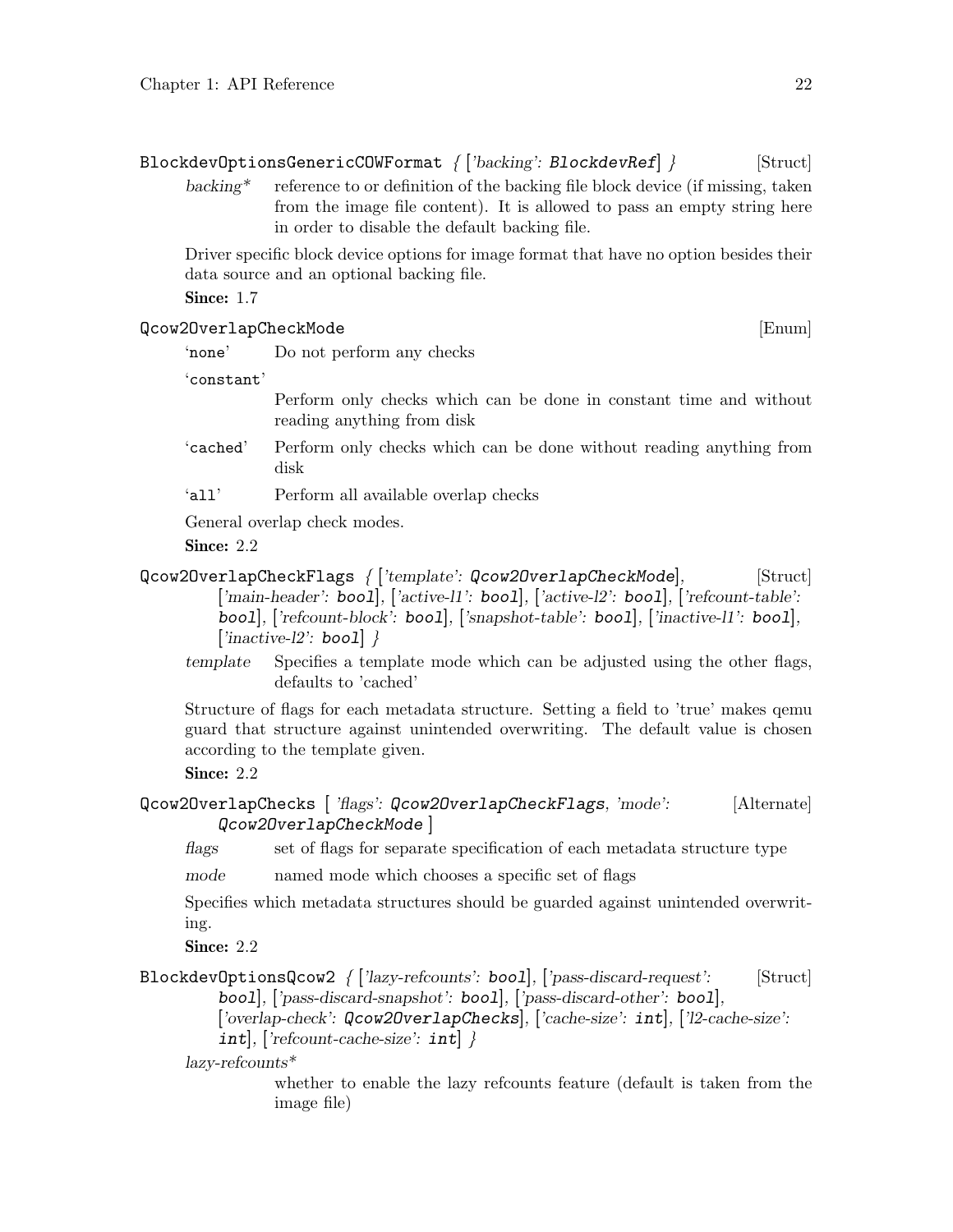**BlockdevOptionsGenericCOWFormat** { ['backing': BlockdevRef] } [Struct]

*backing**
: reference to or definition of the backing file block device (if missing, taken from the image file content). It is allowed to pass an empty string here in order to disable the default backing file.

Driver specific block device options for image format that have no option besides their data source and an optional backing file.

**Since:** 1.7

**Qcow2OverlapCheckMode** [Enum]

'none'
: Do not perform any checks

'constant'
: Perform only checks which can be done in constant time and without reading anything from disk

'cached'
: Perform only checks which can be done without reading anything from disk

'all'
: Perform all available overlap checks

General overlap check modes.

**Since:** 2.2

**Qcow2OverlapCheckFlags** { ['template': Qcow2OverlapCheckMode], ['main-header': bool], ['active-l1': bool], ['active-l2': bool], ['refcount-table': bool], ['refcount-block': bool], ['snapshot-table': bool], ['inactive-l1': bool], ['inactive-l2': bool] } [Struct]

*template*
: Specifies a template mode which can be adjusted using the other flags, defaults to 'cached'

Structure of flags for each metadata structure. Setting a field to 'true' makes qemu guard that structure against unintended overwriting. The default value is chosen according to the template given.

**Since:** 2.2

**Qcow2OverlapChecks** [ 'flags': Qcow2OverlapCheckFlags, 'mode': Qcow2OverlapCheckMode ] [Alternate]

*flags*
: set of flags for separate specification of each metadata structure type

*mode*
: named mode which chooses a specific set of flags

Specifies which metadata structures should be guarded against unintended overwriting.

**Since:** 2.2

**BlockdevOptionsQcow2** { ['lazy-refcounts': bool], ['pass-discard-request': bool], ['pass-discard-snapshot': bool], ['pass-discard-other': bool], ['overlap-check': Qcow2OverlapChecks], ['cache-size': int], ['l2-cache-size': int], ['refcount-cache-size': int] } [Struct]

*lazy-refcounts**
: whether to enable the lazy refcounts feature (default is taken from the image file)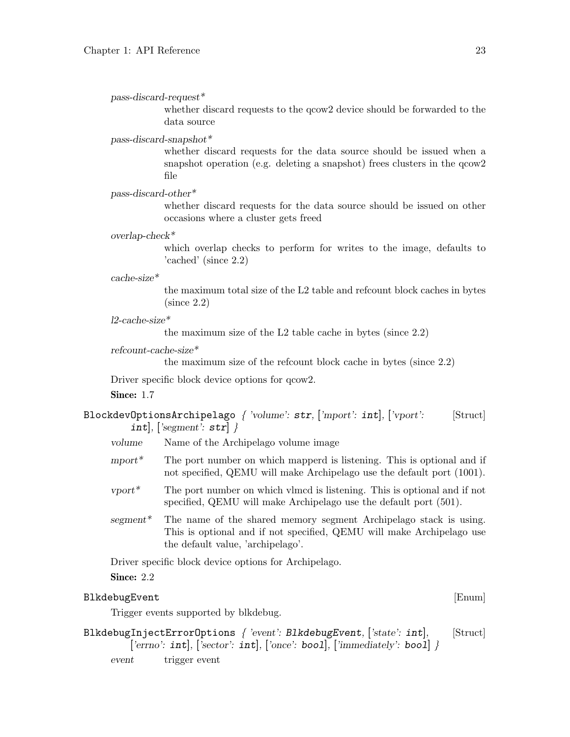*pass-discard-request**
: whether discard requests to the qcow2 device should be forwarded to the data source

*pass-discard-snapshot**
: whether discard requests for the data source should be issued when a snapshot operation (e.g. deleting a snapshot) frees clusters in the qcow2 file

*pass-discard-other**
: whether discard requests for the data source should be issued on other occasions where a cluster gets freed

*overlap-check**
: which overlap checks to perform for writes to the image, defaults to 'cached' (since 2.2)

*cache-size**
: the maximum total size of the L2 table and refcount block caches in bytes (since 2.2)

*l2-cache-size**
: the maximum size of the L2 table cache in bytes (since 2.2)

*refcount-cache-size**
: the maximum size of the refcount block cache in bytes (since 2.2)

Driver specific block device options for qcow2.

**Since:** 1.7

`BlockdevOptionsArchipelago` { *'volume'*: `str`, [*'mport'*: `int`], [*'vport'*: `int`], [*'segment'*: `str`] } [Struct]

*volume*
: Name of the Archipelago volume image

*mport**
: The port number on which mapperd is listening. This is optional and if not specified, QEMU will make Archipelago use the default port (1001).

*vport**
: The port number on which vlmcd is listening. This is optional and if not specified, QEMU will make Archipelago use the default port (501).

*segment**
: The name of the shared memory segment Archipelago stack is using. This is optional and if not specified, QEMU will make Archipelago use the default value, 'archipelago'.

Driver specific block device options for Archipelago.

**Since:** 2.2

`BlkdebugEvent` [Enum]

Trigger events supported by blkdebug.

`BlkdebugInjectErrorOptions` { *'event'*: `BlkdebugEvent`, [*'state'*: `int`], [*'errno'*: `int`], [*'sector'*: `int`], [*'once'*: `bool`], [*'immediately'*: `bool`] } [Struct]

*event*
: trigger event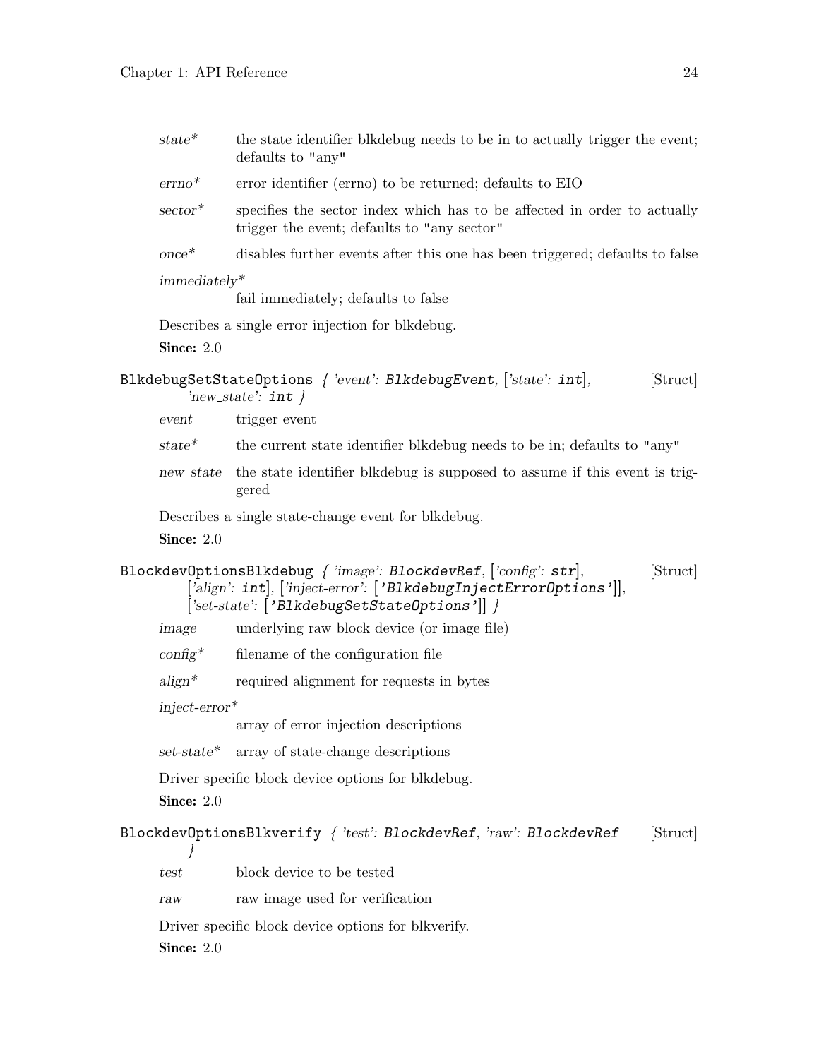*state** the state identifier blkdebug needs to be in to actually trigger the event; defaults to "any"

*errno** error identifier (errno) to be returned; defaults to EIO

*sector** specifies the sector index which has to be affected in order to actually trigger the event; defaults to "any sector"

*once** disables further events after this one has been triggered; defaults to false

*immediately**
fail immediately; defaults to false

Describes a single error injection for blkdebug.

**Since:** 2.0

`BlkdebugSetStateOptions` { *'event'*: `BlkdebugEvent`, [*'state'*: `int`], *'new_state'*: `int` } [Struct]

*event* trigger event

*state** the current state identifier blkdebug needs to be in; defaults to "any"

*new_state* the state identifier blkdebug is supposed to assume if this event is triggered

Describes a single state-change event for blkdebug.

**Since:** 2.0

`BlockdevOptionsBlkdebug` { *'image'*: `BlockdevRef`, [*'config'*: `str`], [*'align'*: `int`], [*'inject-error'*: [`'BlkdebugInjectErrorOptions'`]], [*'set-state'*: [`'BlkdebugSetStateOptions'`]] } [Struct]

*image* underlying raw block device (or image file)

*config** filename of the configuration file

*align** required alignment for requests in bytes

*inject-error**
array of error injection descriptions

*set-state** array of state-change descriptions

Driver specific block device options for blkdebug.

**Since:** 2.0

`BlockdevOptionsBlkverify` { *'test'*: `BlockdevRef`, *'raw'*: `BlockdevRef` } [Struct]

*test* block device to be tested

*raw* raw image used for verification

Driver specific block device options for blkverify.

**Since:** 2.0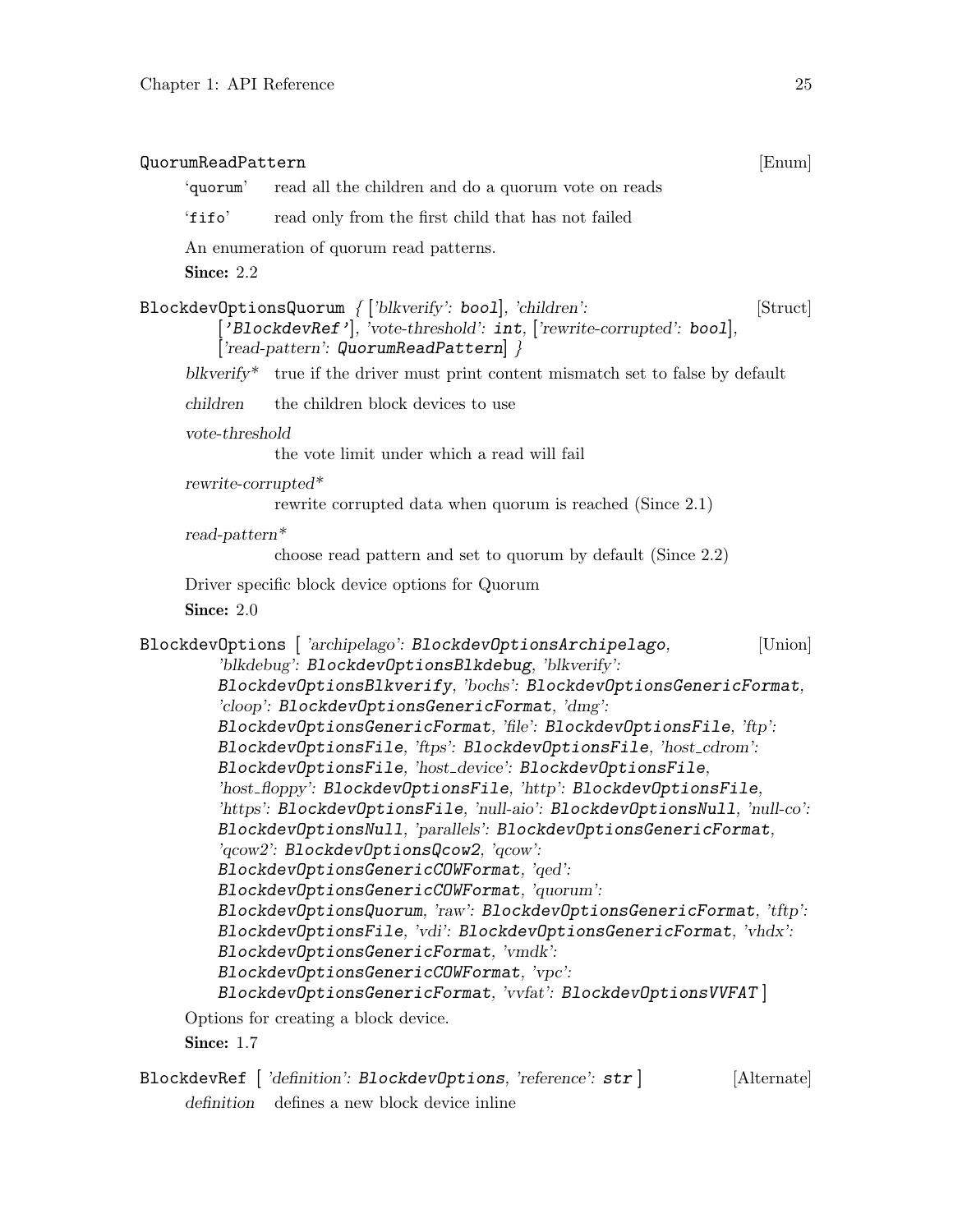**QuorumReadPattern** [Enum]

'quorum' read all the children and do a quorum vote on reads

'fifo' read only from the first child that has not failed

An enumeration of quorum read patterns.

**Since:** 2.2

**BlockdevOptionsQuorum** { ['blkverify': bool], 'children': ['BlockdevRef'], 'vote-threshold': int, ['rewrite-corrupted': bool], ['read-pattern': QuorumReadPattern] } [Struct]

*blkverify** true if the driver must print content mismatch set to false by default

*children* the children block devices to use

*vote-threshold*
the vote limit under which a read will fail

*rewrite-corrupted**
rewrite corrupted data when quorum is reached (Since 2.1)

*read-pattern**
choose read pattern and set to quorum by default (Since 2.2)

Driver specific block device options for Quorum

**Since:** 2.0

**BlockdevOptions** [ 'archipelago': BlockdevOptionsArchipelago, 'blkdebug': BlockdevOptionsBlkdebug, 'blkverify': BlockdevOptionsBlkverify, 'bochs': BlockdevOptionsGenericFormat, 'cloop': BlockdevOptionsGenericFormat, 'dmg': BlockdevOptionsGenericFormat, 'file': BlockdevOptionsFile, 'ftp': BlockdevOptionsFile, 'ftps': BlockdevOptionsFile, 'host_cdrom': BlockdevOptionsFile, 'host_device': BlockdevOptionsFile, 'host_floppy': BlockdevOptionsFile, 'http': BlockdevOptionsFile, 'https': BlockdevOptionsFile, 'null-aio': BlockdevOptionsNull, 'null-co': BlockdevOptionsNull, 'parallels': BlockdevOptionsGenericFormat, 'qcow2': BlockdevOptionsQcow2, 'qcow': BlockdevOptionsGenericCOWFormat, 'qed': BlockdevOptionsGenericCOWFormat, 'quorum': BlockdevOptionsQuorum, 'raw': BlockdevOptionsGenericFormat, 'tftp': BlockdevOptionsFile, 'vdi': BlockdevOptionsGenericFormat, 'vhdx': BlockdevOptionsGenericFormat, 'vmdk': BlockdevOptionsGenericCOWFormat, 'vpc': BlockdevOptionsGenericFormat, 'vvfat': BlockdevOptionsVVFAT ] [Union]

Options for creating a block device.

**Since:** 1.7

**BlockdevRef** [ 'definition': BlockdevOptions, 'reference': str ] [Alternate]

*definition* defines a new block device inline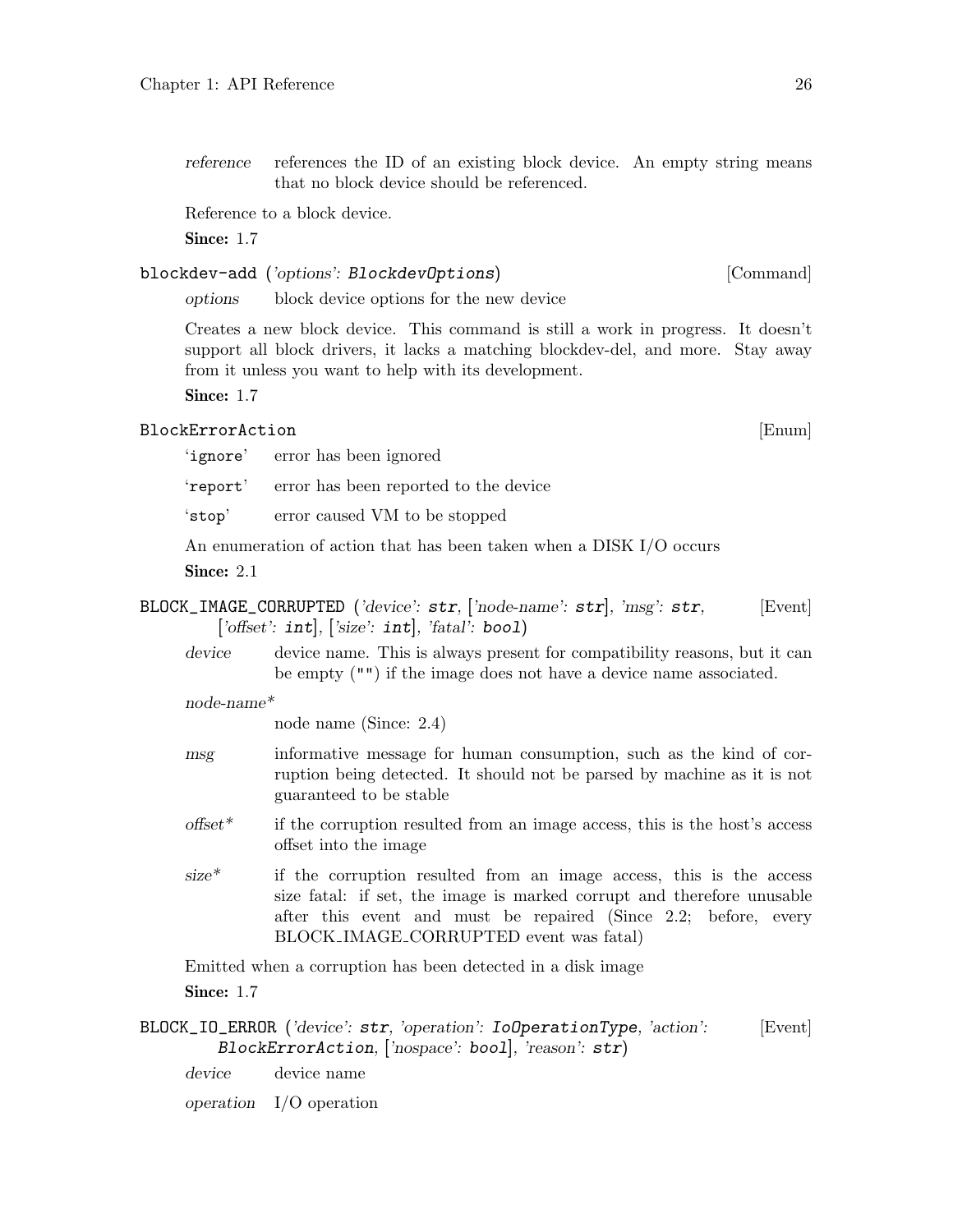*reference* references the ID of an existing block device. An empty string means that no block device should be referenced.

Reference to a block device.

**Since:** 1.7

### `blockdev-add` (*'options'*: `BlockdevOptions`) [Command]

*options* block device options for the new device

Creates a new block device. This command is still a work in progress. It doesn't support all block drivers, it lacks a matching blockdev-del, and more. Stay away from it unless you want to help with its development.

**Since:** 1.7

### `BlockErrorAction` [Enum]

'`ignore`' error has been ignored

'`report`' error has been reported to the device

'`stop`' error caused VM to be stopped

An enumeration of action that has been taken when a DISK I/O occurs

**Since:** 2.1

### `BLOCK_IMAGE_CORRUPTED` (*'device'*: `str`, [*'node-name'*: `str`], *'msg'*: `str`, [*'offset'*: `int`], [*'size'*: `int`], *'fatal'*: `bool`) [Event]

*device* device name. This is always present for compatibility reasons, but it can be empty ("") if the image does not have a device name associated.

*node-name\**
node name (Since: 2.4)

*msg* informative message for human consumption, such as the kind of corruption being detected. It should not be parsed by machine as it is not guaranteed to be stable

*offset\** if the corruption resulted from an image access, this is the host's access offset into the image

*size\** if the corruption resulted from an image access, this is the access size fatal: if set, the image is marked corrupt and therefore unusable after this event and must be repaired (Since 2.2; before, every BLOCK_IMAGE_CORRUPTED event was fatal)

Emitted when a corruption has been detected in a disk image

**Since:** 1.7

### `BLOCK_IO_ERROR` (*'device'*: `str`, *'operation'*: `IoOperationType`, *'action'*: `BlockErrorAction`, [*'nospace'*: `bool`], *'reason'*: `str`) [Event]

*device* device name

*operation* I/O operation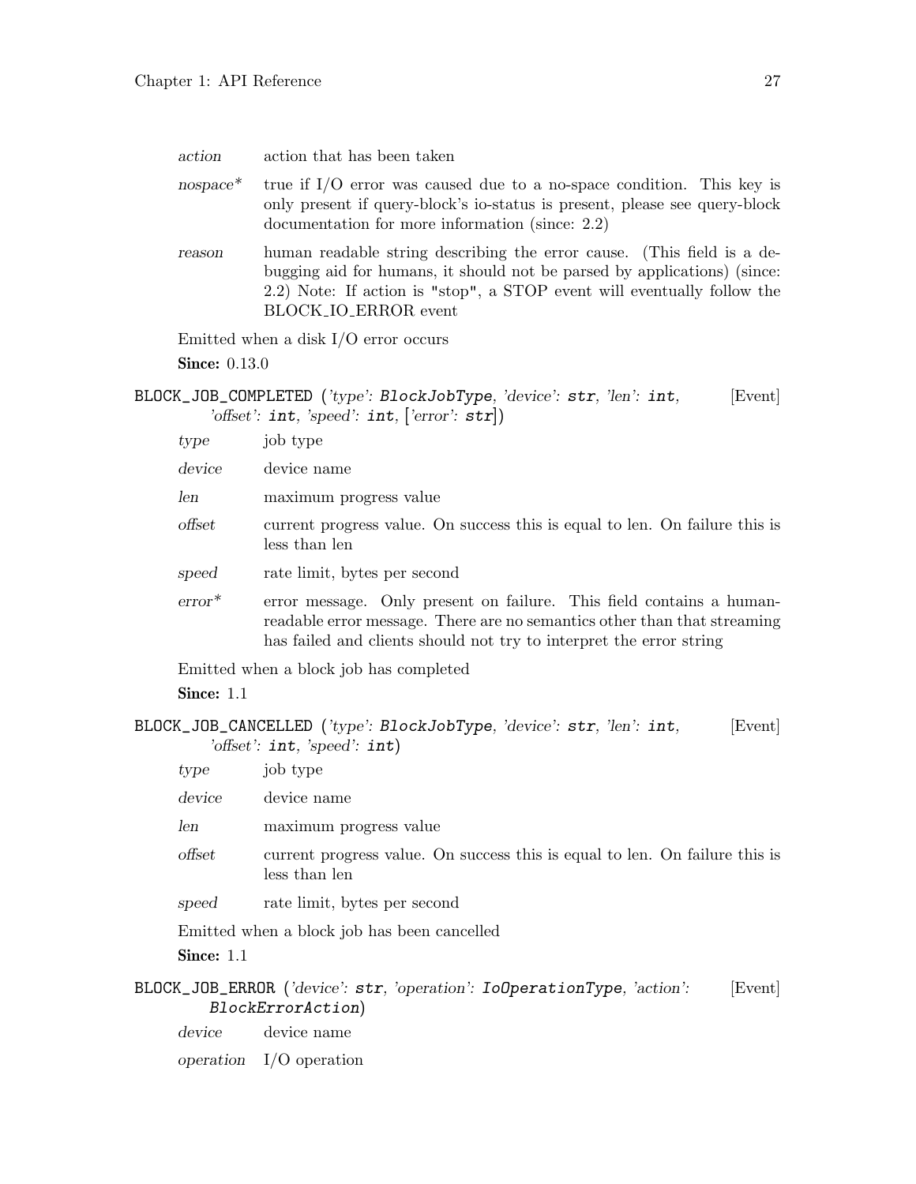*action* action that has been taken

*nospace\** true if I/O error was caused due to a no-space condition. This key is only present if query-block's io-status is present, please see query-block documentation for more information (since: 2.2)

*reason* human readable string describing the error cause. (This field is a debugging aid for humans, it should not be parsed by applications) (since: 2.2) Note: If action is "stop", a STOP event will eventually follow the BLOCK_IO_ERROR event

Emitted when a disk I/O error occurs

**Since:** 0.13.0

`BLOCK_JOB_COMPLETED` (*'type'*: `BlockJobType`, *'device'*: `str`, *'len'*: `int`, *'offset'*: `int`, *'speed'*: `int`, [*'error'*: `str`]) [Event]

*type* job type

*device* device name

*len* maximum progress value

*offset* current progress value. On success this is equal to len. On failure this is less than len

*speed* rate limit, bytes per second

*error\** error message. Only present on failure. This field contains a human-readable error message. There are no semantics other than that streaming has failed and clients should not try to interpret the error string

Emitted when a block job has completed

**Since:** 1.1

`BLOCK_JOB_CANCELLED` (*'type'*: `BlockJobType`, *'device'*: `str`, *'len'*: `int`, *'offset'*: `int`, *'speed'*: `int`) [Event]

*type* job type

*device* device name

*len* maximum progress value

*offset* current progress value. On success this is equal to len. On failure this is less than len

*speed* rate limit, bytes per second

Emitted when a block job has been cancelled

**Since:** 1.1

`BLOCK_JOB_ERROR` (*'device'*: `str`, *'operation'*: `IoOperationType`, *'action'*: `BlockErrorAction`) [Event]

*device* device name

*operation* I/O operation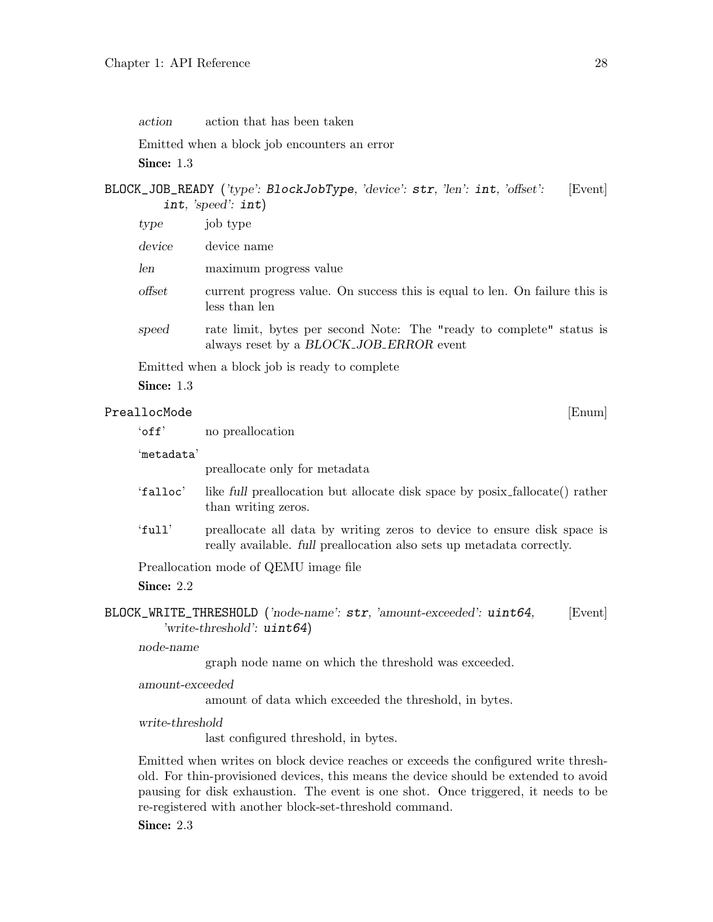*action* action that has been taken

Emitted when a block job encounters an error

**Since:** 1.3

### BLOCK_JOB_READY (*'type'*: `BlockJobType`, *'device'*: `str`, *'len'*: `int`, *'offset'*: `int`, *'speed'*: `int`) [Event]

*type* job type

*device* device name

*len* maximum progress value

*offset* current progress value. On success this is equal to len. On failure this is less than len

*speed* rate limit, bytes per second Note: The "ready to complete" status is always reset by a *BLOCK_JOB_ERROR* event

Emitted when a block job is ready to complete

**Since:** 1.3

### PreallocMode [Enum]

'`off`' no preallocation

'`metadata`' preallocate only for metadata

'`falloc`' like *full* preallocation but allocate disk space by posix_fallocate() rather than writing zeros.

'`full`' preallocate all data by writing zeros to device to ensure disk space is really available. *full* preallocation also sets up metadata correctly.

Preallocation mode of QEMU image file

**Since:** 2.2

### BLOCK_WRITE_THRESHOLD (*'node-name'*: `str`, *'amount-exceeded'*: `uint64`, *'write-threshold'*: `uint64`) [Event]

*node-name* graph node name on which the threshold was exceeded.

*amount-exceeded* amount of data which exceeded the threshold, in bytes.

*write-threshold* last configured threshold, in bytes.

Emitted when writes on block device reaches or exceeds the configured write threshold. For thin-provisioned devices, this means the device should be extended to avoid pausing for disk exhaustion. The event is one shot. Once triggered, it needs to be re-registered with another block-set-threshold command.

**Since:** 2.3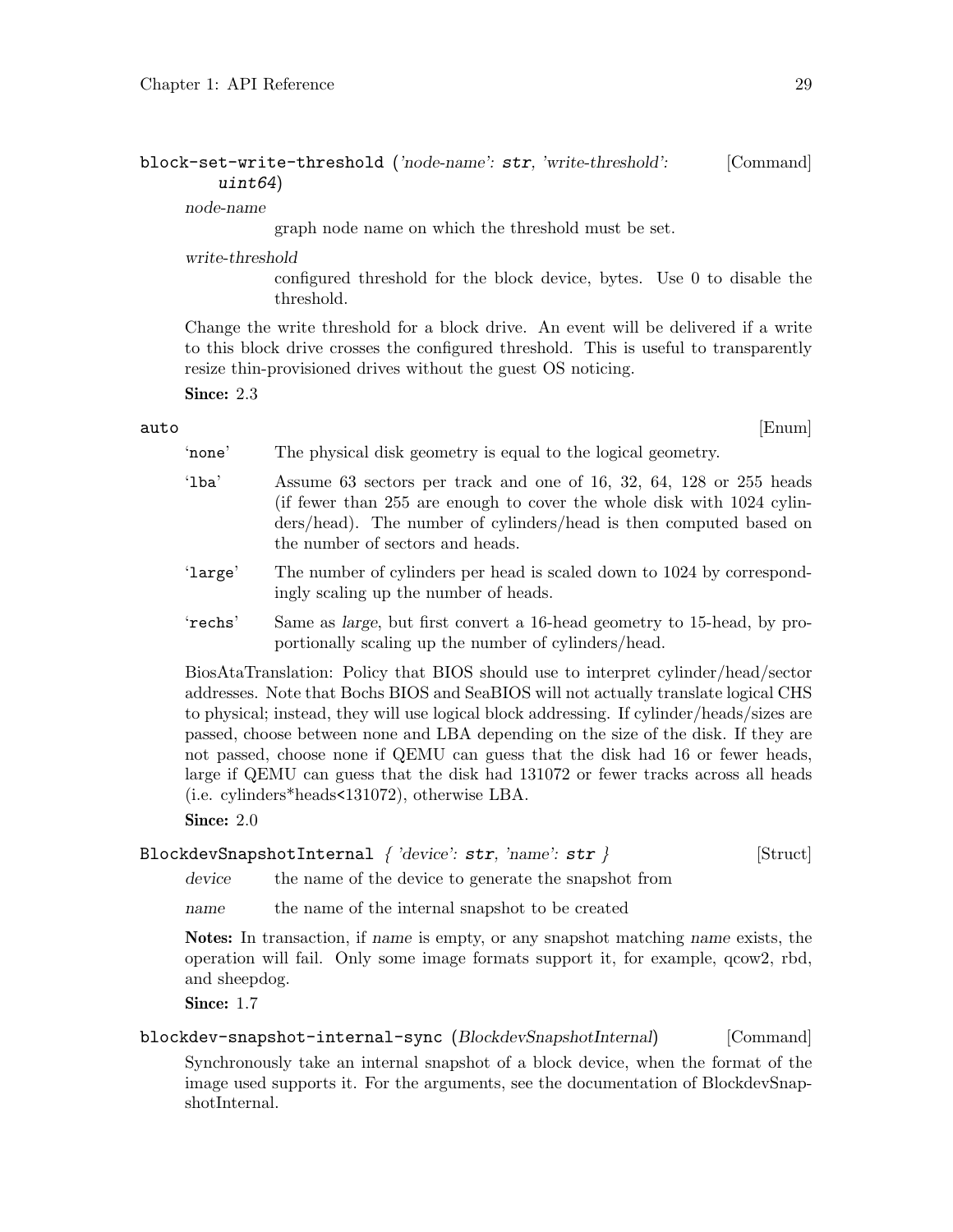**block-set-write-threshold** (*'node-name': **str**, 'write-threshold': **uint64***) [Command]

*node-name*
: graph node name on which the threshold must be set.

*write-threshold*
: configured threshold for the block device, bytes. Use 0 to disable the threshold.

Change the write threshold for a block drive. An event will be delivered if a write to this block drive crosses the configured threshold. This is useful to transparently resize thin-provisioned drives without the guest OS noticing.

**Since:** 2.3

**auto** [Enum]

'none'
: The physical disk geometry is equal to the logical geometry.

'lba'
: Assume 63 sectors per track and one of 16, 32, 64, 128 or 255 heads (if fewer than 255 are enough to cover the whole disk with 1024 cylinders/head). The number of cylinders/head is then computed based on the number of sectors and heads.

'large'
: The number of cylinders per head is scaled down to 1024 by correspondingly scaling up the number of heads.

'rechs'
: Same as *large*, but first convert a 16-head geometry to 15-head, by proportionally scaling up the number of cylinders/head.

BiosAtaTranslation: Policy that BIOS should use to interpret cylinder/head/sector addresses. Note that Bochs BIOS and SeaBIOS will not actually translate logical CHS to physical; instead, they will use logical block addressing. If cylinder/heads/sizes are passed, choose between none and LBA depending on the size of the disk. If they are not passed, choose none if QEMU can guess that the disk had 16 or fewer heads, large if QEMU can guess that the disk had 131072 or fewer tracks across all heads (i.e. cylinders*heads<131072), otherwise LBA.

**Since:** 2.0

**BlockdevSnapshotInternal** *{ 'device': **str**, 'name': **str** }* [Struct]

*device*
: the name of the device to generate the snapshot from

*name*
: the name of the internal snapshot to be created

**Notes:** In transaction, if *name* is empty, or any snapshot matching *name* exists, the operation will fail. Only some image formats support it, for example, qcow2, rbd, and sheepdog.

**Since:** 1.7

**blockdev-snapshot-internal-sync** (*BlockdevSnapshotInternal*) [Command]

Synchronously take an internal snapshot of a block device, when the format of the image used supports it. For the arguments, see the documentation of BlockdevSnapshotInternal.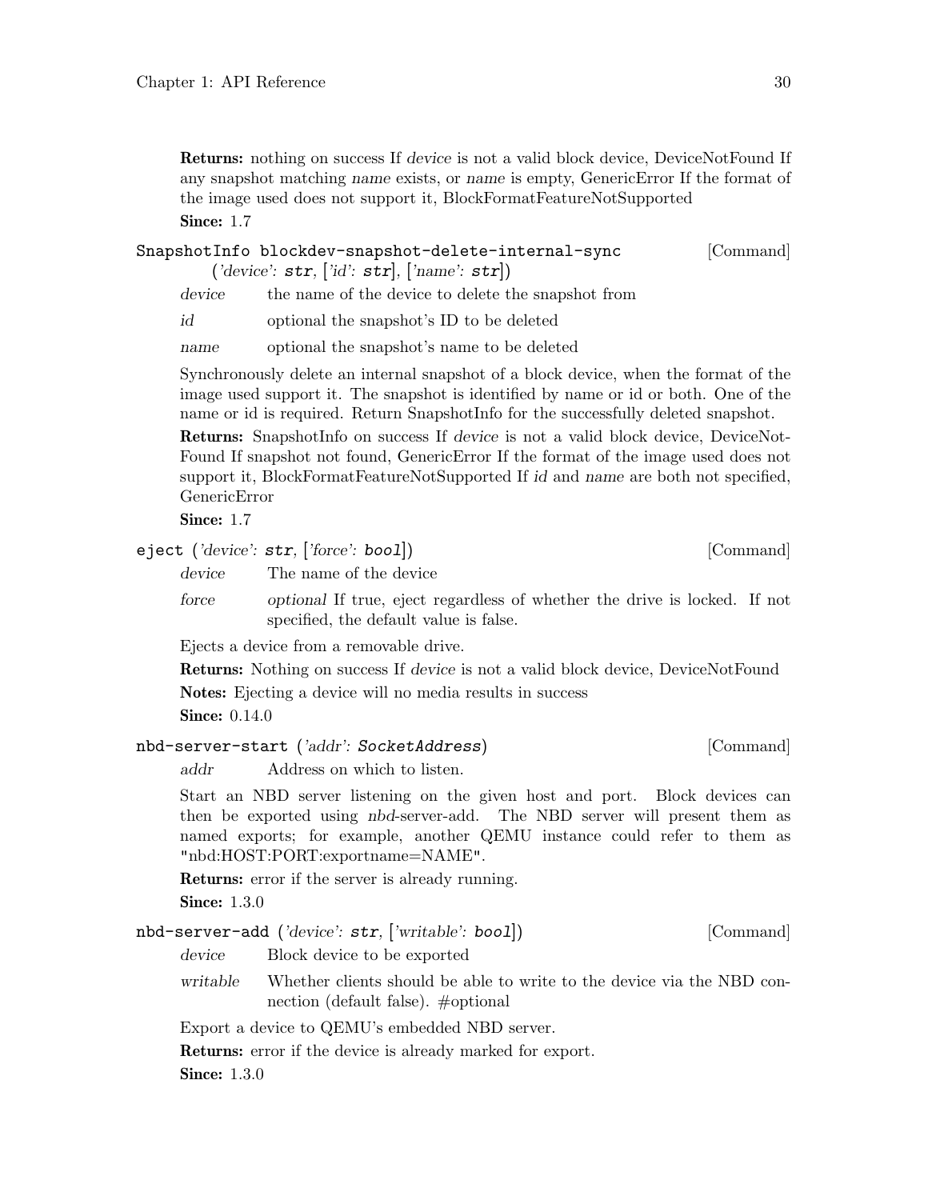**Returns:** nothing on success If *device* is not a valid block device, DeviceNotFound If any snapshot matching *name* exists, or *name* is empty, GenericError If the format of the image used does not support it, BlockFormatFeatureNotSupported

**Since:** 1.7

### SnapshotInfo blockdev-snapshot-delete-internal-sync ('device': str, ['id': str], ['name': str]) [Command]

*device* the name of the device to delete the snapshot from

*id* optional the snapshot's ID to be deleted

*name* optional the snapshot's name to be deleted

Synchronously delete an internal snapshot of a block device, when the format of the image used support it. The snapshot is identified by name or id or both. One of the name or id is required. Return SnapshotInfo for the successfully deleted snapshot.

**Returns:** SnapshotInfo on success If *device* is not a valid block device, DeviceNotFound If snapshot not found, GenericError If the format of the image used does not support it, BlockFormatFeatureNotSupported If *id* and *name* are both not specified, GenericError

**Since:** 1.7

### eject ('device': str, ['force': bool]) [Command]

*device* The name of the device

*force* *optional* If true, eject regardless of whether the drive is locked. If not specified, the default value is false.

Ejects a device from a removable drive.

**Returns:** Nothing on success If *device* is not a valid block device, DeviceNotFound

**Notes:** Ejecting a device will no media results in success

**Since:** 0.14.0

### nbd-server-start ('addr': SocketAddress) [Command]

*addr* Address on which to listen.

Start an NBD server listening on the given host and port. Block devices can then be exported using *nbd*-server-add. The NBD server will present them as named exports; for example, another QEMU instance could refer to them as "nbd:HOST:PORT:exportname=NAME".

**Returns:** error if the server is already running.

**Since:** 1.3.0

### nbd-server-add ('device': str, ['writable': bool]) [Command]

*device* Block device to be exported

*writable* Whether clients should be able to write to the device via the NBD connection (default false). #optional

Export a device to QEMU's embedded NBD server.

**Returns:** error if the device is already marked for export.

**Since:** 1.3.0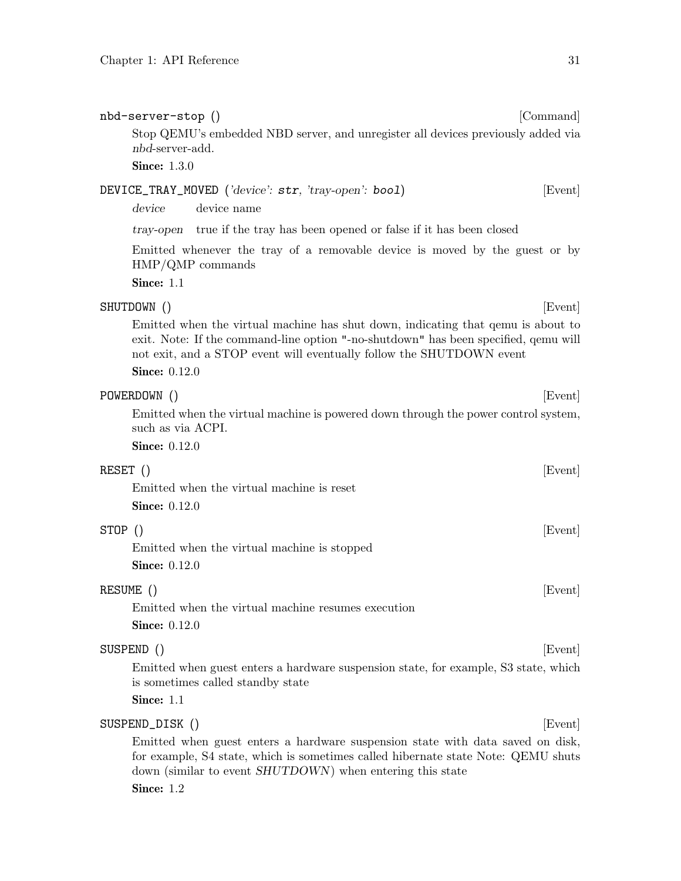`nbd-server-stop ()` [Command]

Stop QEMU's embedded NBD server, and unregister all devices previously added via *nbd*-server-add.

**Since:** 1.3.0

`DEVICE_TRAY_MOVED` (*'device'*: `str`, *'tray-open'*: `bool`) [Event]

*device* device name

*tray-open* true if the tray has been opened or false if it has been closed

Emitted whenever the tray of a removable device is moved by the guest or by HMP/QMP commands

**Since:** 1.1

`SHUTDOWN ()` [Event]

Emitted when the virtual machine has shut down, indicating that qemu is about to exit. Note: If the command-line option "-no-shutdown" has been specified, qemu will not exit, and a STOP event will eventually follow the SHUTDOWN event

**Since:** 0.12.0

`POWERDOWN ()` [Event]

Emitted when the virtual machine is powered down through the power control system, such as via ACPI.

**Since:** 0.12.0

`RESET ()` [Event]

Emitted when the virtual machine is reset

**Since:** 0.12.0

`STOP ()` [Event]

Emitted when the virtual machine is stopped

**Since:** 0.12.0

`RESUME ()` [Event]

Emitted when the virtual machine resumes execution

**Since:** 0.12.0

`SUSPEND ()` [Event]

Emitted when guest enters a hardware suspension state, for example, S3 state, which is sometimes called standby state

**Since:** 1.1

`SUSPEND_DISK ()` [Event]

Emitted when guest enters a hardware suspension state with data saved on disk, for example, S4 state, which is sometimes called hibernate state Note: QEMU shuts down (similar to event *SHUTDOWN*) when entering this state

**Since:** 1.2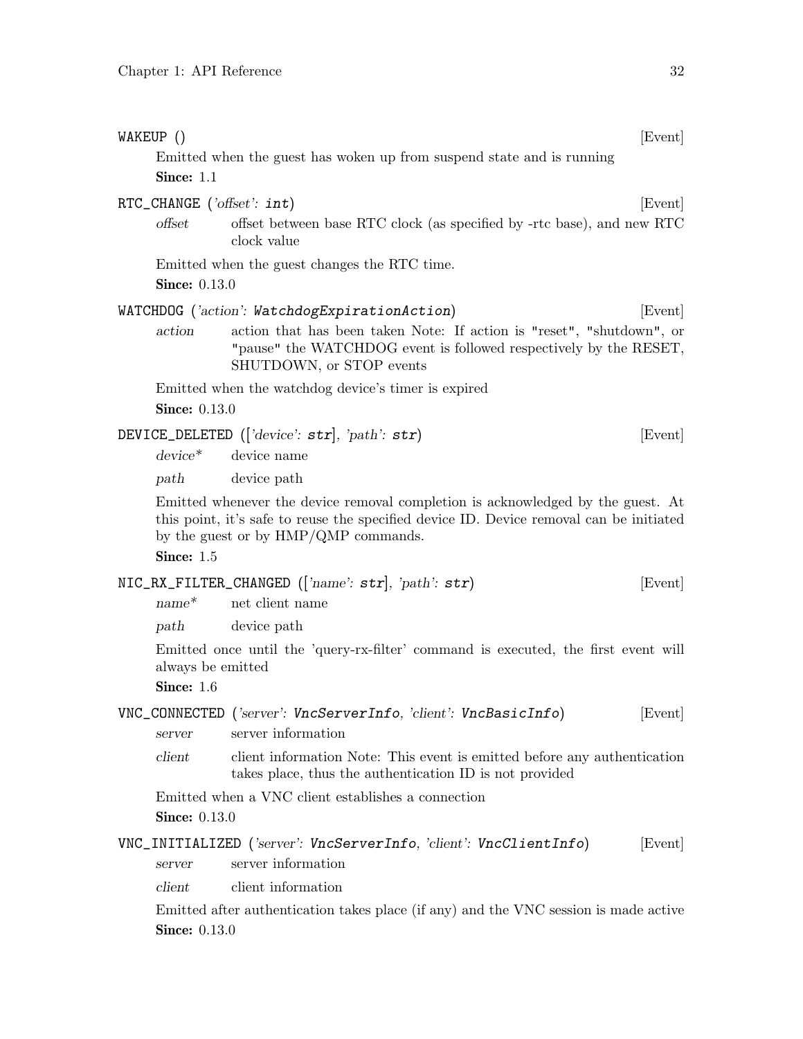**WAKEUP** () [Event]

Emitted when the guest has woken up from suspend state and is running

**Since:** 1.1

**RTC_CHANGE** (*'offset'*: **int**) [Event]

*offset* offset between base RTC clock (as specified by -rtc base), and new RTC clock value

Emitted when the guest changes the RTC time.

**Since:** 0.13.0

**WATCHDOG** (*'action'*: **WatchdogExpirationAction**) [Event]

*action* action that has been taken Note: If action is "reset", "shutdown", or "pause" the WATCHDOG event is followed respectively by the RESET, SHUTDOWN, or STOP events

Emitted when the watchdog device's timer is expired

**Since:** 0.13.0

**DEVICE_DELETED** ([*'device'*: **str**], *'path'*: **str**) [Event]

*device** device name

*path* device path

Emitted whenever the device removal completion is acknowledged by the guest. At this point, it's safe to reuse the specified device ID. Device removal can be initiated by the guest or by HMP/QMP commands.

**Since:** 1.5

**NIC_RX_FILTER_CHANGED** ([*'name'*: **str**], *'path'*: **str**) [Event]

*name** net client name

*path* device path

Emitted once until the 'query-rx-filter' command is executed, the first event will always be emitted

**Since:** 1.6

**VNC_CONNECTED** (*'server'*: **VncServerInfo**, *'client'*: **VncBasicInfo**) [Event]

*server* server information

*client* client information Note: This event is emitted before any authentication takes place, thus the authentication ID is not provided

Emitted when a VNC client establishes a connection

**Since:** 0.13.0

**VNC_INITIALIZED** (*'server'*: **VncServerInfo**, *'client'*: **VncClientInfo**) [Event]

*server* server information

*client* client information

Emitted after authentication takes place (if any) and the VNC session is made active

**Since:** 0.13.0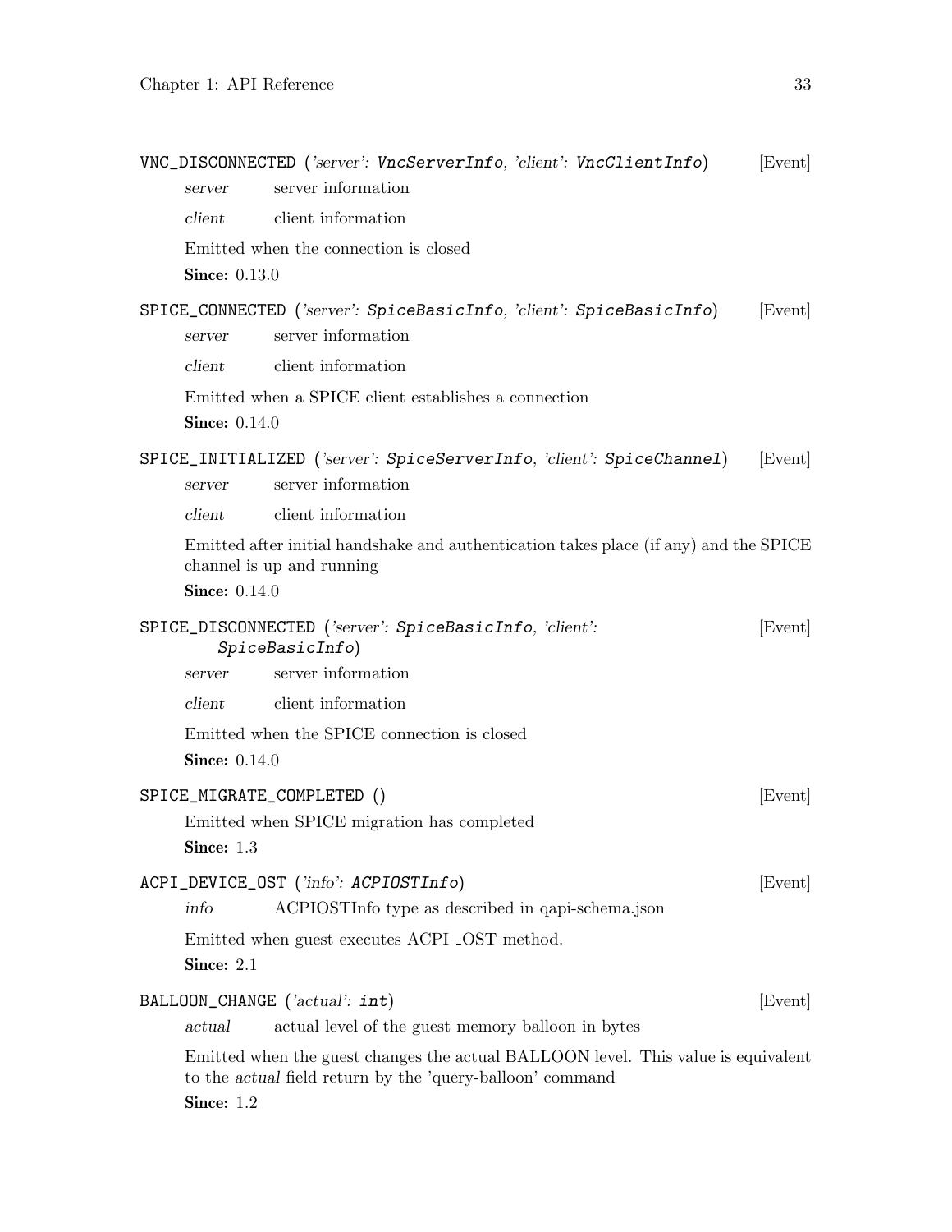`VNC_DISCONNECTED` (*'server': `VncServerInfo`, 'client': `VncClientInfo`*) [Event]

*server* server information

*client* client information

Emitted when the connection is closed

**Since:** 0.13.0

`SPICE_CONNECTED` (*'server': `SpiceBasicInfo`, 'client': `SpiceBasicInfo`*) [Event]

*server* server information

*client* client information

Emitted when a SPICE client establishes a connection

**Since:** 0.14.0

`SPICE_INITIALIZED` (*'server': `SpiceServerInfo`, 'client': `SpiceChannel`*) [Event]

*server* server information

*client* client information

Emitted after initial handshake and authentication takes place (if any) and the SPICE channel is up and running

**Since:** 0.14.0

`SPICE_DISCONNECTED` (*'server': `SpiceBasicInfo`, 'client': `SpiceBasicInfo`*) [Event]

*server* server information

*client* client information

Emitted when the SPICE connection is closed

**Since:** 0.14.0

`SPICE_MIGRATE_COMPLETED` () [Event]

Emitted when SPICE migration has completed

**Since:** 1.3

`ACPI_DEVICE_OST` (*'info': `ACPIOSTInfo`*) [Event]

*info* ACPIOSTInfo type as described in qapi-schema.json

Emitted when guest executes ACPI _OST method.

**Since:** 2.1

`BALLOON_CHANGE` (*'actual': `int`*) [Event]

*actual* actual level of the guest memory balloon in bytes

Emitted when the guest changes the actual BALLOON level. This value is equivalent to the *actual* field return by the 'query-balloon' command

**Since:** 1.2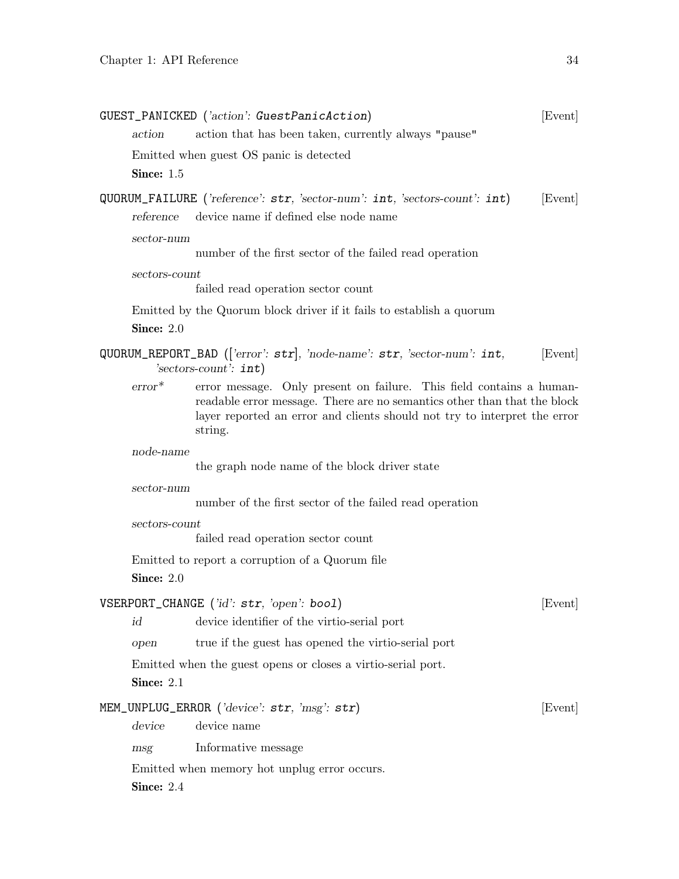**GUEST_PANICKED** (*'action': `GuestPanicAction`*) [Event]

*action* action that has been taken, currently always "pause"

Emitted when guest OS panic is detected

**Since:** 1.5

**QUORUM_FAILURE** (*'reference': `str`, 'sector-num': `int`, 'sectors-count': `int`*) [Event]

*reference* device name if defined else node name

*sector-num*
number of the first sector of the failed read operation

*sectors-count*
failed read operation sector count

Emitted by the Quorum block driver if it fails to establish a quorum

**Since:** 2.0

**QUORUM_REPORT_BAD** (*['error': `str`], 'node-name': `str`, 'sector-num': `int`, 'sectors-count': `int`*) [Event]

*error** error message. Only present on failure. This field contains a human-readable error message. There are no semantics other than that the block layer reported an error and clients should not try to interpret the error string.

*node-name*
the graph node name of the block driver state

*sector-num*
number of the first sector of the failed read operation

*sectors-count*
failed read operation sector count

Emitted to report a corruption of a Quorum file

**Since:** 2.0

**VSERPORT_CHANGE** (*'id': `str`, 'open': `bool`*) [Event]

*id* device identifier of the virtio-serial port

*open* true if the guest has opened the virtio-serial port

Emitted when the guest opens or closes a virtio-serial port.

**Since:** 2.1

**MEM_UNPLUG_ERROR** (*'device': `str`, 'msg': `str`*) [Event]

*device* device name

*msg* Informative message

Emitted when memory hot unplug error occurs.

**Since:** 2.4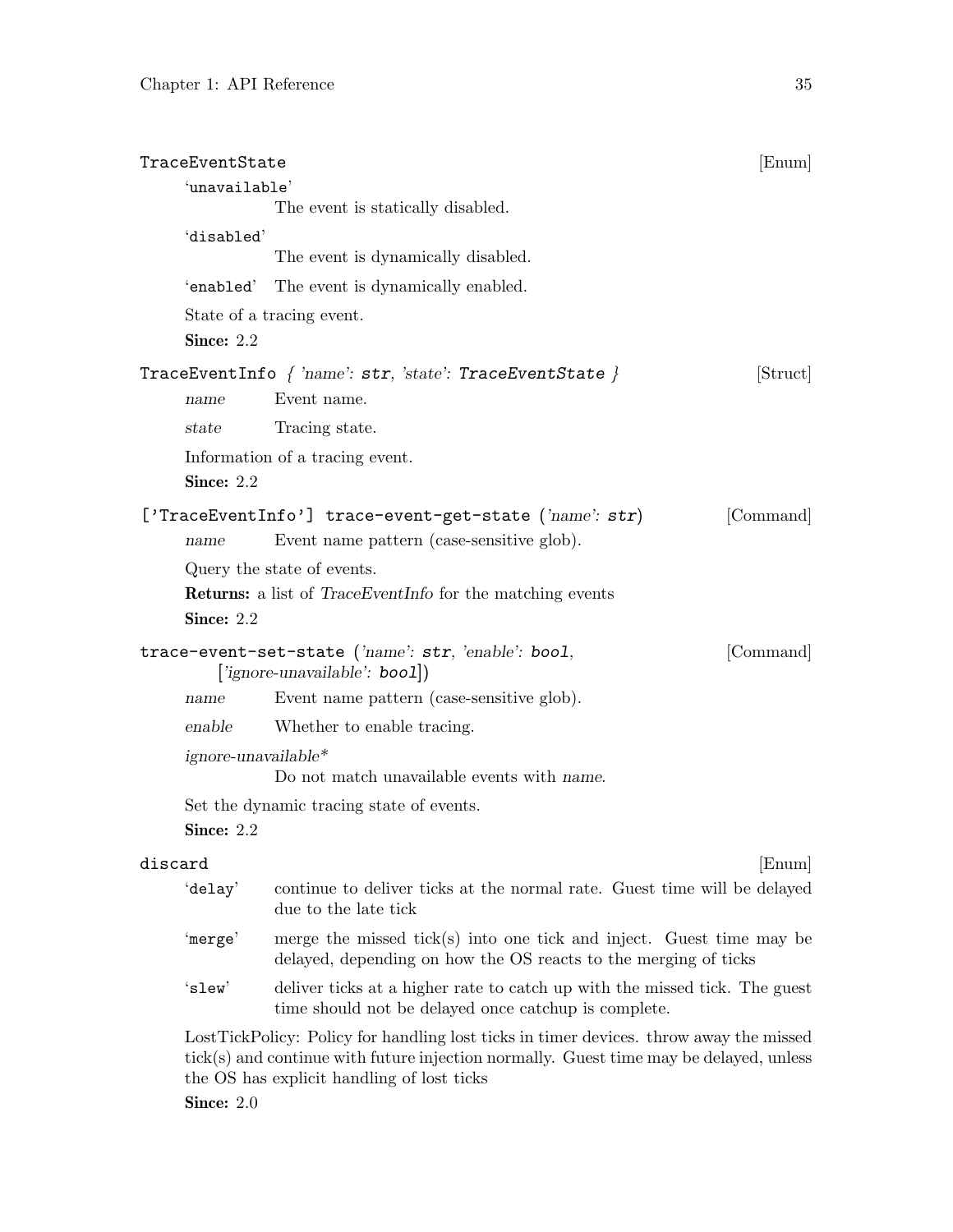**TraceEventState** [Enum]

'unavailable'
: The event is statically disabled.

'disabled'
: The event is dynamically disabled.

'enabled'
: The event is dynamically enabled.

State of a tracing event.

**Since:** 2.2

**TraceEventInfo** { *'name'*: `str`, *'state'*: `TraceEventState` } [Struct]

*name*
: Event name.

*state*
: Tracing state.

Information of a tracing event.

**Since:** 2.2

**['TraceEventInfo'] trace-event-get-state** (*'name'*: `str`) [Command]

*name*
: Event name pattern (case-sensitive glob).

Query the state of events.

**Returns:** a list of *TraceEventInfo* for the matching events

**Since:** 2.2

**trace-event-set-state** (*'name'*: `str`, *'enable'*: `bool`, [*'ignore-unavailable'*: `bool`]) [Command]

*name*
: Event name pattern (case-sensitive glob).

*enable*
: Whether to enable tracing.

*ignore-unavailable**
: Do not match unavailable events with *name*.

Set the dynamic tracing state of events.

**Since:** 2.2

**discard** [Enum]

'delay'
: continue to deliver ticks at the normal rate. Guest time will be delayed due to the late tick

'merge'
: merge the missed tick(s) into one tick and inject. Guest time may be delayed, depending on how the OS reacts to the merging of ticks

'slew'
: deliver ticks at a higher rate to catch up with the missed tick. The guest time should not be delayed once catchup is complete.

LostTickPolicy: Policy for handling lost ticks in timer devices. throw away the missed tick(s) and continue with future injection normally. Guest time may be delayed, unless the OS has explicit handling of lost ticks

**Since:** 2.0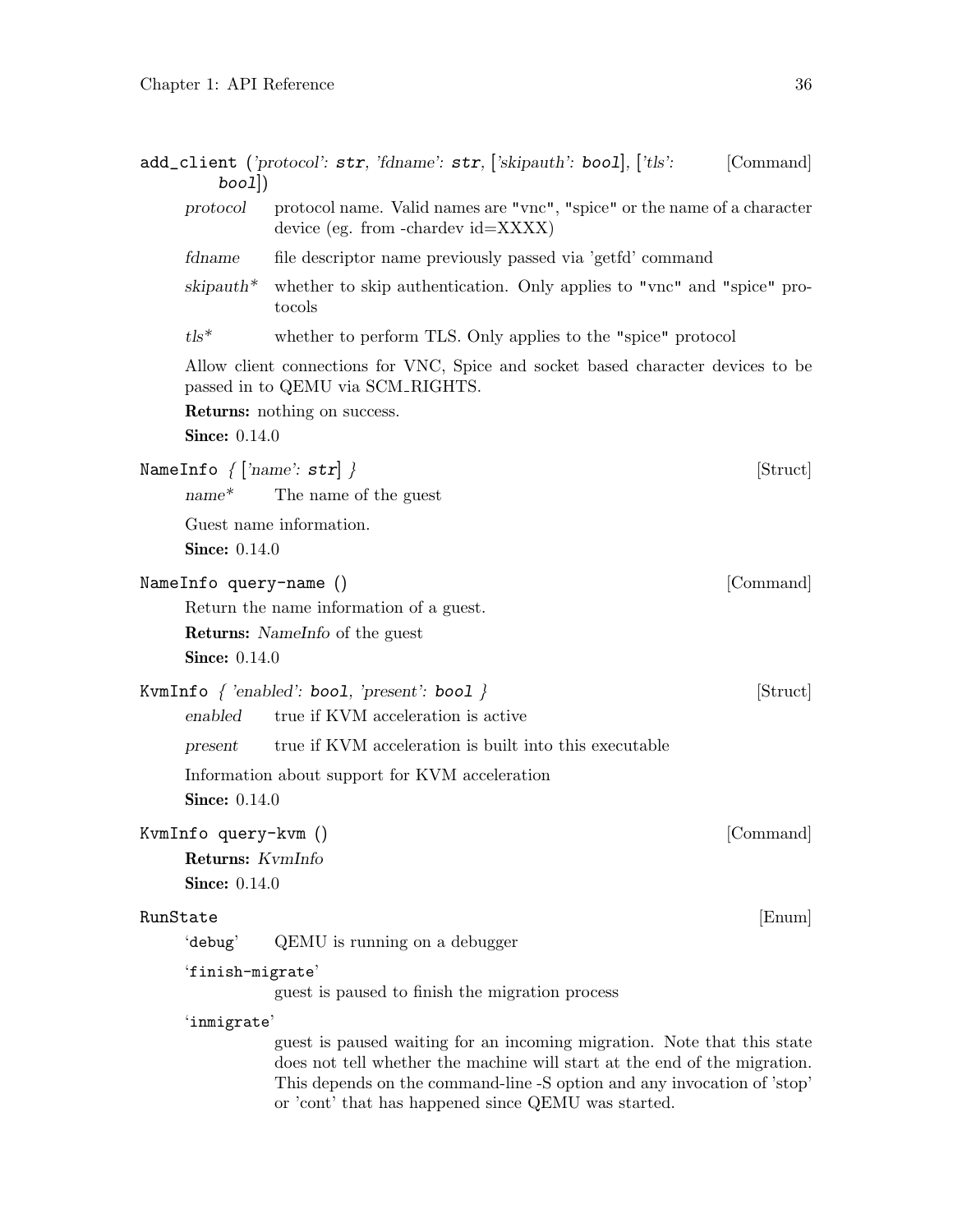`add_client` (*'protocol'*: `str`, *'fdname'*: `str`, [*'skipauth'*: `bool`], [*'tls'*: `bool`]) [Command]

*protocol* protocol name. Valid names are "vnc", "spice" or the name of a character device (eg. from -chardev id=XXXX)

*fdname* file descriptor name previously passed via 'getfd' command

*skipauth** whether to skip authentication. Only applies to "vnc" and "spice" protocols

*tls** whether to perform TLS. Only applies to the "spice" protocol

Allow client connections for VNC, Spice and socket based character devices to be passed in to QEMU via SCM_RIGHTS.

**Returns:** nothing on success.

**Since:** 0.14.0

`NameInfo` { [*'name'*: `str`] } [Struct]

*name** The name of the guest

Guest name information.

**Since:** 0.14.0

`NameInfo query-name ()` [Command]

Return the name information of a guest.

**Returns:** *NameInfo* of the guest

**Since:** 0.14.0

`KvmInfo` { *'enabled'*: `bool`, *'present'*: `bool` } [Struct]

*enabled* true if KVM acceleration is active

*present* true if KVM acceleration is built into this executable

Information about support for KVM acceleration

**Since:** 0.14.0

`KvmInfo query-kvm ()` [Command]

**Returns:** *KvmInfo*

**Since:** 0.14.0

`RunState` [Enum]

'`debug`' QEMU is running on a debugger

'`finish-migrate`'
guest is paused to finish the migration process

'`inmigrate`'
guest is paused waiting for an incoming migration. Note that this state does not tell whether the machine will start at the end of the migration. This depends on the command-line -S option and any invocation of 'stop' or 'cont' that has happened since QEMU was started.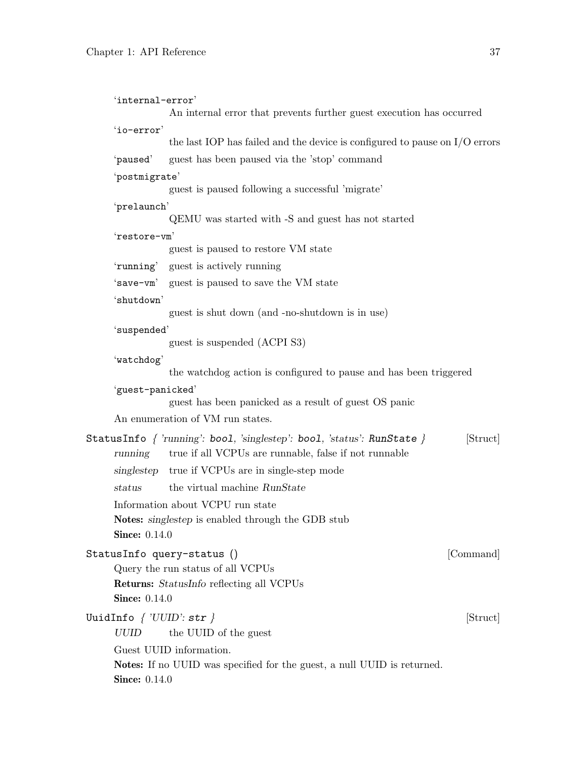'`internal-error`'
: An internal error that prevents further guest execution has occurred

'`io-error`'
: the last IOP has failed and the device is configured to pause on I/O errors

'`paused`'
: guest has been paused via the 'stop' command

'`postmigrate`'
: guest is paused following a successful 'migrate'

'`prelaunch`'
: QEMU was started with -S and guest has not started

'`restore-vm`'
: guest is paused to restore VM state

'`running`'
: guest is actively running

'`save-vm`'
: guest is paused to save the VM state

'`shutdown`'
: guest is shut down (and -no-shutdown is in use)

'`suspended`'
: guest is suspended (ACPI S3)

'`watchdog`'
: the watchdog action is configured to pause and has been triggered

'`guest-panicked`'
: guest has been panicked as a result of guest OS panic

An enumeration of VM run states.

**`StatusInfo`** *{ 'running': `bool`, 'singlestep': `bool`, 'status': `RunState` }* [Struct]

*running*
: true if all VCPUs are runnable, false if not runnable

*singlestep*
: true if VCPUs are in single-step mode

*status*
: the virtual machine *RunState*

Information about VCPU run state

**Notes:** *singlestep* is enabled through the GDB stub

**Since:** 0.14.0

**`StatusInfo query-status ()`** [Command]

Query the run status of all VCPUs

**Returns:** *StatusInfo* reflecting all VCPUs

**Since:** 0.14.0

**`UuidInfo`** *{ 'UUID': `str` }* [Struct]

*UUID*
: the UUID of the guest

Guest UUID information.

**Notes:** If no UUID was specified for the guest, a null UUID is returned.

**Since:** 0.14.0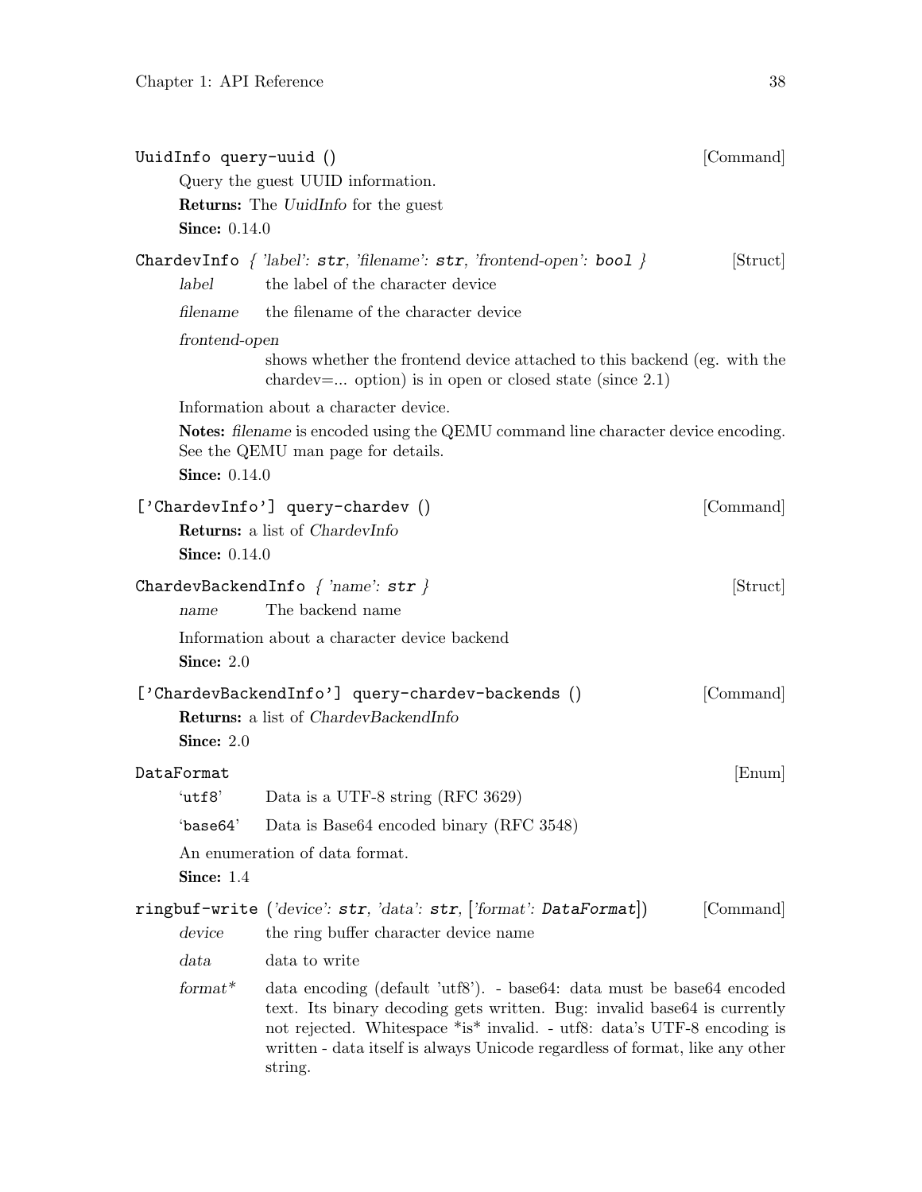`UuidInfo query-uuid ()` [Command]

Query the guest UUID information.

**Returns:** The *UuidInfo* for the guest

**Since:** 0.14.0

`ChardevInfo` *{ 'label': `str`, 'filename': `str`, 'frontend-open': `bool` }* [Struct]

*label* the label of the character device

*filename* the filename of the character device

*frontend-open*
shows whether the frontend device attached to this backend (eg. with the chardev=... option) is in open or closed state (since 2.1)

Information about a character device.

**Notes:** *filename* is encoded using the QEMU command line character device encoding. See the QEMU man page for details.

**Since:** 0.14.0

`['ChardevInfo'] query-chardev ()` [Command]

**Returns:** a list of *ChardevInfo*

**Since:** 0.14.0

`ChardevBackendInfo` *{ 'name': `str` }* [Struct]

*name* The backend name

Information about a character device backend

**Since:** 2.0

`['ChardevBackendInfo'] query-chardev-backends ()` [Command]

**Returns:** a list of *ChardevBackendInfo*

**Since:** 2.0

`DataFormat` [Enum]

'`utf8`' Data is a UTF-8 string (RFC 3629)

'`base64`' Data is Base64 encoded binary (RFC 3548)

An enumeration of data format.

**Since:** 1.4

`ringbuf-write` *('device': `str`, 'data': `str`, ['format': `DataFormat`])* [Command]

*device* the ring buffer character device name

*data* data to write

*format** data encoding (default 'utf8'). - base64: data must be base64 encoded text. Its binary decoding gets written. Bug: invalid base64 is currently not rejected. Whitespace *is* invalid. - utf8: data's UTF-8 encoding is written - data itself is always Unicode regardless of format, like any other string.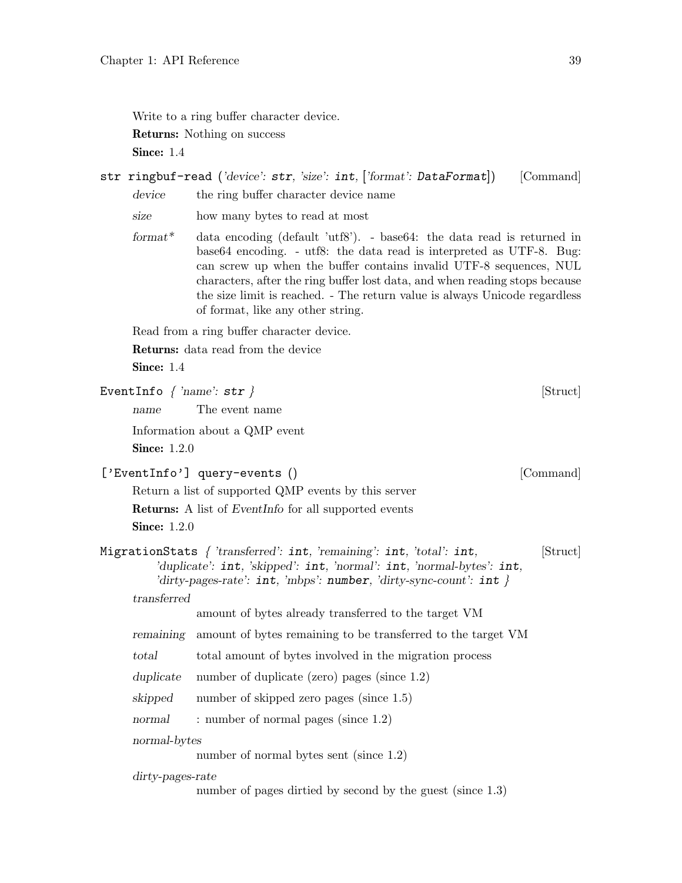Write to a ring buffer character device.

**Returns:** Nothing on success

**Since:** 1.4

`str ringbuf-read` (*'device': `str`, 'size': `int`, ['format': `DataFormat`]*) [Command]

*device* the ring buffer character device name

*size* how many bytes to read at most

*format** data encoding (default 'utf8'). - base64: the data read is returned in base64 encoding. - utf8: the data read is interpreted as UTF-8. Bug: can screw up when the buffer contains invalid UTF-8 sequences, NUL characters, after the ring buffer lost data, and when reading stops because the size limit is reached. - The return value is always Unicode regardless of format, like any other string.

Read from a ring buffer character device.

**Returns:** data read from the device

**Since:** 1.4

`EventInfo` *{ 'name': `str` }* [Struct]

*name* The event name

Information about a QMP event

**Since:** 1.2.0

`['EventInfo'] query-events ()` [Command]

Return a list of supported QMP events by this server

**Returns:** A list of *EventInfo* for all supported events

**Since:** 1.2.0

`MigrationStats` *{ 'transferred': `int`, 'remaining': `int`, 'total': `int`, 'duplicate': `int`, 'skipped': `int`, 'normal': `int`, 'normal-bytes': `int`, 'dirty-pages-rate': `int`, 'mbps': `number`, 'dirty-sync-count': `int` }* [Struct]

*transferred*
amount of bytes already transferred to the target VM

*remaining* amount of bytes remaining to be transferred to the target VM

*total* total amount of bytes involved in the migration process

*duplicate* number of duplicate (zero) pages (since 1.2)

*skipped* number of skipped zero pages (since 1.5)

*normal* : number of normal pages (since 1.2)

*normal-bytes*
number of normal bytes sent (since 1.2)

*dirty-pages-rate*
number of pages dirtied by second by the guest (since 1.3)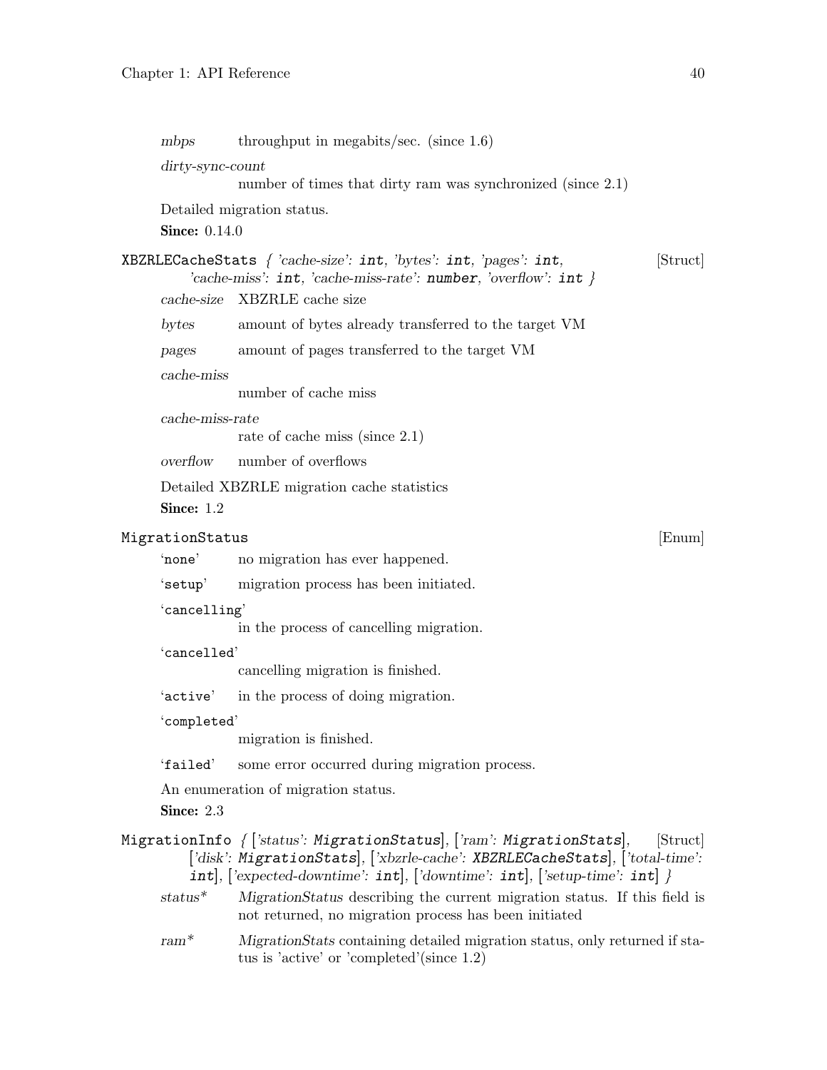*mbps* throughput in megabits/sec. (since 1.6)

*dirty-sync-count*
number of times that dirty ram was synchronized (since 2.1)

Detailed migration status.

**Since:** 0.14.0

`XBZRLECacheStats` { *'cache-size'*: `int`, *'bytes'*: `int`, *'pages'*: `int`, *'cache-miss'*: `int`, *'cache-miss-rate'*: `number`, *'overflow'*: `int` } [Struct]

*cache-size* XBZRLE cache size

*bytes* amount of bytes already transferred to the target VM

*pages* amount of pages transferred to the target VM

*cache-miss*
number of cache miss

*cache-miss-rate*
rate of cache miss (since 2.1)

*overflow* number of overflows

Detailed XBZRLE migration cache statistics

**Since:** 1.2

`MigrationStatus` [Enum]

'`none`' no migration has ever happened.

'`setup`' migration process has been initiated.

'`cancelling`'
in the process of cancelling migration.

'`cancelled`'
cancelling migration is finished.

'`active`' in the process of doing migration.

'`completed`'
migration is finished.

'`failed`' some error occurred during migration process.

An enumeration of migration status.

**Since:** 2.3

`MigrationInfo` { [*'status'*: `MigrationStatus`], [*'ram'*: `MigrationStats`], [*'disk'*: `MigrationStats`], [*'xbzrle-cache'*: `XBZRLECacheStats`], [*'total-time'*: `int`], [*'expected-downtime'*: `int`], [*'downtime'*: `int`], [*'setup-time'*: `int`] } [Struct]

*status** *MigrationStatus* describing the current migration status. If this field is not returned, no migration process has been initiated

*ram** *MigrationStats* containing detailed migration status, only returned if status is 'active' or 'completed'(since 1.2)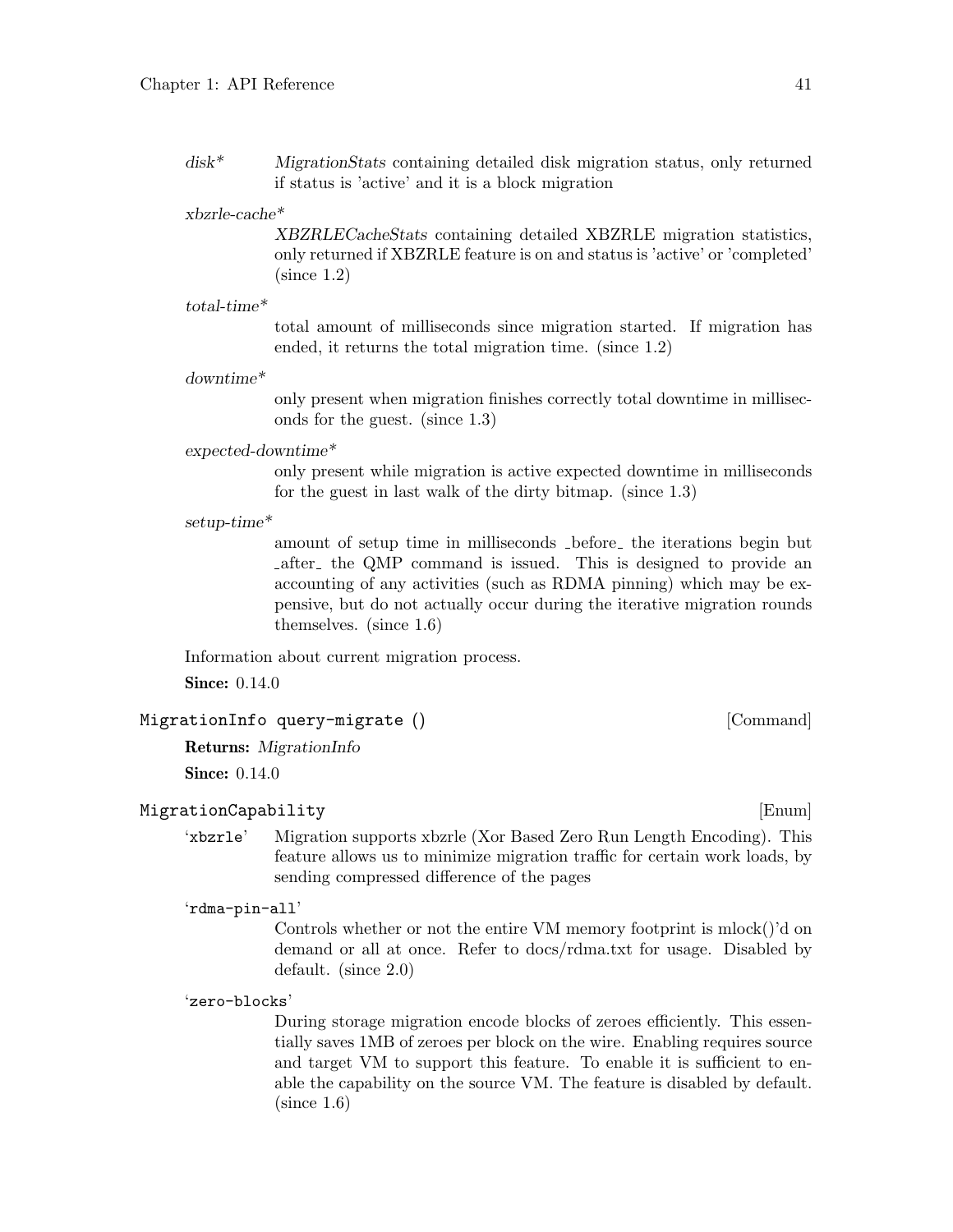*disk\** *MigrationStats* containing detailed disk migration status, only returned if status is 'active' and it is a block migration

*xbzrle-cache\**
: *XBZRLECacheStats* containing detailed XBZRLE migration statistics, only returned if XBZRLE feature is on and status is 'active' or 'completed' (since 1.2)

*total-time\**
: total amount of milliseconds since migration started. If migration has ended, it returns the total migration time. (since 1.2)

*downtime\**
: only present when migration finishes correctly total downtime in milliseconds for the guest. (since 1.3)

*expected-downtime\**
: only present while migration is active expected downtime in milliseconds for the guest in last walk of the dirty bitmap. (since 1.3)

*setup-time\**
: amount of setup time in milliseconds _before_ the iterations begin but _after_ the QMP command is issued. This is designed to provide an accounting of any activities (such as RDMA pinning) which may be expensive, but do not actually occur during the iterative migration rounds themselves. (since 1.6)

Information about current migration process.

**Since:** 0.14.0

### `MigrationInfo query-migrate ()` [Command]

**Returns:** *MigrationInfo*

**Since:** 0.14.0

### `MigrationCapability` [Enum]

'`xbzrle`' Migration supports xbzrle (Xor Based Zero Run Length Encoding). This feature allows us to minimize migration traffic for certain work loads, by sending compressed difference of the pages

'`rdma-pin-all`'
: Controls whether or not the entire VM memory footprint is mlock()'d on demand or all at once. Refer to docs/rdma.txt for usage. Disabled by default. (since 2.0)

'`zero-blocks`'
: During storage migration encode blocks of zeroes efficiently. This essentially saves 1MB of zeroes per block on the wire. Enabling requires source and target VM to support this feature. To enable it is sufficient to enable the capability on the source VM. The feature is disabled by default. (since 1.6)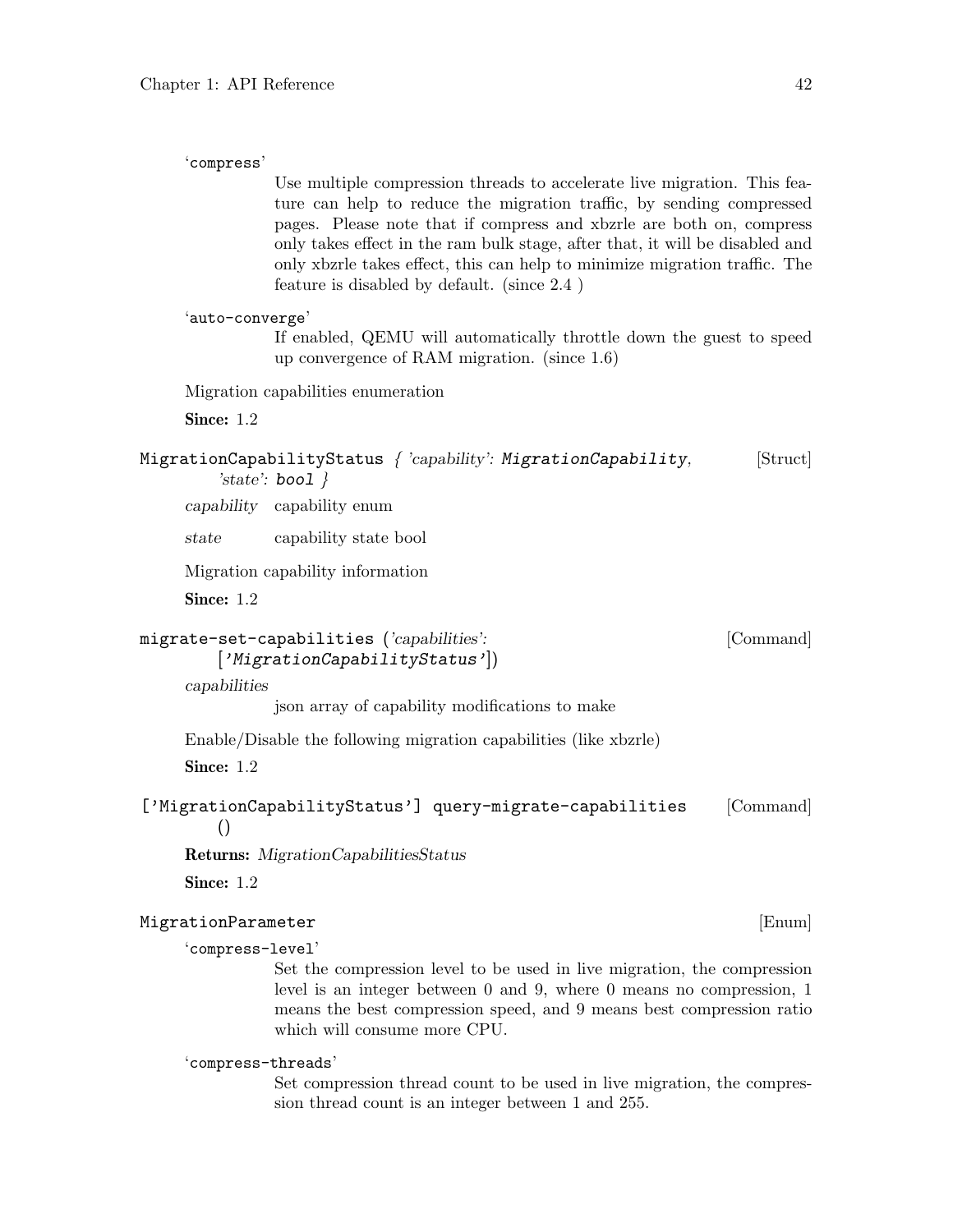'compress'

Use multiple compression threads to accelerate live migration. This feature can help to reduce the migration traffic, by sending compressed pages. Please note that if compress and xbzrle are both on, compress only takes effect in the ram bulk stage, after that, it will be disabled and only xbzrle takes effect, this can help to minimize migration traffic. The feature is disabled by default. (since 2.4 )

'auto-converge'

If enabled, QEMU will automatically throttle down the guest to speed up convergence of RAM migration. (since 1.6)

Migration capabilities enumeration

**Since:** 1.2

`MigrationCapabilityStatus` *{ 'capability': `MigrationCapability`, 'state': `bool` }* [Struct]

*capability* capability enum

*state* capability state bool

Migration capability information

**Since:** 1.2

`migrate-set-capabilities` *('capabilities': [`'MigrationCapabilityStatus'`])* [Command]

*capabilities*

json array of capability modifications to make

Enable/Disable the following migration capabilities (like xbzrle)

**Since:** 1.2

`['MigrationCapabilityStatus'] query-migrate-capabilities` () [Command]

**Returns:** *MigrationCapabilitiesStatus*

**Since:** 1.2

`MigrationParameter` [Enum]

'compress-level'

Set the compression level to be used in live migration, the compression level is an integer between 0 and 9, where 0 means no compression, 1 means the best compression speed, and 9 means best compression ratio which will consume more CPU.

'compress-threads'

Set compression thread count to be used in live migration, the compression thread count is an integer between 1 and 255.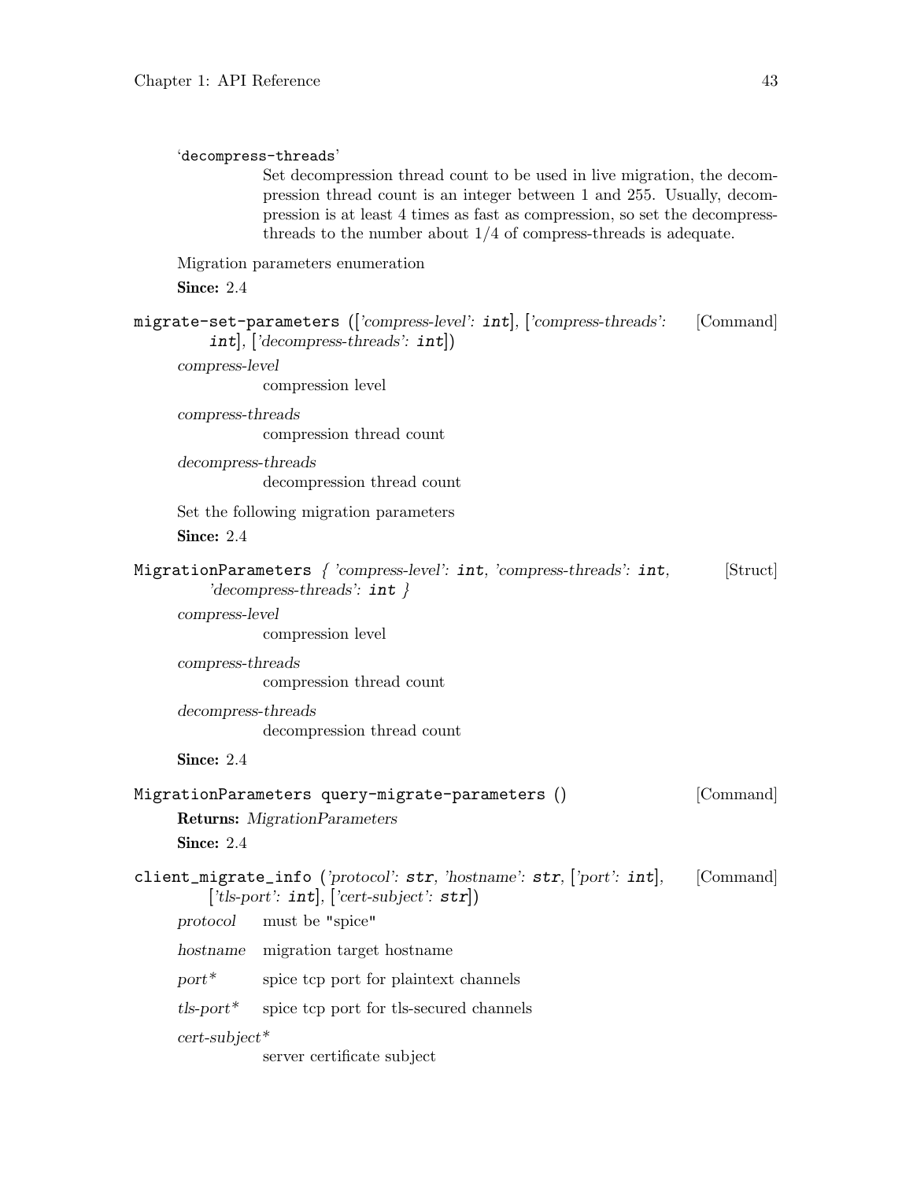'decompress-threads'

Set decompression thread count to be used in live migration, the decompression thread count is an integer between 1 and 255. Usually, decompression is at least 4 times as fast as compression, so set the decompress-threads to the number about 1/4 of compress-threads is adequate.

Migration parameters enumeration

**Since:** 2.4

`migrate-set-parameters` ([*'compress-level'*: `int`], [*'compress-threads'*: `int`], [*'decompress-threads'*: `int`]) [Command]

*compress-level*
: compression level

*compress-threads*
: compression thread count

*decompress-threads*
: decompression thread count

Set the following migration parameters

**Since:** 2.4

`MigrationParameters` { *'compress-level'*: `int`, *'compress-threads'*: `int`, *'decompress-threads'*: `int` } [Struct]

*compress-level*
: compression level

*compress-threads*
: compression thread count

*decompress-threads*
: decompression thread count

**Since:** 2.4

`MigrationParameters query-migrate-parameters` () [Command]

**Returns:** *MigrationParameters*

**Since:** 2.4

`client_migrate_info` (*'protocol'*: `str`, *'hostname'*: `str`, [*'port'*: `int`], [*'tls-port'*: `int`], [*'cert-subject'*: `str`]) [Command]

*protocol* must be "spice"

*hostname* migration target hostname

*port** spice tcp port for plaintext channels

*tls-port** spice tcp port for tls-secured channels

*cert-subject**
: server certificate subject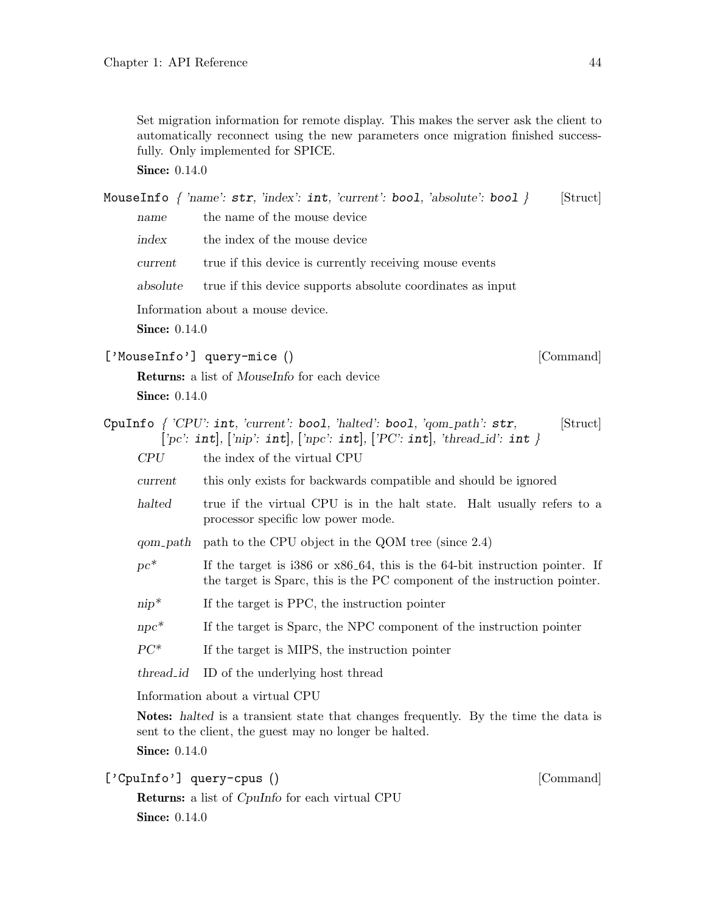Set migration information for remote display. This makes the server ask the client to automatically reconnect using the new parameters once migration finished successfully. Only implemented for SPICE.

**Since:** 0.14.0

`MouseInfo` { *'name'*: `str`, *'index'*: `int`, *'current'*: `bool`, *'absolute'*: `bool` } [Struct]

*name* the name of the mouse device

*index* the index of the mouse device

*current* true if this device is currently receiving mouse events

*absolute* true if this device supports absolute coordinates as input

Information about a mouse device.

**Since:** 0.14.0

`['MouseInfo'] query-mice ()` [Command]

**Returns:** a list of *MouseInfo* for each device

**Since:** 0.14.0

`CpuInfo` { *'CPU'*: `int`, *'current'*: `bool`, *'halted'*: `bool`, *'qom_path'*: `str`, [*'pc'*: `int`], [*'nip'*: `int`], [*'npc'*: `int`], [*'PC'*: `int`], *'thread_id'*: `int` } [Struct]

*CPU* the index of the virtual CPU

*current* this only exists for backwards compatible and should be ignored

*halted* true if the virtual CPU is in the halt state. Halt usually refers to a processor specific low power mode.

*qom_path* path to the CPU object in the QOM tree (since 2.4)

*pc** If the target is i386 or x86_64, this is the 64-bit instruction pointer. If the target is Sparc, this is the PC component of the instruction pointer.

*nip** If the target is PPC, the instruction pointer

*npc** If the target is Sparc, the NPC component of the instruction pointer

*PC** If the target is MIPS, the instruction pointer

*thread_id* ID of the underlying host thread

Information about a virtual CPU

**Notes:** *halted* is a transient state that changes frequently. By the time the data is sent to the client, the guest may no longer be halted.

**Since:** 0.14.0

`['CpuInfo'] query-cpus ()` [Command]

**Returns:** a list of *CpuInfo* for each virtual CPU

**Since:** 0.14.0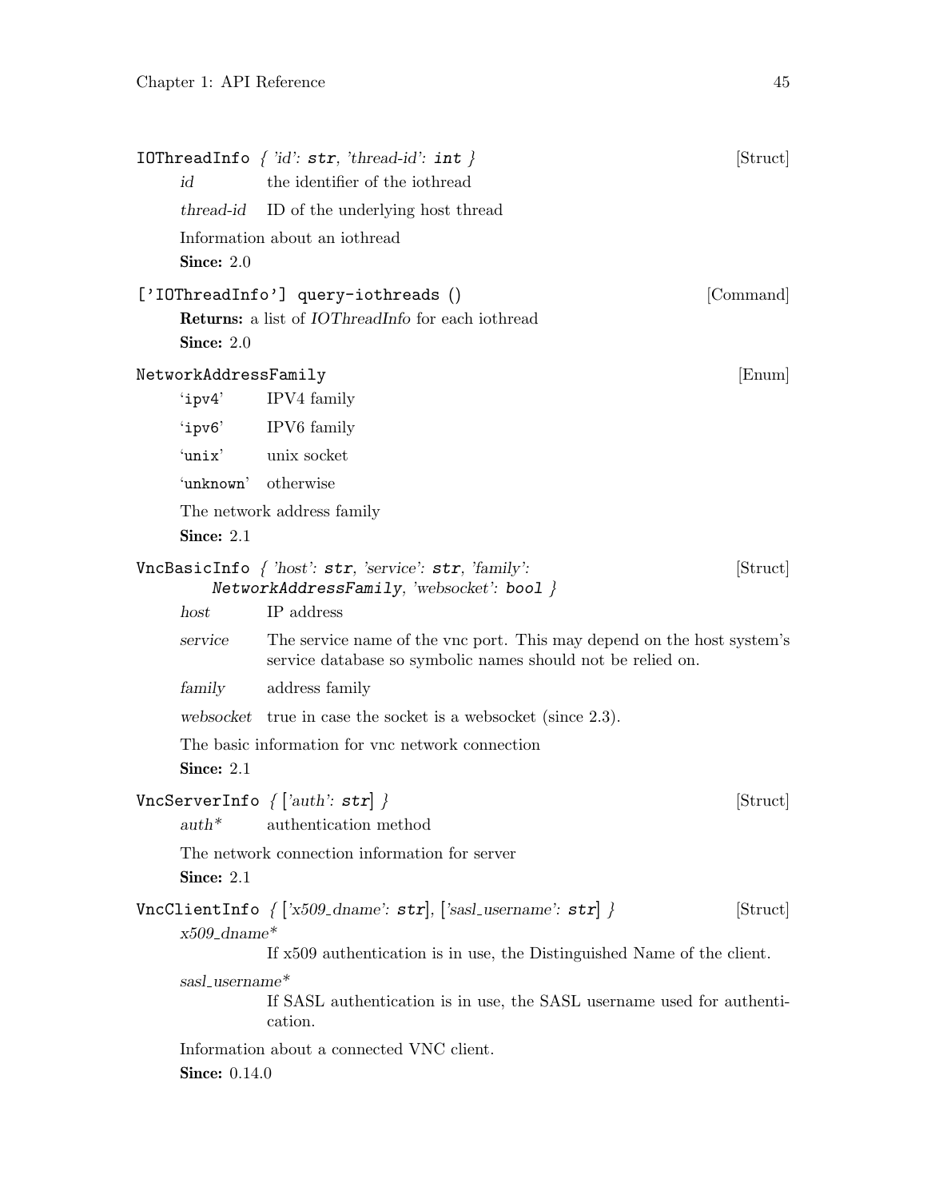**IOThreadInfo** { 'id': **str**, 'thread-id': **int** } [Struct]

*id* the identifier of the iothread

*thread-id* ID of the underlying host thread

Information about an iothread

**Since:** 2.0

**['IOThreadInfo'] query-iothreads ()** [Command]

**Returns:** a list of *IOThreadInfo* for each iothread

**Since:** 2.0

**NetworkAddressFamily** [Enum]

'ipv4' IPV4 family

'ipv6' IPV6 family

'unix' unix socket

'unknown' otherwise

The network address family

**Since:** 2.1

**VncBasicInfo** { 'host': **str**, 'service': **str**, 'family': **NetworkAddressFamily**, 'websocket': **bool** } [Struct]

*host* IP address

*service* The service name of the vnc port. This may depend on the host system's service database so symbolic names should not be relied on.

*family* address family

*websocket* true in case the socket is a websocket (since 2.3).

The basic information for vnc network connection

**Since:** 2.1

**VncServerInfo** { ['auth': **str**] } [Struct]

*auth** authentication method

The network connection information for server

**Since:** 2.1

**VncClientInfo** { ['x509_dname': **str**], ['sasl_username': **str**] } [Struct]

*x509_dname**

If x509 authentication is in use, the Distinguished Name of the client.

*sasl_username**

If SASL authentication is in use, the SASL username used for authentication.

Information about a connected VNC client.

**Since:** 0.14.0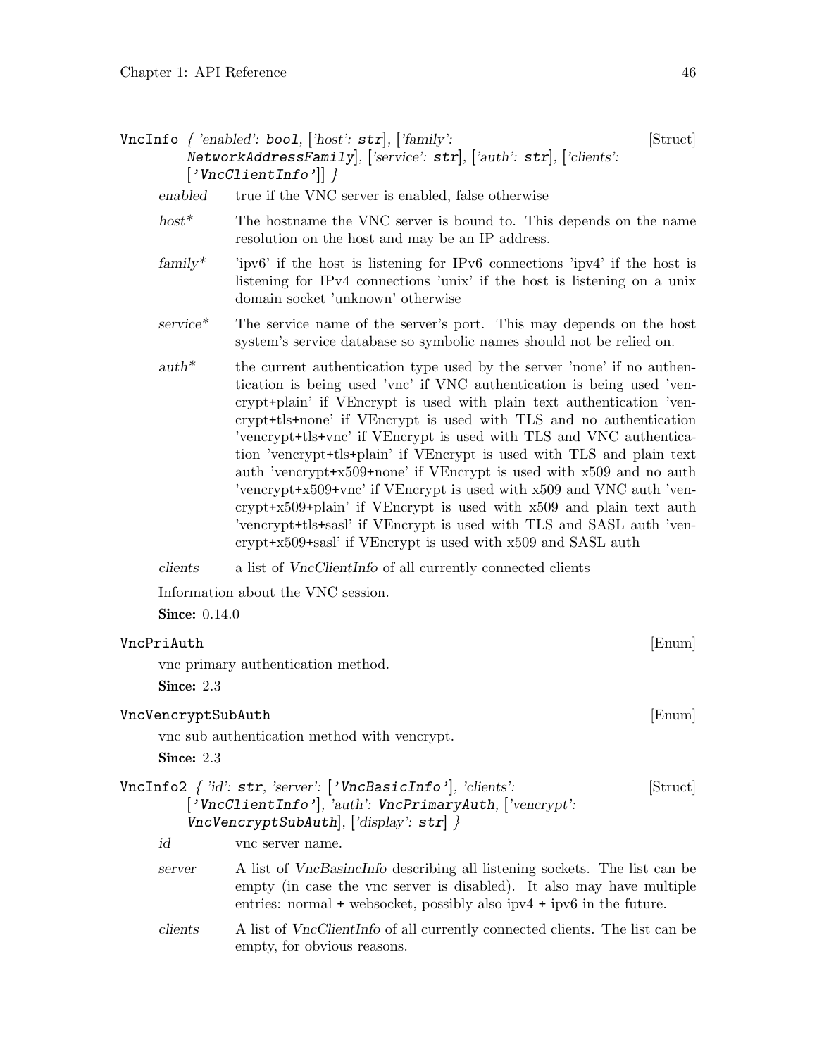**VncInfo** { 'enabled': **bool**, ['host': **str**], ['family': *NetworkAddressFamily*], ['service': **str**], ['auth': **str**], ['clients': ['*VncClientInfo*']] } [Struct]

*enabled* true if the VNC server is enabled, false otherwise

*host\** The hostname the VNC server is bound to. This depends on the name resolution on the host and may be an IP address.

*family\** 'ipv6' if the host is listening for IPv6 connections 'ipv4' if the host is listening for IPv4 connections 'unix' if the host is listening on a unix domain socket 'unknown' otherwise

*service\** The service name of the server's port. This may depends on the host system's service database so symbolic names should not be relied on.

*auth\** the current authentication type used by the server 'none' if no authentication is being used 'vnc' if VNC authentication is being used 'vencrypt+plain' if VEncrypt is used with plain text authentication 'vencrypt+tls+none' if VEncrypt is used with TLS and no authentication 'vencrypt+tls+vnc' if VEncrypt is used with TLS and VNC authentication 'vencrypt+tls+plain' if VEncrypt is used with TLS and plain text auth 'vencrypt+x509+none' if VEncrypt is used with x509 and no auth 'vencrypt+x509+vnc' if VEncrypt is used with x509 and VNC auth 'vencrypt+x509+plain' if VEncrypt is used with x509 and plain text auth 'vencrypt+tls+sasl' if VEncrypt is used with TLS and SASL auth 'vencrypt+x509+sasl' if VEncrypt is used with x509 and SASL auth

*clients* a list of *VncClientInfo* of all currently connected clients

Information about the VNC session.

**Since:** 0.14.0

**VncPriAuth** [Enum]

vnc primary authentication method.

**Since:** 2.3

**VncVencryptSubAuth** [Enum]

vnc sub authentication method with vencrypt.

**Since:** 2.3

**VncInfo2** { 'id': **str**, 'server': ['*VncBasicInfo*'], 'clients': ['*VncClientInfo*'], 'auth': *VncPrimaryAuth*, ['vencrypt': *VncVencryptSubAuth*], ['display': **str**] } [Struct]

*id* vnc server name.

*server* A list of *VncBasincInfo* describing all listening sockets. The list can be empty (in case the vnc server is disabled). It also may have multiple entries: normal + websocket, possibly also ipv4 + ipv6 in the future.

*clients* A list of *VncClientInfo* of all currently connected clients. The list can be empty, for obvious reasons.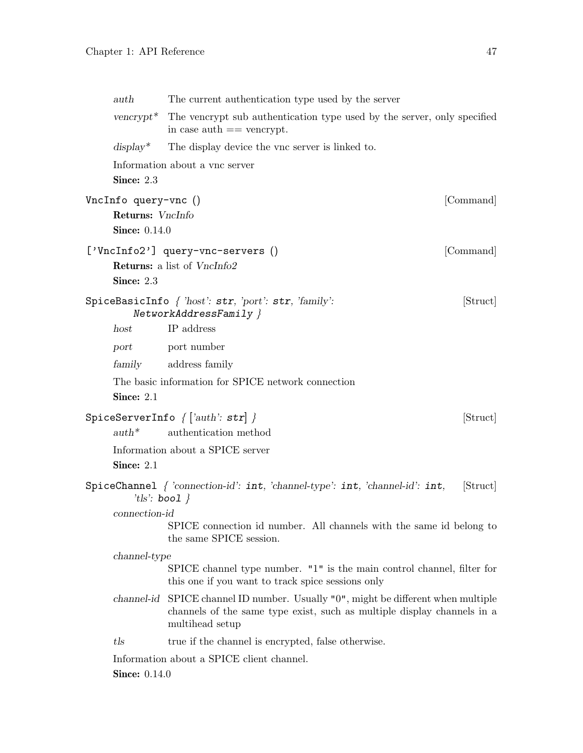*auth* The current authentication type used by the server

*vencrypt** The vencrypt sub authentication type used by the server, only specified in case auth == vencrypt.

*display** The display device the vnc server is linked to.

Information about a vnc server

**Since:** 2.3

`VncInfo query-vnc ()` [Command]

**Returns:** *VncInfo*

**Since:** 0.14.0

`['VncInfo2'] query-vnc-servers ()` [Command]

**Returns:** a list of *VncInfo2*

**Since:** 2.3

`SpiceBasicInfo` *{ 'host':* `str`*, 'port':* `str`*, 'family':* `NetworkAddressFamily` *}* [Struct]

*host* IP address

*port* port number

*family* address family

The basic information for SPICE network connection

**Since:** 2.1

`SpiceServerInfo` *{ ['auth':* `str`*] }* [Struct]

*auth** authentication method

Information about a SPICE server

**Since:** 2.1

`SpiceChannel` *{ 'connection-id':* `int`*, 'channel-type':* `int`*, 'channel-id':* `int`*, 'tls':* `bool` *}* [Struct]

*connection-id*
SPICE connection id number. All channels with the same id belong to the same SPICE session.

*channel-type*
SPICE channel type number. "1" is the main control channel, filter for this one if you want to track spice sessions only

*channel-id* SPICE channel ID number. Usually "0", might be different when multiple channels of the same type exist, such as multiple display channels in a multihead setup

*tls* true if the channel is encrypted, false otherwise.

Information about a SPICE client channel.

**Since:** 0.14.0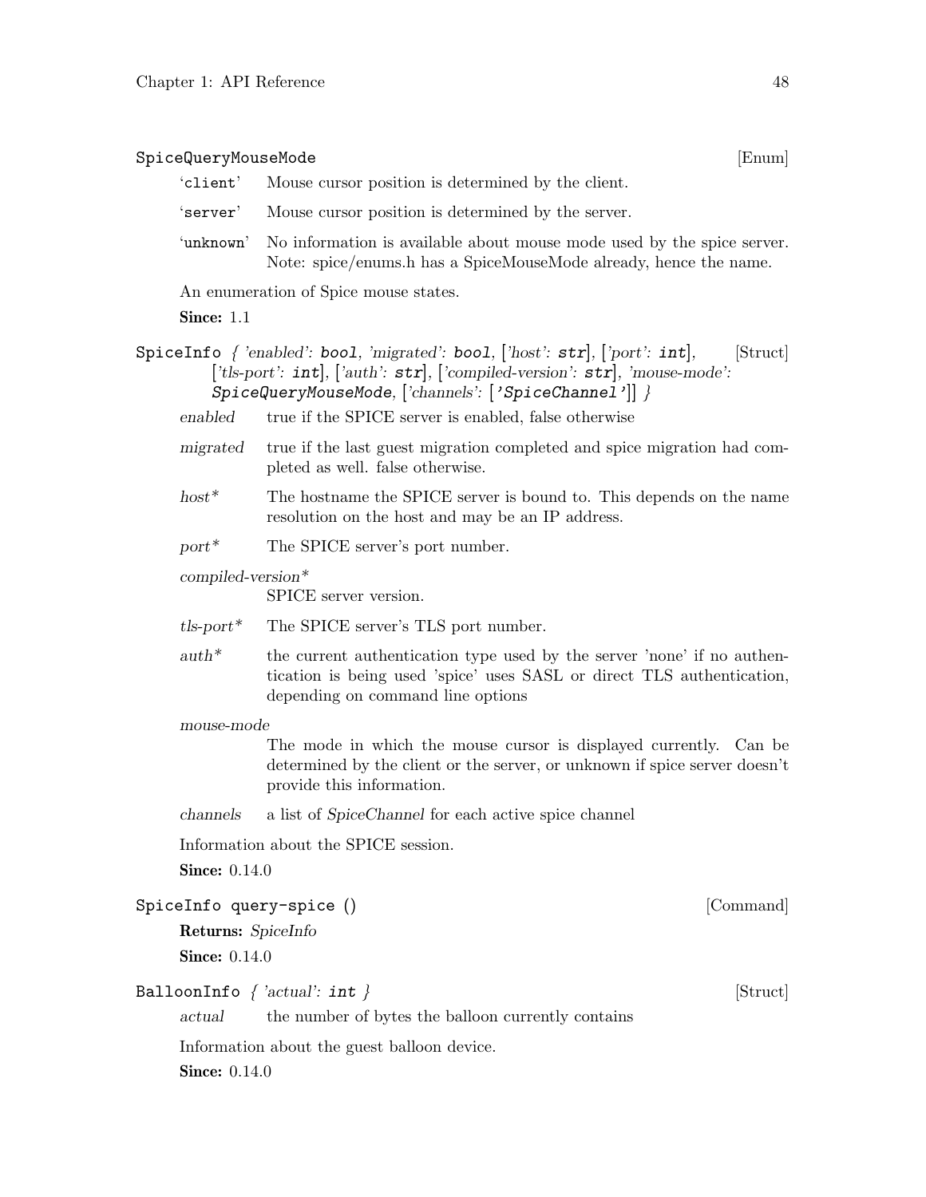**SpiceQueryMouseMode** [Enum]

- `client` Mouse cursor position is determined by the client.
- `server` Mouse cursor position is determined by the server.
- `unknown` No information is available about mouse mode used by the spice server. Note: spice/enums.h has a SpiceMouseMode already, hence the name.

An enumeration of Spice mouse states.

**Since:** 1.1

**SpiceInfo** *{ 'enabled':* **bool***, 'migrated':* **bool***, ['host':* **str***], ['port':* **int***], ['tls-port':* **int***], ['auth':* **str***], ['compiled-version':* **str***], 'mouse-mode':* ***SpiceQueryMouseMode****, ['channels': [***'SpiceChannel'***]] }* [Struct]

*enabled* true if the SPICE server is enabled, false otherwise

*migrated* true if the last guest migration completed and spice migration had completed as well. false otherwise.

*host** The hostname the SPICE server is bound to. This depends on the name resolution on the host and may be an IP address.

*port** The SPICE server's port number.

*compiled-version**
SPICE server version.

*tls-port** The SPICE server's TLS port number.

*auth** the current authentication type used by the server 'none' if no authentication is being used 'spice' uses SASL or direct TLS authentication, depending on command line options

*mouse-mode*
The mode in which the mouse cursor is displayed currently. Can be determined by the client or the server, or unknown if spice server doesn't provide this information.

*channels* a list of *SpiceChannel* for each active spice channel

Information about the SPICE session.

**Since:** 0.14.0

**SpiceInfo query-spice ()** [Command]

**Returns:** *SpiceInfo*

**Since:** 0.14.0

**BalloonInfo** *{ 'actual':* **int** *}* [Struct]

*actual* the number of bytes the balloon currently contains

Information about the guest balloon device.

**Since:** 0.14.0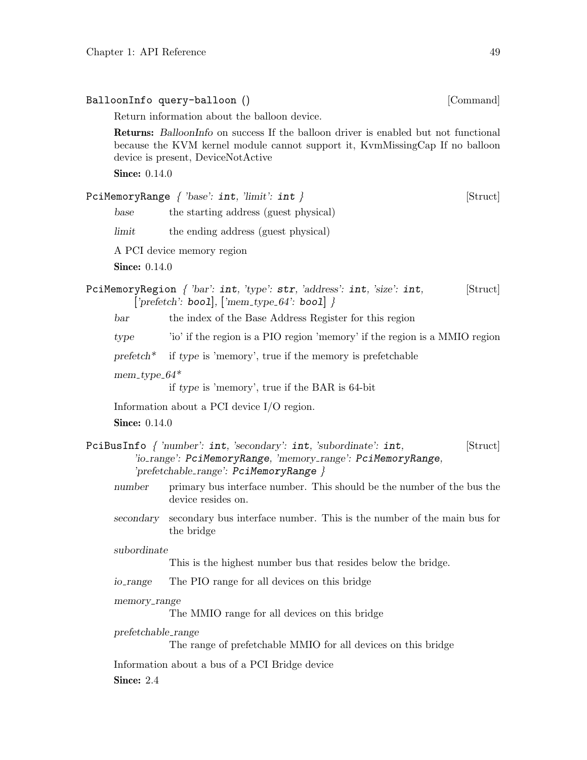**BalloonInfo query-balloon ()** [Command]

Return information about the balloon device.

**Returns:** *BalloonInfo* on success If the balloon driver is enabled but not functional because the KVM kernel module cannot support it, KvmMissingCap If no balloon device is present, DeviceNotActive

**Since:** 0.14.0

**PciMemoryRange** *{ 'base': **int**, 'limit': **int** }* [Struct]

*base* the starting address (guest physical)

*limit* the ending address (guest physical)

A PCI device memory region

**Since:** 0.14.0

**PciMemoryRegion** *{ 'bar': **int**, 'type': **str**, 'address': **int**, 'size': **int**, ['prefetch': **bool**], ['mem_type_64': **bool**] }* [Struct]

*bar* the index of the Base Address Register for this region

*type* 'io' if the region is a PIO region 'memory' if the region is a MMIO region

*prefetch** if *type* is 'memory', true if the memory is prefetchable

*mem_type_64**
if *type* is 'memory', true if the BAR is 64-bit

Information about a PCI device I/O region.

**Since:** 0.14.0

**PciBusInfo** *{ 'number': **int**, 'secondary': **int**, 'subordinate': **int**, 'io_range': **PciMemoryRange**, 'memory_range': **PciMemoryRange**, 'prefetchable_range': **PciMemoryRange** }* [Struct]

*number* primary bus interface number. This should be the number of the bus the device resides on.

*secondary* secondary bus interface number. This is the number of the main bus for the bridge

*subordinate*
This is the highest number bus that resides below the bridge.

*io_range* The PIO range for all devices on this bridge

*memory_range*
The MMIO range for all devices on this bridge

*prefetchable_range*
The range of prefetchable MMIO for all devices on this bridge

Information about a bus of a PCI Bridge device

**Since:** 2.4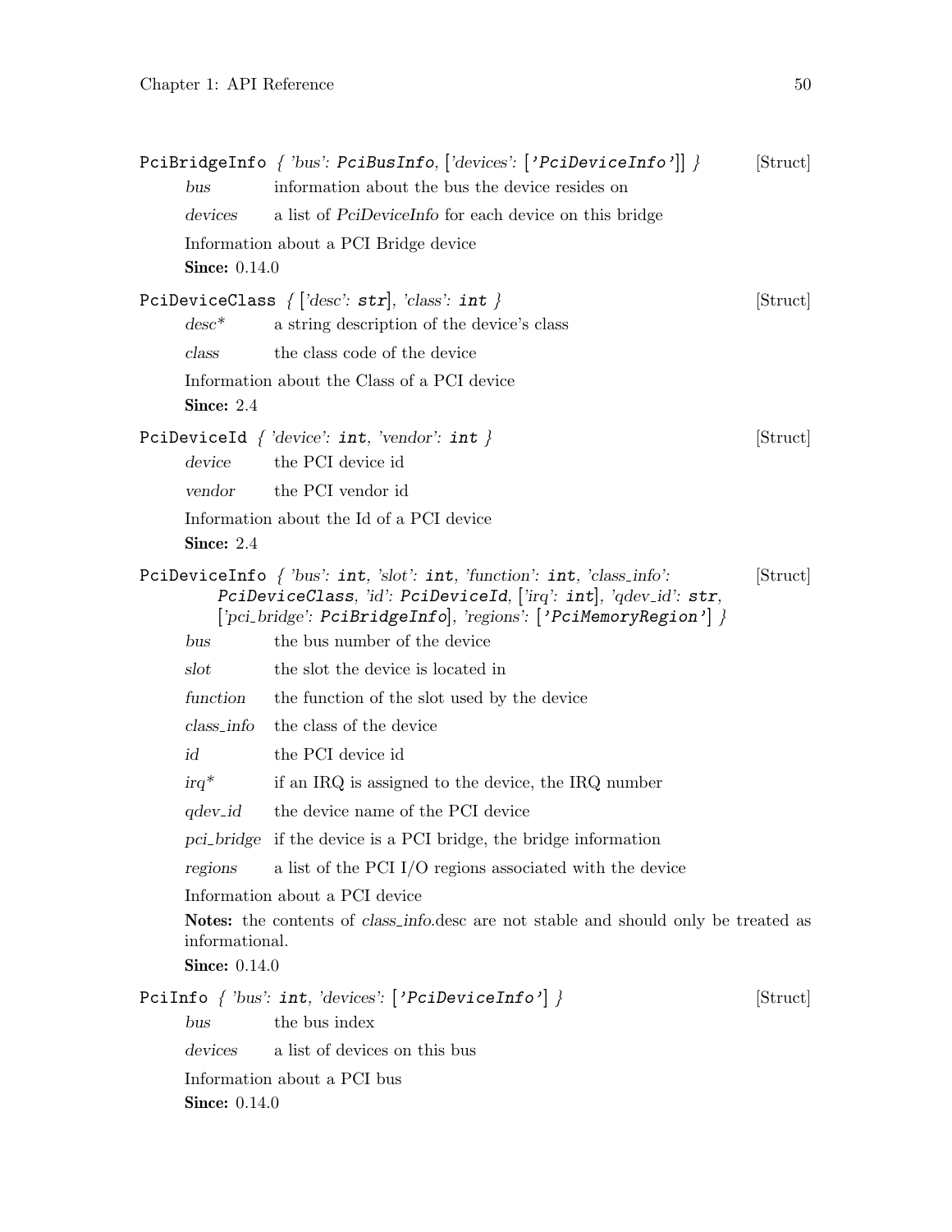**PciBridgeInfo** { *'bus'*: **PciBusInfo**, [*'devices'*: [**'PciDeviceInfo'**]] } [Struct]

*bus* information about the bus the device resides on

*devices* a list of *PciDeviceInfo* for each device on this bridge

Information about a PCI Bridge device

**Since:** 0.14.0

**PciDeviceClass** { [*'desc'*: **str**], *'class'*: **int** } [Struct]

*desc** a string description of the device's class

*class* the class code of the device

Information about the Class of a PCI device

**Since:** 2.4

**PciDeviceId** { *'device'*: **int**, *'vendor'*: **int** } [Struct]

*device* the PCI device id

*vendor* the PCI vendor id

Information about the Id of a PCI device

**Since:** 2.4

**PciDeviceInfo** { *'bus'*: **int**, *'slot'*: **int**, *'function'*: **int**, *'class_info'*: **PciDeviceClass**, *'id'*: **PciDeviceId**, [*'irq'*: **int**], *'qdev_id'*: **str**, [*'pci_bridge'*: **PciBridgeInfo**], *'regions'*: [**'PciMemoryRegion'**] } [Struct]

*bus* the bus number of the device

*slot* the slot the device is located in

*function* the function of the slot used by the device

*class_info* the class of the device

*id* the PCI device id

*irq** if an IRQ is assigned to the device, the IRQ number

*qdev_id* the device name of the PCI device

*pci_bridge* if the device is a PCI bridge, the bridge information

*regions* a list of the PCI I/O regions associated with the device

Information about a PCI device

**Notes:** the contents of *class_info*.desc are not stable and should only be treated as informational.

**Since:** 0.14.0

**PciInfo** { *'bus'*: **int**, *'devices'*: [**'PciDeviceInfo'**] } [Struct]

*bus* the bus index

*devices* a list of devices on this bus

Information about a PCI bus

**Since:** 0.14.0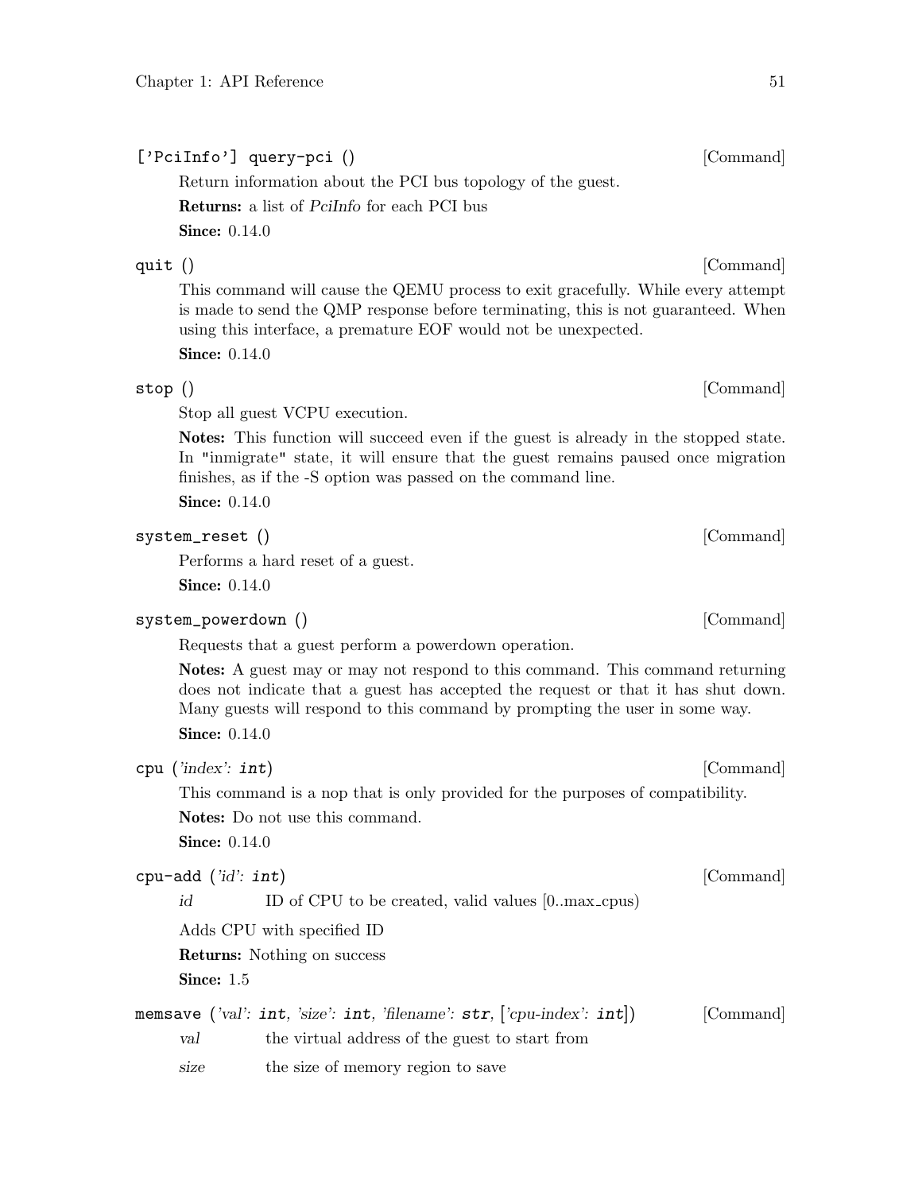**['PciInfo'] query-pci ()** [Command]

Return information about the PCI bus topology of the guest.

**Returns:** a list of *PciInfo* for each PCI bus

**Since:** 0.14.0

**quit ()** [Command]

This command will cause the QEMU process to exit gracefully. While every attempt is made to send the QMP response before terminating, this is not guaranteed. When using this interface, a premature EOF would not be unexpected.

**Since:** 0.14.0

**stop ()** [Command]

Stop all guest VCPU execution.

**Notes:** This function will succeed even if the guest is already in the stopped state. In "inmigrate" state, it will ensure that the guest remains paused once migration finishes, as if the -S option was passed on the command line.

**Since:** 0.14.0

**system_reset ()** [Command]

Performs a hard reset of a guest.

**Since:** 0.14.0

**system_powerdown ()** [Command]

Requests that a guest perform a powerdown operation.

**Notes:** A guest may or may not respond to this command. This command returning does not indicate that a guest has accepted the request or that it has shut down. Many guests will respond to this command by prompting the user in some way.

**Since:** 0.14.0

**cpu** (*'index'*: **int**) [Command]

This command is a nop that is only provided for the purposes of compatibility.

**Notes:** Do not use this command.

**Since:** 0.14.0

**cpu-add** (*'id'*: **int**) [Command]

*id* ID of CPU to be created, valid values [0..max_cpus)

Adds CPU with specified ID

**Returns:** Nothing on success

**Since:** 1.5

**memsave** (*'val'*: **int**, *'size'*: **int**, *'filename'*: **str**, [*'cpu-index'*: **int**]) [Command]

*val* the virtual address of the guest to start from

*size* the size of memory region to save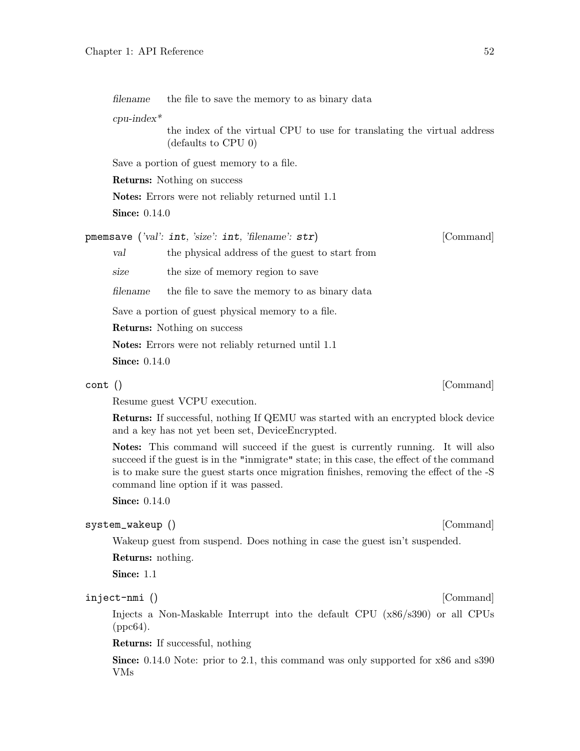*filename* the file to save the memory to as binary data

*cpu-index\**
the index of the virtual CPU to use for translating the virtual address (defaults to CPU 0)

Save a portion of guest memory to a file.

**Returns:** Nothing on success

**Notes:** Errors were not reliably returned until 1.1

**Since:** 0.14.0

`pmemsave` (*'val'*: `int`, *'size'*: `int`, *'filename'*: `str`) [Command]

*val* the physical address of the guest to start from

*size* the size of memory region to save

*filename* the file to save the memory to as binary data

Save a portion of guest physical memory to a file.

**Returns:** Nothing on success

**Notes:** Errors were not reliably returned until 1.1

**Since:** 0.14.0

`cont` () [Command]

Resume guest VCPU execution.

**Returns:** If successful, nothing If QEMU was started with an encrypted block device and a key has not yet been set, DeviceEncrypted.

**Notes:** This command will succeed if the guest is currently running. It will also succeed if the guest is in the "inmigrate" state; in this case, the effect of the command is to make sure the guest starts once migration finishes, removing the effect of the -S command line option if it was passed.

**Since:** 0.14.0

`system_wakeup` () [Command]

Wakeup guest from suspend. Does nothing in case the guest isn't suspended.

**Returns:** nothing.

**Since:** 1.1

`inject-nmi` () [Command]

Injects a Non-Maskable Interrupt into the default CPU (x86/s390) or all CPUs (ppc64).

**Returns:** If successful, nothing

**Since:** 0.14.0 Note: prior to 2.1, this command was only supported for x86 and s390 VMs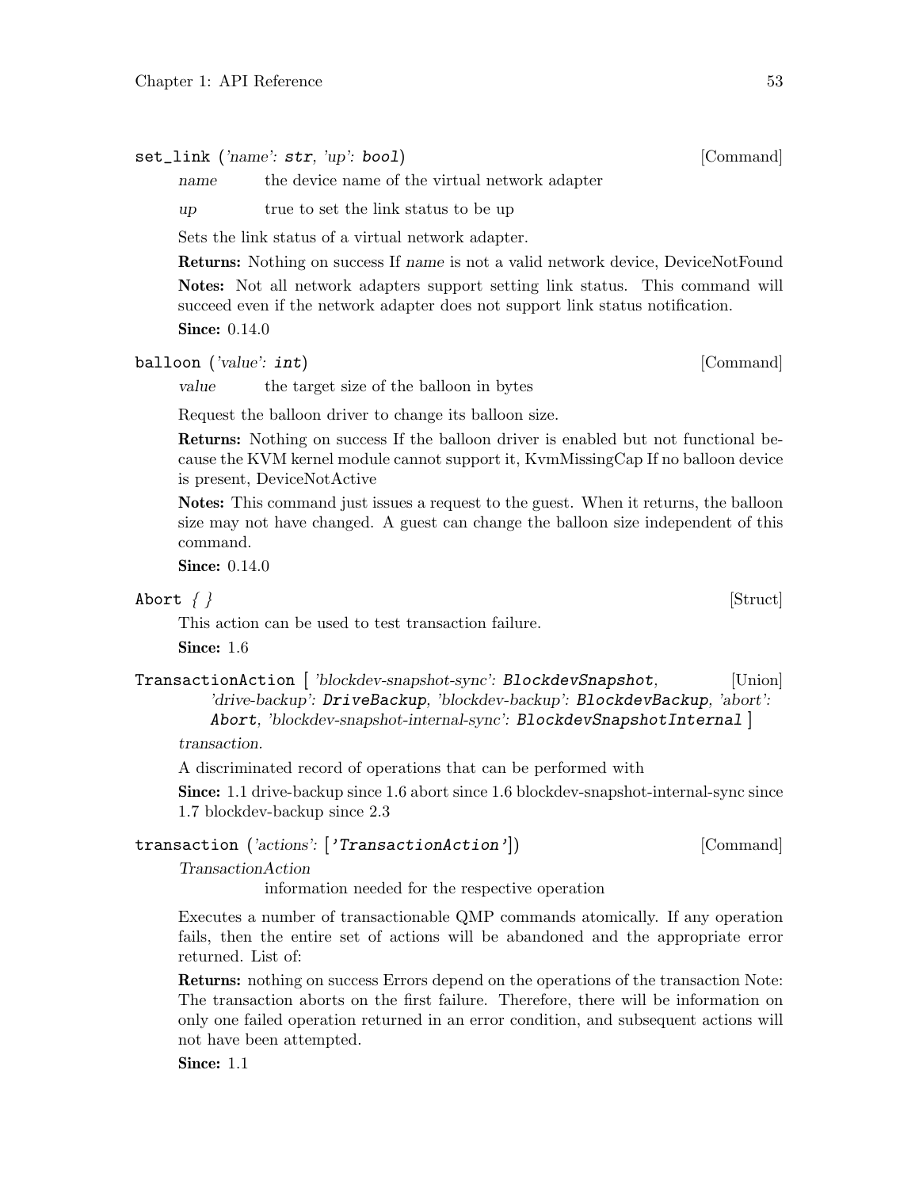**set_link** (*'name'*: **str**, *'up'*: **bool**) [Command]

*name* the device name of the virtual network adapter

*up* true to set the link status to be up

Sets the link status of a virtual network adapter.

**Returns:** Nothing on success If *name* is not a valid network device, DeviceNotFound

**Notes:** Not all network adapters support setting link status. This command will succeed even if the network adapter does not support link status notification.

**Since:** 0.14.0

**balloon** (*'value'*: **int**) [Command]

*value* the target size of the balloon in bytes

Request the balloon driver to change its balloon size.

**Returns:** Nothing on success If the balloon driver is enabled but not functional because the KVM kernel module cannot support it, KvmMissingCap If no balloon device is present, DeviceNotActive

**Notes:** This command just issues a request to the guest. When it returns, the balloon size may not have changed. A guest can change the balloon size independent of this command.

**Since:** 0.14.0

**Abort** *{ }* [Struct]

This action can be used to test transaction failure.

**Since:** 1.6

**TransactionAction** [ *'blockdev-snapshot-sync'*: **BlockdevSnapshot**, *'drive-backup'*: **DriveBackup**, *'blockdev-backup'*: **BlockdevBackup**, *'abort'*: **Abort**, *'blockdev-snapshot-internal-sync'*: **BlockdevSnapshotInternal** ] [Union]

*transaction.*

A discriminated record of operations that can be performed with

**Since:** 1.1 drive-backup since 1.6 abort since 1.6 blockdev-snapshot-internal-sync since 1.7 blockdev-backup since 2.3

**transaction** (*'actions'*: [**'TransactionAction'**]) [Command]

*TransactionAction*
information needed for the respective operation

Executes a number of transactionable QMP commands atomically. If any operation fails, then the entire set of actions will be abandoned and the appropriate error returned. List of:

**Returns:** nothing on success Errors depend on the operations of the transaction Note: The transaction aborts on the first failure. Therefore, there will be information on only one failed operation returned in an error condition, and subsequent actions will not have been attempted.

**Since:** 1.1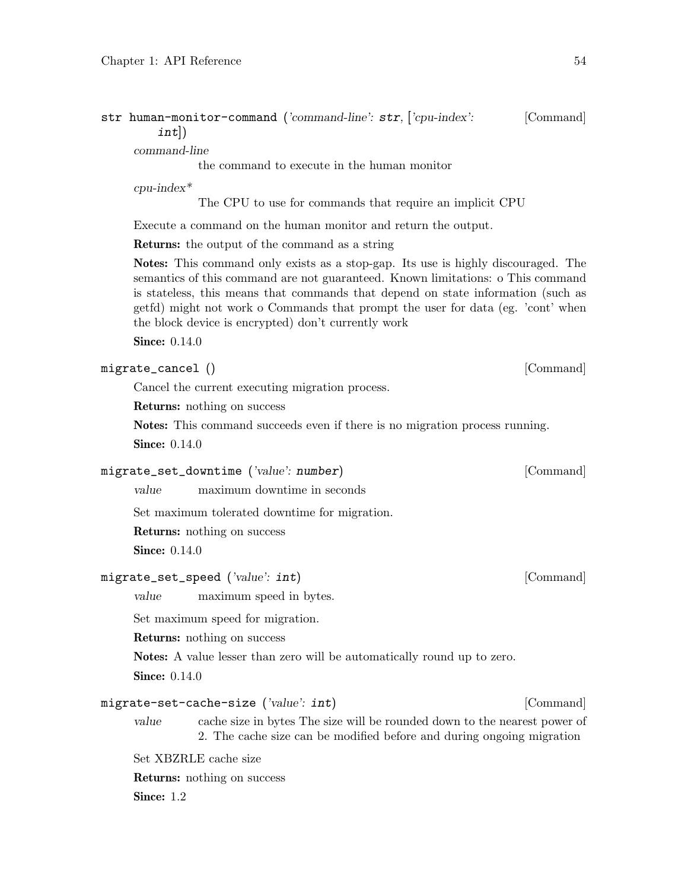### str **human-monitor-command** (*'command-line'*: **str**, [*'cpu-index'*: **int**]) [Command]

*command-line*
: the command to execute in the human monitor

*cpu-index**
: The CPU to use for commands that require an implicit CPU

Execute a command on the human monitor and return the output.

**Returns:** the output of the command as a string

**Notes:** This command only exists as a stop-gap. Its use is highly discouraged. The semantics of this command are not guaranteed. Known limitations: o This command is stateless, this means that commands that depend on state information (such as getfd) might not work o Commands that prompt the user for data (eg. 'cont' when the block device is encrypted) don't currently work

**Since:** 0.14.0

### **migrate_cancel** () [Command]

Cancel the current executing migration process.

**Returns:** nothing on success

**Notes:** This command succeeds even if there is no migration process running.

**Since:** 0.14.0

### **migrate_set_downtime** (*'value'*: **number**) [Command]

*value*
: maximum downtime in seconds

Set maximum tolerated downtime for migration.

**Returns:** nothing on success

**Since:** 0.14.0

### **migrate_set_speed** (*'value'*: **int**) [Command]

*value*
: maximum speed in bytes.

Set maximum speed for migration.

**Returns:** nothing on success

**Notes:** A value lesser than zero will be automatically round up to zero.

**Since:** 0.14.0

### **migrate-set-cache-size** (*'value'*: **int**) [Command]

*value*
: cache size in bytes The size will be rounded down to the nearest power of 2. The cache size can be modified before and during ongoing migration

Set XBZRLE cache size

**Returns:** nothing on success

**Since:** 1.2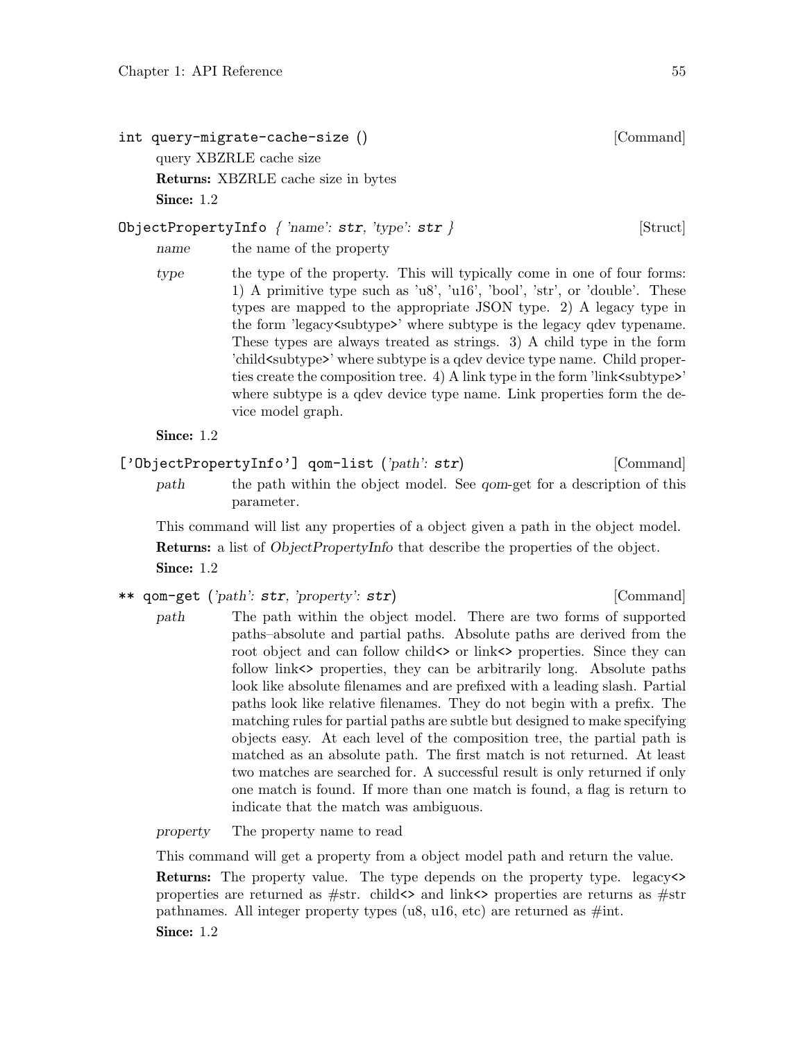`int query-migrate-cache-size ()` [Command]

query XBZRLE cache size

**Returns:** XBZRLE cache size in bytes

**Since:** 1.2

`ObjectPropertyInfo` *{ 'name': **str**, 'type': **str** }* [Struct]

*name* the name of the property

*type* the type of the property. This will typically come in one of four forms: 1) A primitive type such as 'u8', 'u16', 'bool', 'str', or 'double'. These types are mapped to the appropriate JSON type. 2) A legacy type in the form 'legacy<subtype>' where subtype is the legacy qdev typename. These types are always treated as strings. 3) A child type in the form 'child<subtype>' where subtype is a qdev device type name. Child properties create the composition tree. 4) A link type in the form 'link<subtype>' where subtype is a qdev device type name. Link properties form the device model graph.

**Since:** 1.2

`['ObjectPropertyInfo'] qom-list` *('path': **str**)* [Command]

*path* the path within the object model. See *qom*-get for a description of this parameter.

This command will list any properties of a object given a path in the object model.

**Returns:** a list of *ObjectPropertyInfo* that describe the properties of the object.

**Since:** 1.2

`** qom-get` *('path': **str**, 'property': **str**)* [Command]

*path* The path within the object model. There are two forms of supported paths–absolute and partial paths. Absolute paths are derived from the root object and can follow child<> or link<> properties. Since they can follow link<> properties, they can be arbitrarily long. Absolute paths look like absolute filenames and are prefixed with a leading slash. Partial paths look like relative filenames. They do not begin with a prefix. The matching rules for partial paths are subtle but designed to make specifying objects easy. At each level of the composition tree, the partial path is matched as an absolute path. The first match is not returned. At least two matches are searched for. A successful result is only returned if only one match is found. If more than one match is found, a flag is return to indicate that the match was ambiguous.

*property* The property name to read

This command will get a property from a object model path and return the value.

**Returns:** The property value. The type depends on the property type. legacy<> properties are returned as #str. child<> and link<> properties are returns as #str pathnames. All integer property types (u8, u16, etc) are returned as #int.

**Since:** 1.2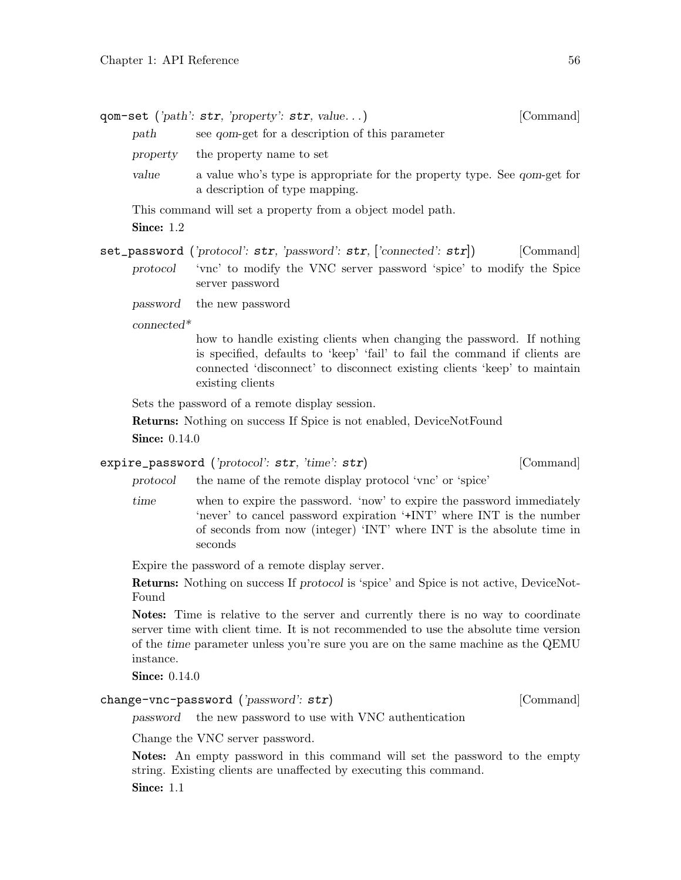**qom-set** (*'path'*: **str**, *'property'*: **str**, *value...*) [Command]

*path* see *qom*-get for a description of this parameter

*property* the property name to set

*value* a value who's type is appropriate for the property type. See *qom*-get for a description of type mapping.

This command will set a property from a object model path.

**Since:** 1.2

**set_password** (*'protocol'*: **str**, *'password'*: **str**, [*'connected'*: **str**]) [Command]

*protocol* 'vnc' to modify the VNC server password 'spice' to modify the Spice server password

*password* the new password

*connected**

how to handle existing clients when changing the password. If nothing is specified, defaults to 'keep' 'fail' to fail the command if clients are connected 'disconnect' to disconnect existing clients 'keep' to maintain existing clients

Sets the password of a remote display session.

**Returns:** Nothing on success If Spice is not enabled, DeviceNotFound

**Since:** 0.14.0

**expire_password** (*'protocol'*: **str**, *'time'*: **str**) [Command]

*protocol* the name of the remote display protocol 'vnc' or 'spice'

*time* when to expire the password. 'now' to expire the password immediately 'never' to cancel password expiration '+INT' where INT is the number of seconds from now (integer) 'INT' where INT is the absolute time in seconds

Expire the password of a remote display server.

**Returns:** Nothing on success If *protocol* is 'spice' and Spice is not active, DeviceNotFound

**Notes:** Time is relative to the server and currently there is no way to coordinate server time with client time. It is not recommended to use the absolute time version of the *time* parameter unless you're sure you are on the same machine as the QEMU instance.

**Since:** 0.14.0

**change-vnc-password** (*'password'*: **str**) [Command]

*password* the new password to use with VNC authentication

Change the VNC server password.

**Notes:** An empty password in this command will set the password to the empty string. Existing clients are unaffected by executing this command.

**Since:** 1.1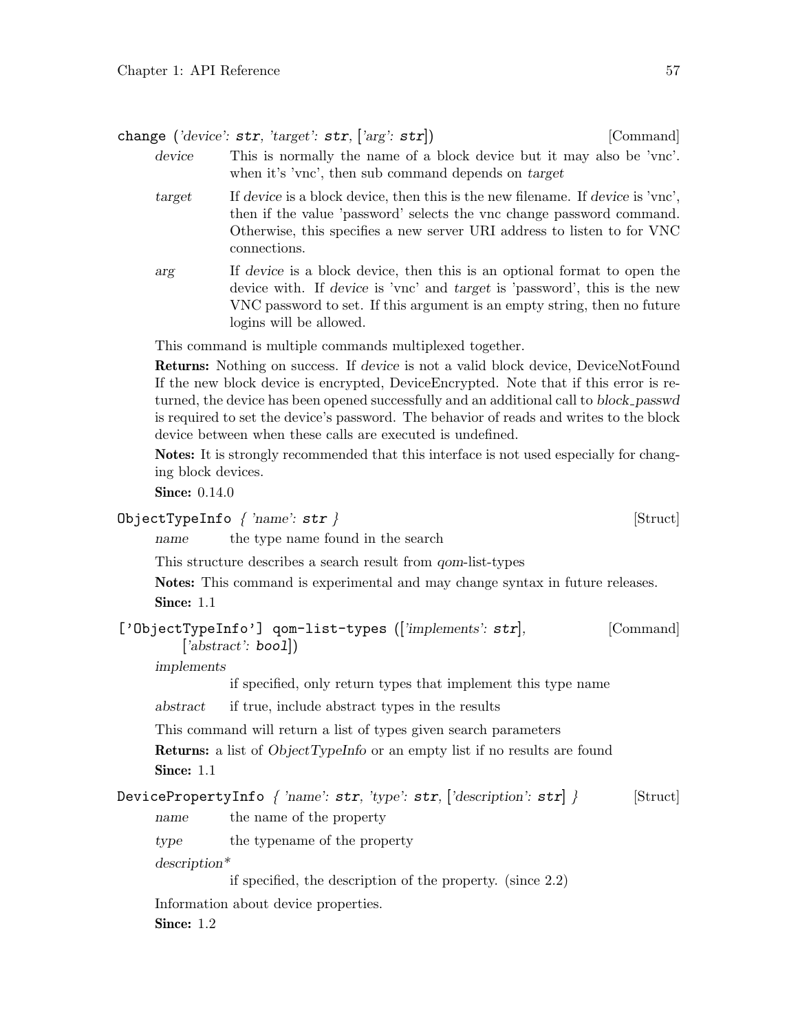`change` (*'device'*: **str**, *'target'*: **str**, [*'arg'*: **str**]) [Command]

*device* This is normally the name of a block device but it may also be 'vnc'. when it's 'vnc', then sub command depends on *target*

*target* If *device* is a block device, then this is the new filename. If *device* is 'vnc', then if the value 'password' selects the vnc change password command. Otherwise, this specifies a new server URI address to listen to for VNC connections.

*arg* If *device* is a block device, then this is an optional format to open the device with. If *device* is 'vnc' and *target* is 'password', this is the new VNC password to set. If this argument is an empty string, then no future logins will be allowed.

This command is multiple commands multiplexed together.

**Returns:** Nothing on success. If *device* is not a valid block device, DeviceNotFound If the new block device is encrypted, DeviceEncrypted. Note that if this error is returned, the device has been opened successfully and an additional call to *block_passwd* is required to set the device's password. The behavior of reads and writes to the block device between when these calls are executed is undefined.

**Notes:** It is strongly recommended that this interface is not used especially for changing block devices.

**Since:** 0.14.0

`ObjectTypeInfo` { *'name'*: **str** } [Struct]

*name* the type name found in the search

This structure describes a search result from *qom*-list-types

**Notes:** This command is experimental and may change syntax in future releases.

**Since:** 1.1

`['ObjectTypeInfo'] qom-list-types` ([*'implements'*: **str**], [*'abstract'*: **bool**]) [Command]

*implements*
if specified, only return types that implement this type name

*abstract* if true, include abstract types in the results

This command will return a list of types given search parameters

**Returns:** a list of *ObjectTypeInfo* or an empty list if no results are found

**Since:** 1.1

`DevicePropertyInfo` { *'name'*: **str**, *'type'*: **str**, [*'description'*: **str**] } [Struct]

*name* the name of the property

*type* the typename of the property

*description**
if specified, the description of the property. (since 2.2)

Information about device properties.

**Since:** 1.2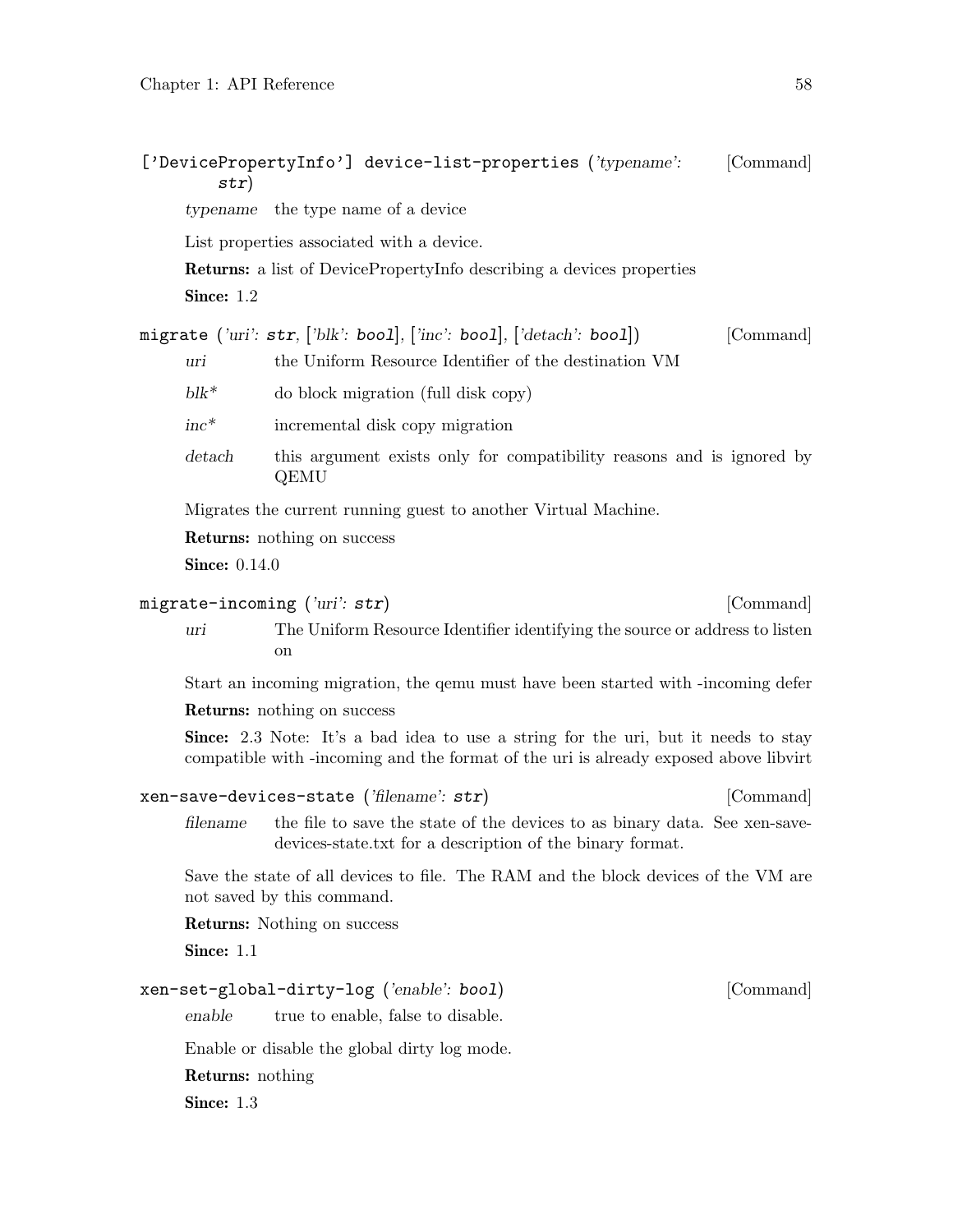**['DevicePropertyInfo'] device-list-properties** (*'typename': str*) [Command]

*typename* the type name of a device

List properties associated with a device.

**Returns:** a list of DevicePropertyInfo describing a devices properties

**Since:** 1.2

**migrate** (*'uri': str, ['blk': bool], ['inc': bool], ['detach': bool]*) [Command]

*uri* the Uniform Resource Identifier of the destination VM

*blk** do block migration (full disk copy)

*inc** incremental disk copy migration

*detach* this argument exists only for compatibility reasons and is ignored by QEMU

Migrates the current running guest to another Virtual Machine.

**Returns:** nothing on success

**Since:** 0.14.0

**migrate-incoming** (*'uri': str*) [Command]

*uri* The Uniform Resource Identifier identifying the source or address to listen on

Start an incoming migration, the qemu must have been started with -incoming defer

**Returns:** nothing on success

**Since:** 2.3 Note: It's a bad idea to use a string for the uri, but it needs to stay compatible with -incoming and the format of the uri is already exposed above libvirt

**xen-save-devices-state** (*'filename': str*) [Command]

*filename* the file to save the state of the devices to as binary data. See xen-save-devices-state.txt for a description of the binary format.

Save the state of all devices to file. The RAM and the block devices of the VM are not saved by this command.

**Returns:** Nothing on success

**Since:** 1.1

**xen-set-global-dirty-log** (*'enable': bool*) [Command]

*enable* true to enable, false to disable.

Enable or disable the global dirty log mode.

**Returns:** nothing

**Since:** 1.3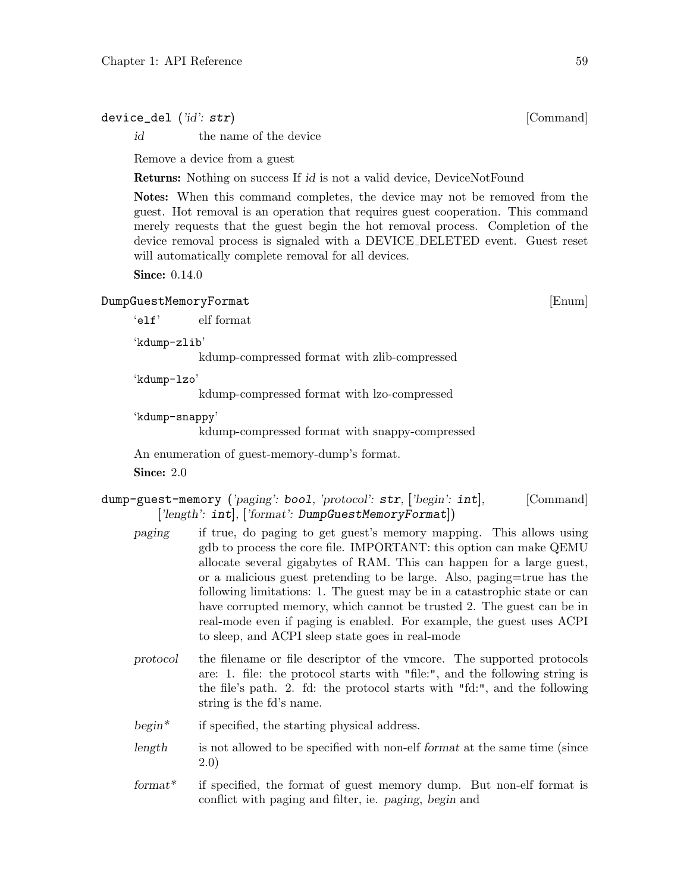**device_del** (*'id': str*) [Command]

*id* the name of the device

Remove a device from a guest

**Returns:** Nothing on success If *id* is not a valid device, DeviceNotFound

**Notes:** When this command completes, the device may not be removed from the guest. Hot removal is an operation that requires guest cooperation. This command merely requests that the guest begin the hot removal process. Completion of the device removal process is signaled with a DEVICE_DELETED event. Guest reset will automatically complete removal for all devices.

**Since:** 0.14.0

**DumpGuestMemoryFormat** [Enum]

'elf' elf format

'kdump-zlib'
kdump-compressed format with zlib-compressed

'kdump-lzo'
kdump-compressed format with lzo-compressed

'kdump-snappy'
kdump-compressed format with snappy-compressed

An enumeration of guest-memory-dump's format.

**Since:** 2.0

**dump-guest-memory** (*'paging': bool, 'protocol': str, ['begin': int], ['length': int], ['format': DumpGuestMemoryFormat]*) [Command]

*paging* if true, do paging to get guest's memory mapping. This allows using gdb to process the core file. IMPORTANT: this option can make QEMU allocate several gigabytes of RAM. This can happen for a large guest, or a malicious guest pretending to be large. Also, paging=true has the following limitations: 1. The guest may be in a catastrophic state or can have corrupted memory, which cannot be trusted 2. The guest can be in real-mode even if paging is enabled. For example, the guest uses ACPI to sleep, and ACPI sleep state goes in real-mode

*protocol* the filename or file descriptor of the vmcore. The supported protocols are: 1. file: the protocol starts with "file:", and the following string is the file's path. 2. fd: the protocol starts with "fd:", and the following string is the fd's name.

*begin** if specified, the starting physical address.

*length* is not allowed to be specified with non-elf *format* at the same time (since 2.0)

*format** if specified, the format of guest memory dump. But non-elf format is conflict with paging and filter, ie. *paging*, *begin* and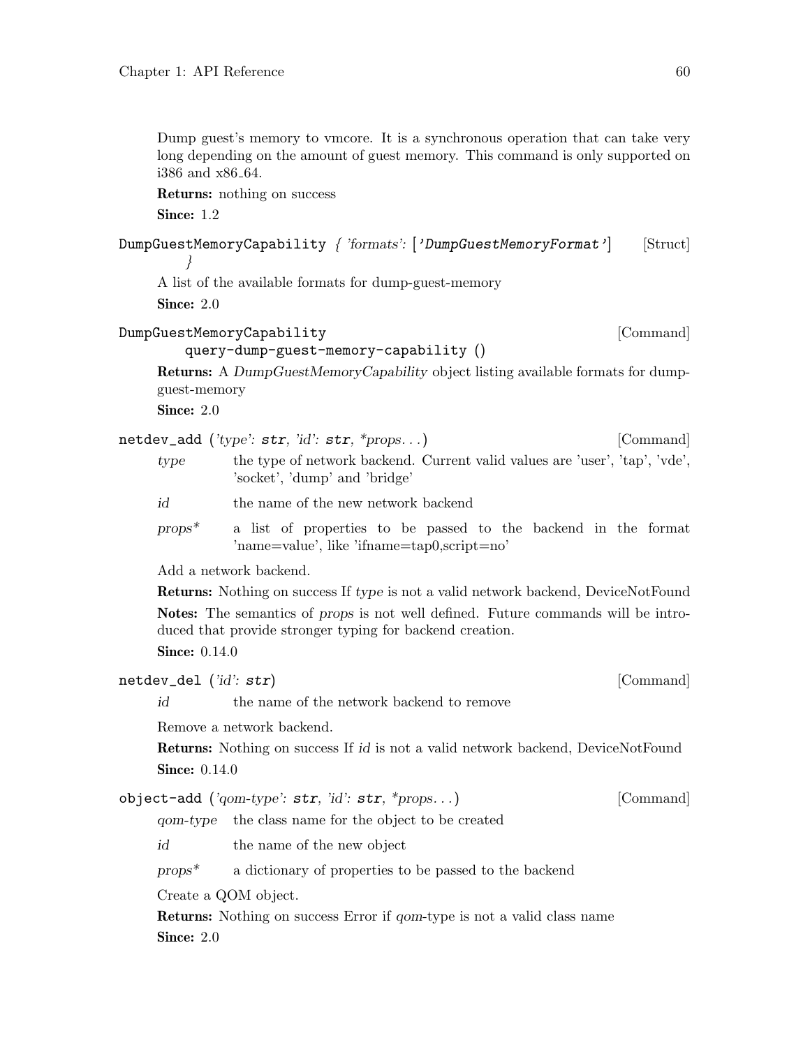Dump guest's memory to vmcore. It is a synchronous operation that can take very long depending on the amount of guest memory. This command is only supported on i386 and x86_64.

**Returns:** nothing on success

**Since:** 1.2

`DumpGuestMemoryCapability` { *'formats'*: [`'DumpGuestMemoryFormat'`] } [Struct]

A list of the available formats for dump-guest-memory

**Since:** 2.0

`DumpGuestMemoryCapability` `query-dump-guest-memory-capability ()` [Command]

**Returns:** A *DumpGuestMemoryCapability* object listing available formats for dump-guest-memory

**Since:** 2.0

`netdev_add` (*'type'*: `str`, *'id'*: `str`, *\*props...*) [Command]

- *type* — the type of network backend. Current valid values are 'user', 'tap', 'vde', 'socket', 'dump' and 'bridge'
- *id* — the name of the new network backend
- *props\** — a list of properties to be passed to the backend in the format 'name=value', like 'ifname=tap0,script=no'

Add a network backend.

**Returns:** Nothing on success If *type* is not a valid network backend, DeviceNotFound

**Notes:** The semantics of *props* is not well defined. Future commands will be introduced that provide stronger typing for backend creation.

**Since:** 0.14.0

`netdev_del` (*'id'*: `str`) [Command]

- *id* — the name of the network backend to remove

Remove a network backend.

**Returns:** Nothing on success If *id* is not a valid network backend, DeviceNotFound

**Since:** 0.14.0

`object-add` (*'qom-type'*: `str`, *'id'*: `str`, *\*props...*) [Command]

- *qom-type* — the class name for the object to be created
- *id* — the name of the new object
- *props\** — a dictionary of properties to be passed to the backend

Create a QOM object.

**Returns:** Nothing on success Error if *qom*-type is not a valid class name

**Since:** 2.0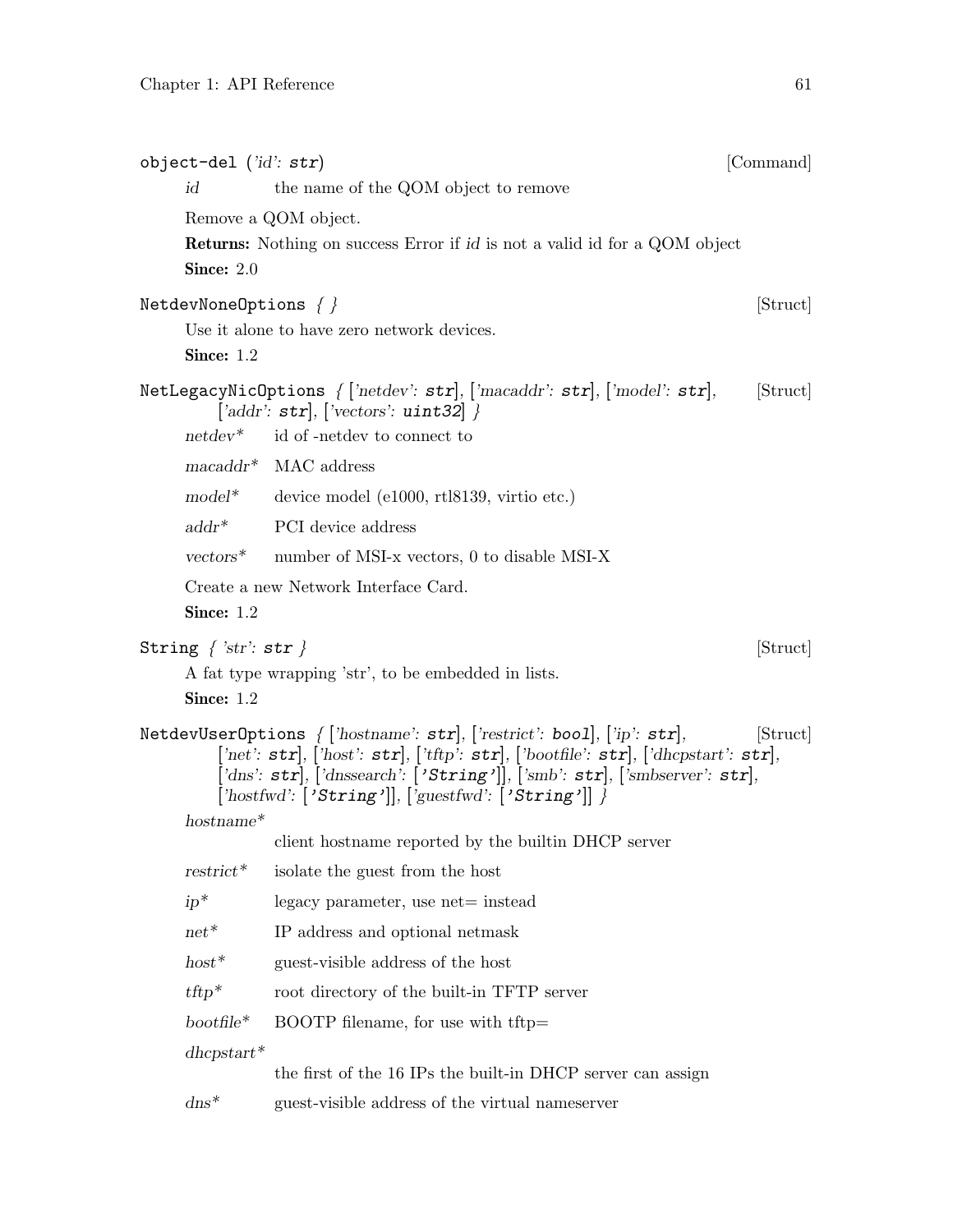`object-del` (*'id': **str***) [Command]

*id* the name of the QOM object to remove

Remove a QOM object.

**Returns:** Nothing on success Error if *id* is not a valid id for a QOM object

**Since:** 2.0

`NetdevNoneOptions` *{ }* [Struct]

Use it alone to have zero network devices.

**Since:** 1.2

`NetLegacyNicOptions` *{ ['netdev': **str**], ['macaddr': **str**], ['model': **str**], ['addr': **str**], ['vectors': **uint32**] }* [Struct]

*netdev** id of -netdev to connect to

*macaddr** MAC address

*model** device model (e1000, rtl8139, virtio etc.)

*addr** PCI device address

*vectors** number of MSI-x vectors, 0 to disable MSI-X

Create a new Network Interface Card.

**Since:** 1.2

`String` *{ 'str': **str** }* [Struct]

A fat type wrapping 'str', to be embedded in lists.

**Since:** 1.2

`NetdevUserOptions` *{ ['hostname': **str**], ['restrict': **bool**], ['ip': **str**], ['net': **str**], ['host': **str**], ['tftp': **str**], ['bootfile': **str**], ['dhcpstart': **str**], ['dns': **str**], ['dnssearch': [**'String'**]], ['smb': **str**], ['smbserver': **str**], ['hostfwd': [**'String'**]], ['guestfwd': [**'String'**]] }* [Struct]

*hostname**
client hostname reported by the builtin DHCP server

*restrict** isolate the guest from the host

*ip** legacy parameter, use net= instead

*net** IP address and optional netmask

*host** guest-visible address of the host

*tftp** root directory of the built-in TFTP server

*bootfile** BOOTP filename, for use with tftp=

*dhcpstart**
the first of the 16 IPs the built-in DHCP server can assign

*dns** guest-visible address of the virtual nameserver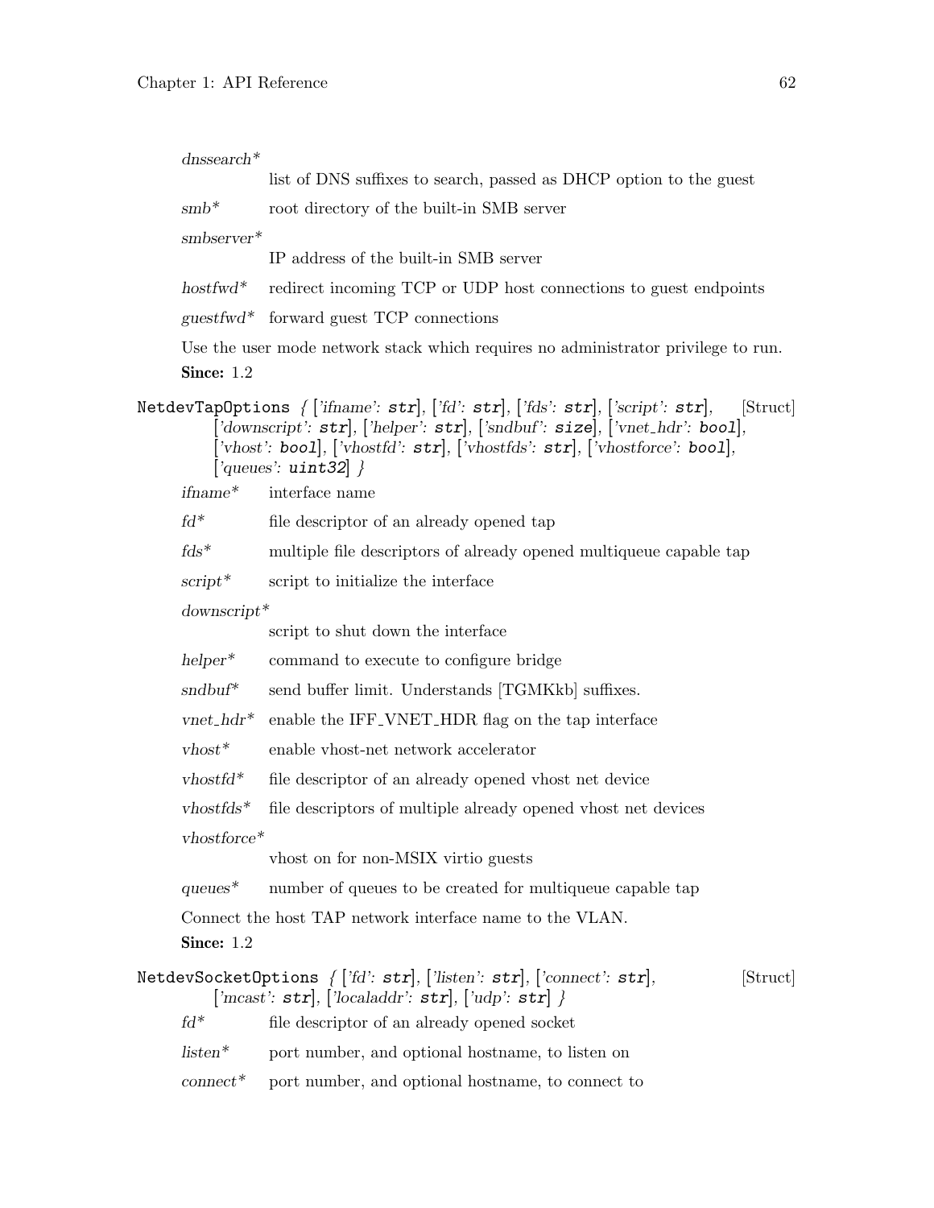*dnssearch**
: list of DNS suffixes to search, passed as DHCP option to the guest

*smb**
: root directory of the built-in SMB server

*smbserver**
: IP address of the built-in SMB server

*hostfwd**
: redirect incoming TCP or UDP host connections to guest endpoints

*guestfwd**
: forward guest TCP connections

Use the user mode network stack which requires no administrator privilege to run.

**Since:** 1.2

`NetdevTapOptions` { ['ifname': **str**], ['fd': **str**], ['fds': **str**], ['script': **str**], ['downscript': **str**], ['helper': **str**], ['sndbuf': **size**], ['vnet_hdr': **bool**], ['vhost': **bool**], ['vhostfd': **str**], ['vhostfds': **str**], ['vhostforce': **bool**], ['queues': **uint32**] } [Struct]

*ifname**
: interface name

*fd**
: file descriptor of an already opened tap

*fds**
: multiple file descriptors of already opened multiqueue capable tap

*script**
: script to initialize the interface

*downscript**
: script to shut down the interface

*helper**
: command to execute to configure bridge

*sndbuf**
: send buffer limit. Understands [TGMKkb] suffixes.

*vnet_hdr**
: enable the IFF_VNET_HDR flag on the tap interface

*vhost**
: enable vhost-net network accelerator

*vhostfd**
: file descriptor of an already opened vhost net device

*vhostfds**
: file descriptors of multiple already opened vhost net devices

*vhostforce**
: vhost on for non-MSIX virtio guests

*queues**
: number of queues to be created for multiqueue capable tap

Connect the host TAP network interface name to the VLAN.

**Since:** 1.2

`NetdevSocketOptions` { ['fd': **str**], ['listen': **str**], ['connect': **str**], ['mcast': **str**], ['localaddr': **str**], ['udp': **str**] } [Struct]

*fd**
: file descriptor of an already opened socket

*listen**
: port number, and optional hostname, to listen on

*connect**
: port number, and optional hostname, to connect to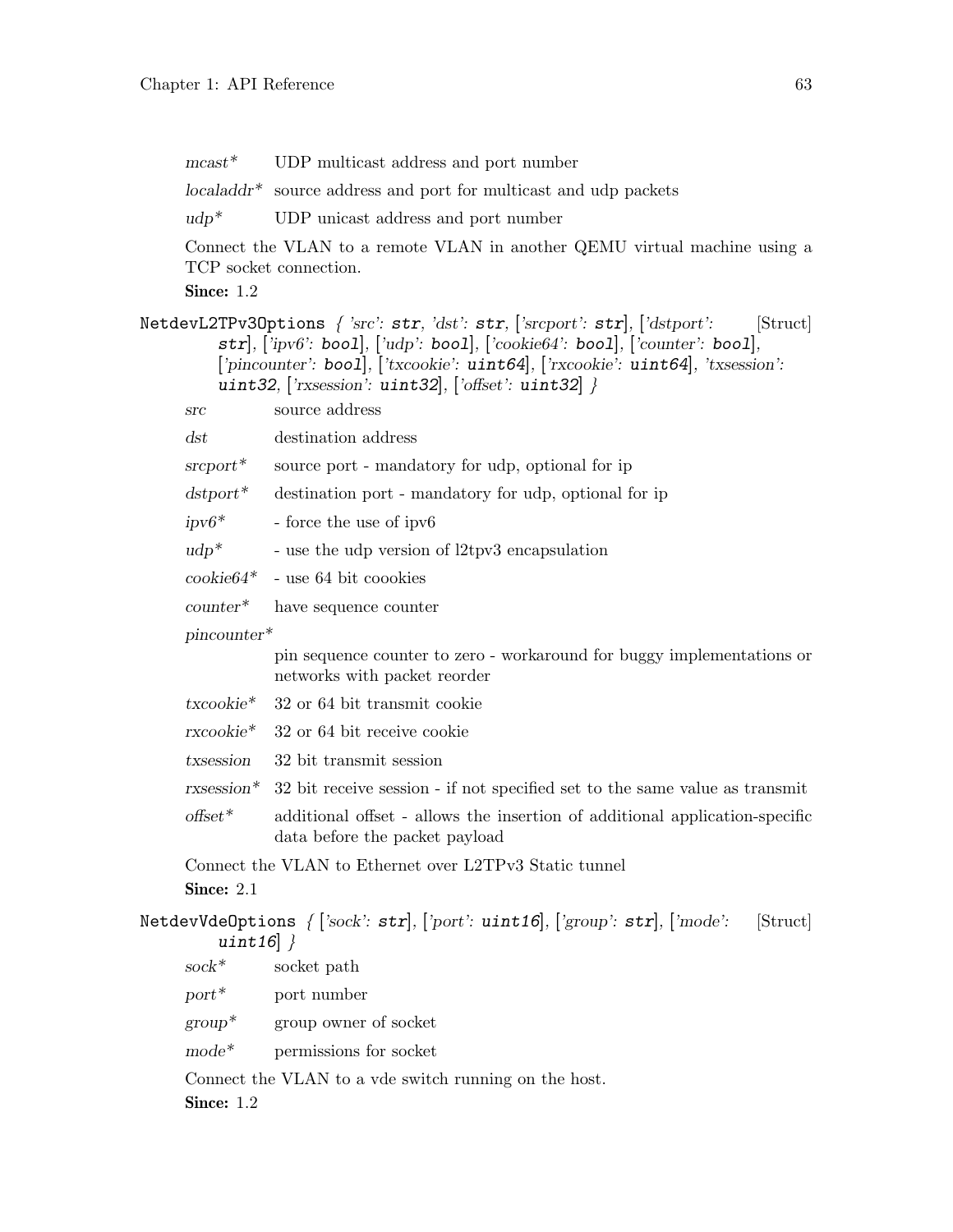*mcast** UDP multicast address and port number

*localaddr** source address and port for multicast and udp packets

*udp** UDP unicast address and port number

Connect the VLAN to a remote VLAN in another QEMU virtual machine using a TCP socket connection.

**Since:** 1.2

`NetdevL2TPv3Options` { *'src'*: **str**, *'dst'*: **str**, [*'srcport'*: **str**], [*'dstport'*: **str**], [*'ipv6'*: **bool**], [*'udp'*: **bool**], [*'cookie64'*: **bool**], [*'counter'*: **bool**], [*'pincounter'*: **bool**], [*'txcookie'*: **uint64**], [*'rxcookie'*: **uint64**], *'txsession'*: **uint32**, [*'rxsession'*: **uint32**], [*'offset'*: **uint32**] } [Struct]

*src* source address

*dst* destination address

*srcport** source port - mandatory for udp, optional for ip

*dstport** destination port - mandatory for udp, optional for ip

*ipv6** - force the use of ipv6

*udp** - use the udp version of l2tpv3 encapsulation

*cookie64** - use 64 bit coookies

*counter** have sequence counter

*pincounter**
pin sequence counter to zero - workaround for buggy implementations or networks with packet reorder

*txcookie** 32 or 64 bit transmit cookie

*rxcookie** 32 or 64 bit receive cookie

*txsession* 32 bit transmit session

*rxsession** 32 bit receive session - if not specified set to the same value as transmit

*offset** additional offset - allows the insertion of additional application-specific data before the packet payload

Connect the VLAN to Ethernet over L2TPv3 Static tunnel

**Since:** 2.1

`NetdevVdeOptions` { [*'sock'*: **str**], [*'port'*: **uint16**], [*'group'*: **str**], [*'mode'*: **uint16**] } [Struct]

*sock** socket path

*port** port number

*group** group owner of socket

*mode** permissions for socket

Connect the VLAN to a vde switch running on the host.

**Since:** 1.2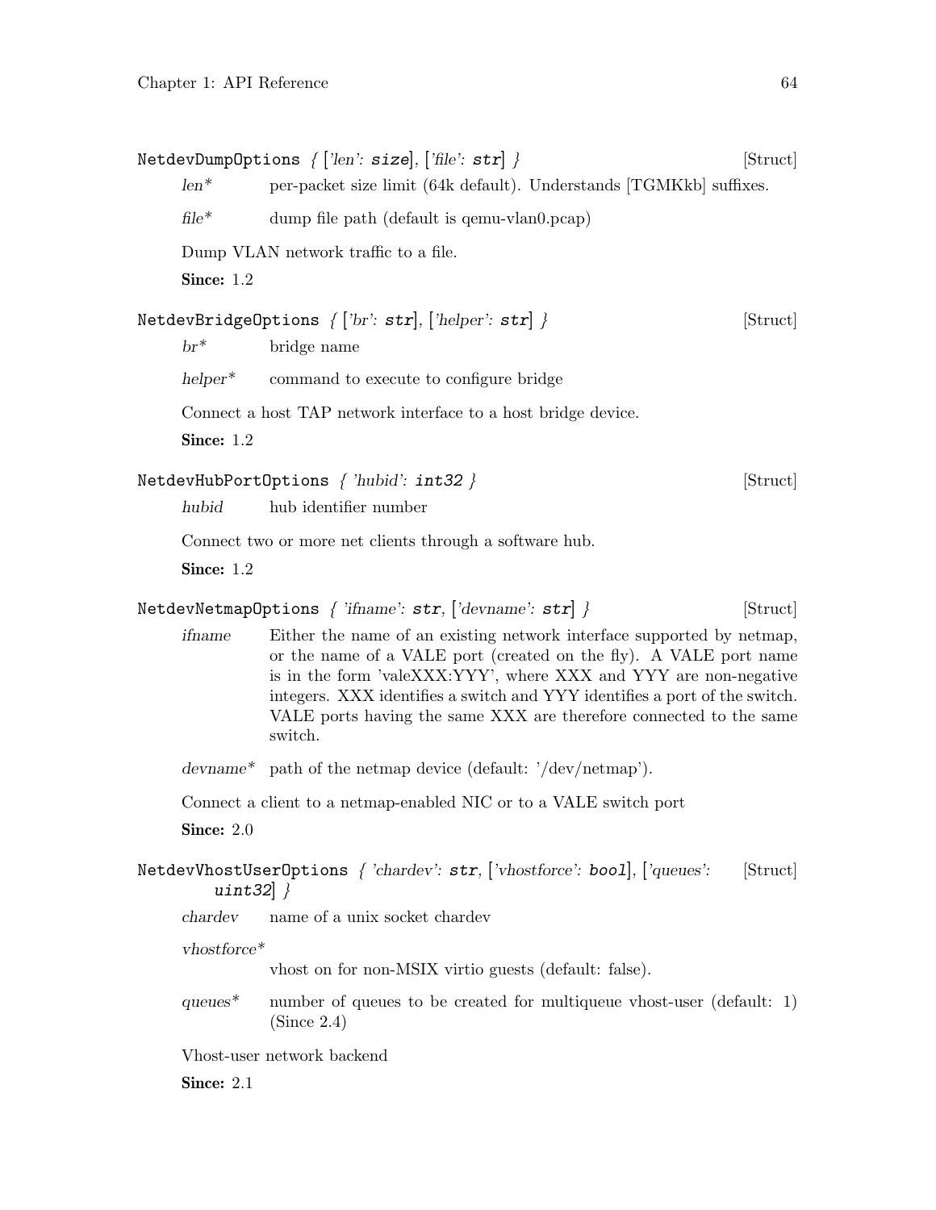`NetdevDumpOptions` { ['*len*': **`size`**], ['*file*': **`str`**] } [Struct]

*len\** per-packet size limit (64k default). Understands [TGMKkb] suffixes.

*file\** dump file path (default is qemu-vlan0.pcap)

Dump VLAN network traffic to a file.

**Since:** 1.2

`NetdevBridgeOptions` { ['*br*': **`str`**], ['*helper*': **`str`**] } [Struct]

*br\** bridge name

*helper\** command to execute to configure bridge

Connect a host TAP network interface to a host bridge device.

**Since:** 1.2

`NetdevHubPortOptions` { '*hubid*': **`int32`** } [Struct]

*hubid* hub identifier number

Connect two or more net clients through a software hub.

**Since:** 1.2

`NetdevNetmapOptions` { '*ifname*': **`str`**, ['*devname*': **`str`**] } [Struct]

*ifname* Either the name of an existing network interface supported by netmap, or the name of a VALE port (created on the fly). A VALE port name is in the form 'valeXXX:YYY', where XXX and YYY are non-negative integers. XXX identifies a switch and YYY identifies a port of the switch. VALE ports having the same XXX are therefore connected to the same switch.

*devname\** path of the netmap device (default: '/dev/netmap').

Connect a client to a netmap-enabled NIC or to a VALE switch port

**Since:** 2.0

`NetdevVhostUserOptions` { '*chardev*': **`str`**, ['*vhostforce*': **`bool`**], ['*queues*': **`uint32`**] } [Struct]

*chardev* name of a unix socket chardev

*vhostforce\** vhost on for non-MSIX virtio guests (default: false).

*queues\** number of queues to be created for multiqueue vhost-user (default: 1) (Since 2.4)

Vhost-user network backend

**Since:** 2.1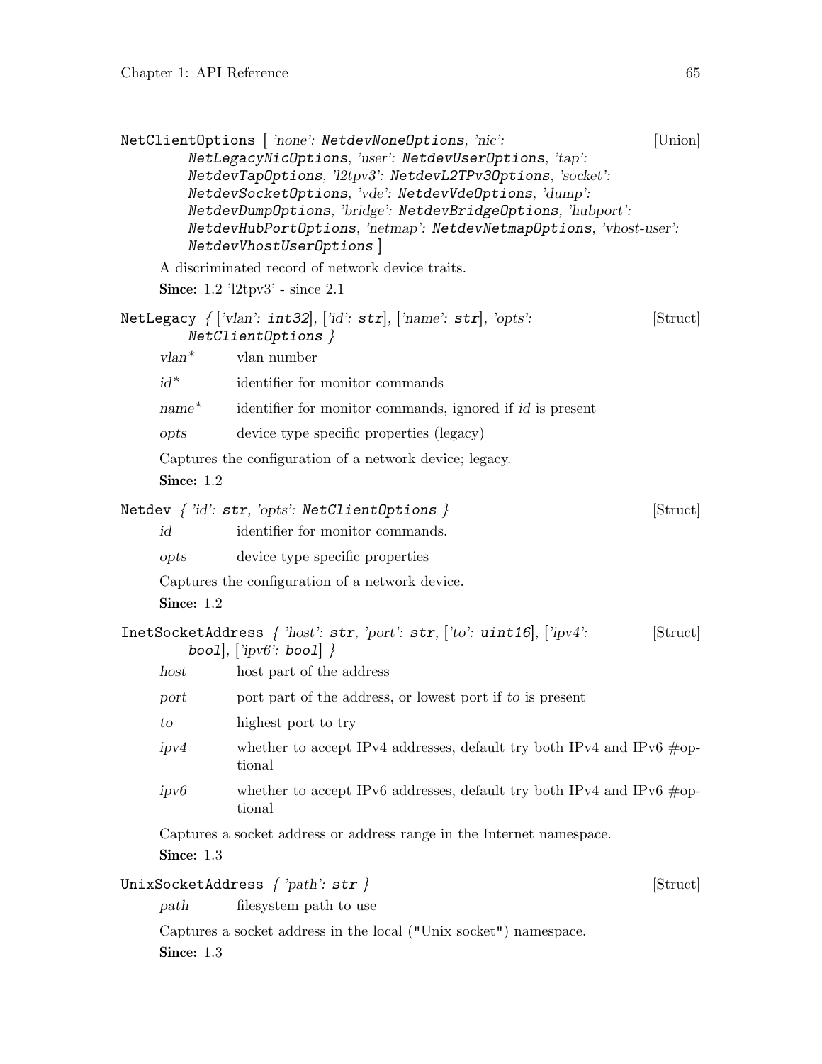**NetClientOptions** [ *'none'*: *NetdevNoneOptions*, *'nic'*: *NetLegacyNicOptions*, *'user'*: *NetdevUserOptions*, *'tap'*: *NetdevTapOptions*, *'l2tpv3'*: *NetdevL2TPv3Options*, *'socket'*: *NetdevSocketOptions*, *'vde'*: *NetdevVdeOptions*, *'dump'*: *NetdevDumpOptions*, *'bridge'*: *NetdevBridgeOptions*, *'hubport'*: *NetdevHubPortOptions*, *'netmap'*: *NetdevNetmapOptions*, *'vhost-user'*: *NetdevVhostUserOptions* ] [Union]

A discriminated record of network device traits.

**Since:** 1.2 'l2tpv3' - since 2.1

**NetLegacy** { ['vlan': **int32**], ['id': **str**], ['name': **str**], 'opts': *NetClientOptions* } [Struct]

*vlan\** vlan number

*id\** identifier for monitor commands

*name\** identifier for monitor commands, ignored if *id* is present

*opts* device type specific properties (legacy)

Captures the configuration of a network device; legacy.

**Since:** 1.2

**Netdev** { 'id': **str**, 'opts': *NetClientOptions* } [Struct]

*id* identifier for monitor commands.

*opts* device type specific properties

Captures the configuration of a network device.

**Since:** 1.2

**InetSocketAddress** { 'host': **str**, 'port': **str**, ['to': **uint16**], ['ipv4': **bool**], ['ipv6': **bool**] } [Struct]

*host* host part of the address

*port* port part of the address, or lowest port if *to* is present

*to* highest port to try

*ipv4* whether to accept IPv4 addresses, default try both IPv4 and IPv6 #optional

*ipv6* whether to accept IPv6 addresses, default try both IPv4 and IPv6 #optional

Captures a socket address or address range in the Internet namespace.

**Since:** 1.3

**UnixSocketAddress** { 'path': **str** } [Struct]

*path* filesystem path to use

Captures a socket address in the local ("Unix socket") namespace.

**Since:** 1.3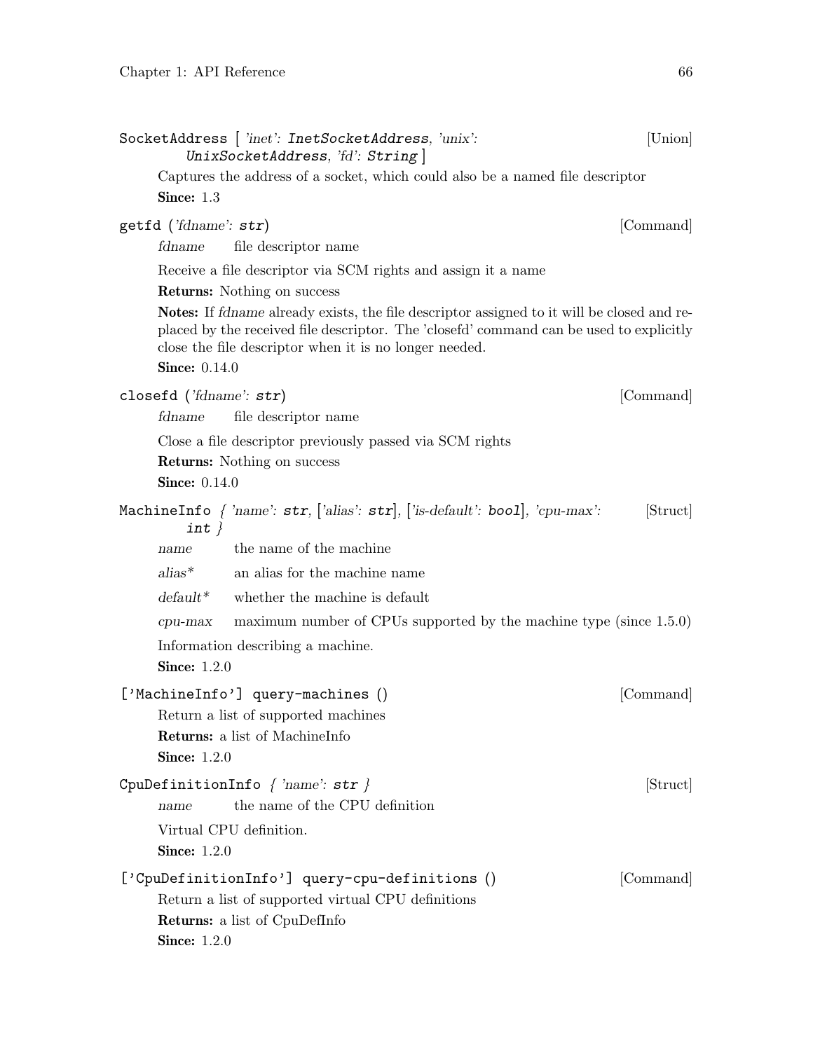`SocketAddress` [ *'inet'*: **InetSocketAddress**, *'unix'*: **UnixSocketAddress**, *'fd'*: **String** ] [Union]

Captures the address of a socket, which could also be a named file descriptor

**Since:** 1.3

`getfd` (*'fdname'*: **str**) [Command]

*fdname* file descriptor name

Receive a file descriptor via SCM rights and assign it a name

**Returns:** Nothing on success

**Notes:** If *fdname* already exists, the file descriptor assigned to it will be closed and replaced by the received file descriptor. The 'closefd' command can be used to explicitly close the file descriptor when it is no longer needed.

**Since:** 0.14.0

`closefd` (*'fdname'*: **str**) [Command]

*fdname* file descriptor name

Close a file descriptor previously passed via SCM rights

**Returns:** Nothing on success

**Since:** 0.14.0

`MachineInfo` { *'name'*: **str**, [*'alias'*: **str**], [*'is-default'*: **bool**], *'cpu-max'*: **int** } [Struct]

*name* the name of the machine

*alias** an alias for the machine name

*default** whether the machine is default

*cpu-max* maximum number of CPUs supported by the machine type (since 1.5.0)

Information describing a machine.

**Since:** 1.2.0

`['MachineInfo'] query-machines` () [Command]

Return a list of supported machines

**Returns:** a list of MachineInfo

**Since:** 1.2.0

`CpuDefinitionInfo` { *'name'*: **str** } [Struct]

*name* the name of the CPU definition

Virtual CPU definition.

**Since:** 1.2.0

`['CpuDefinitionInfo'] query-cpu-definitions` () [Command]

Return a list of supported virtual CPU definitions

**Returns:** a list of CpuDefInfo

**Since:** 1.2.0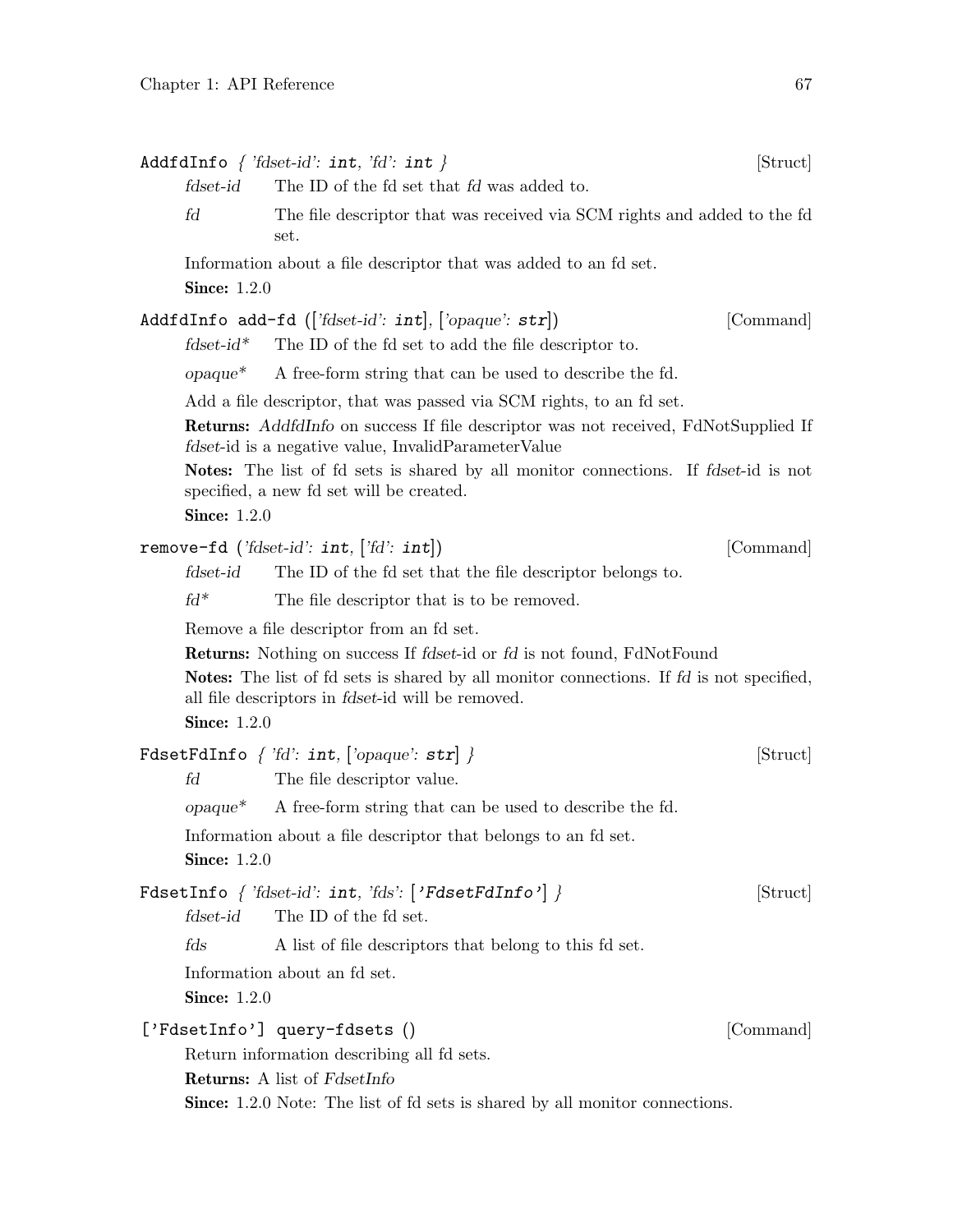**AddfdInfo** { *'fdset-id'*: **int**, *'fd'*: **int** } [Struct]

*fdset-id* The ID of the fd set that *fd* was added to.

*fd* The file descriptor that was received via SCM rights and added to the fd set.

Information about a file descriptor that was added to an fd set.

**Since:** 1.2.0

**AddfdInfo add-fd** ([*'fdset-id'*: **int**], [*'opaque'*: **str**]) [Command]

*fdset-id** The ID of the fd set to add the file descriptor to.

*opaque** A free-form string that can be used to describe the fd.

Add a file descriptor, that was passed via SCM rights, to an fd set.

**Returns:** *AddfdInfo* on success If file descriptor was not received, FdNotSupplied If *fdset*-id is a negative value, InvalidParameterValue

**Notes:** The list of fd sets is shared by all monitor connections. If *fdset*-id is not specified, a new fd set will be created.

**Since:** 1.2.0

**remove-fd** (*'fdset-id'*: **int**, [*'fd'*: **int**]) [Command]

*fdset-id* The ID of the fd set that the file descriptor belongs to.

*fd** The file descriptor that is to be removed.

Remove a file descriptor from an fd set.

**Returns:** Nothing on success If *fdset*-id or *fd* is not found, FdNotFound

**Notes:** The list of fd sets is shared by all monitor connections. If *fd* is not specified, all file descriptors in *fdset*-id will be removed.

**Since:** 1.2.0

**FdsetFdInfo** { *'fd'*: **int**, [*'opaque'*: **str**] } [Struct]

*fd* The file descriptor value.

*opaque** A free-form string that can be used to describe the fd.

Information about a file descriptor that belongs to an fd set.

**Since:** 1.2.0

**FdsetInfo** { *'fdset-id'*: **int**, *'fds'*: [**'FdsetFdInfo'**] } [Struct]

*fdset-id* The ID of the fd set.

*fds* A list of file descriptors that belong to this fd set.

Information about an fd set.

**Since:** 1.2.0

**['FdsetInfo'] query-fdsets** () [Command]

Return information describing all fd sets.

**Returns:** A list of *FdsetInfo*

**Since:** 1.2.0 Note: The list of fd sets is shared by all monitor connections.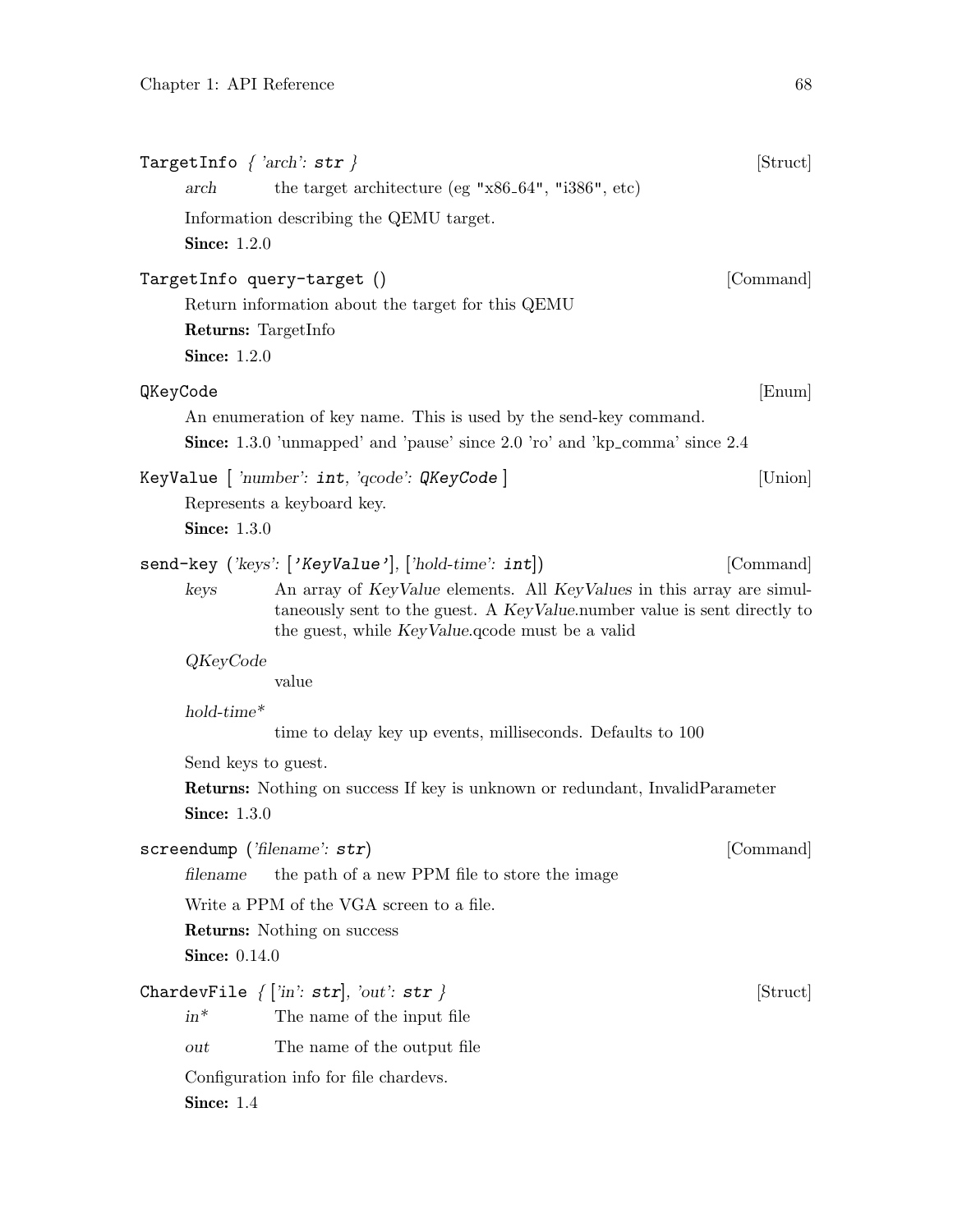**TargetInfo** *{ 'arch': **str** }* [Struct]

*arch* the target architecture (eg "x86_64", "i386", etc)

Information describing the QEMU target.

**Since:** 1.2.0

**TargetInfo query-target ()** [Command]

Return information about the target for this QEMU

**Returns:** TargetInfo

**Since:** 1.2.0

**QKeyCode** [Enum]

An enumeration of key name. This is used by the send-key command.

**Since:** 1.3.0 'unmapped' and 'pause' since 2.0 'ro' and 'kp_comma' since 2.4

**KeyValue** *[ 'number': **int**, 'qcode': **QKeyCode** ]* [Union]

Represents a keyboard key.

**Since:** 1.3.0

**send-key** *('keys': ['KeyValue'], ['hold-time': **int**])* [Command]

*keys* An array of *KeyValue* elements. All *KeyValues* in this array are simultaneously sent to the guest. A *KeyValue*.number value is sent directly to the guest, while *KeyValue*.qcode must be a valid

*QKeyCode*
value

*hold-time\**
time to delay key up events, milliseconds. Defaults to 100

Send keys to guest.

**Returns:** Nothing on success If key is unknown or redundant, InvalidParameter

**Since:** 1.3.0

**screendump** *('filename': **str**)* [Command]

*filename* the path of a new PPM file to store the image

Write a PPM of the VGA screen to a file.

**Returns:** Nothing on success

**Since:** 0.14.0

**ChardevFile** *{ ['in': **str**], 'out': **str** }* [Struct]

*in\** The name of the input file

*out* The name of the output file

Configuration info for file chardevs.

**Since:** 1.4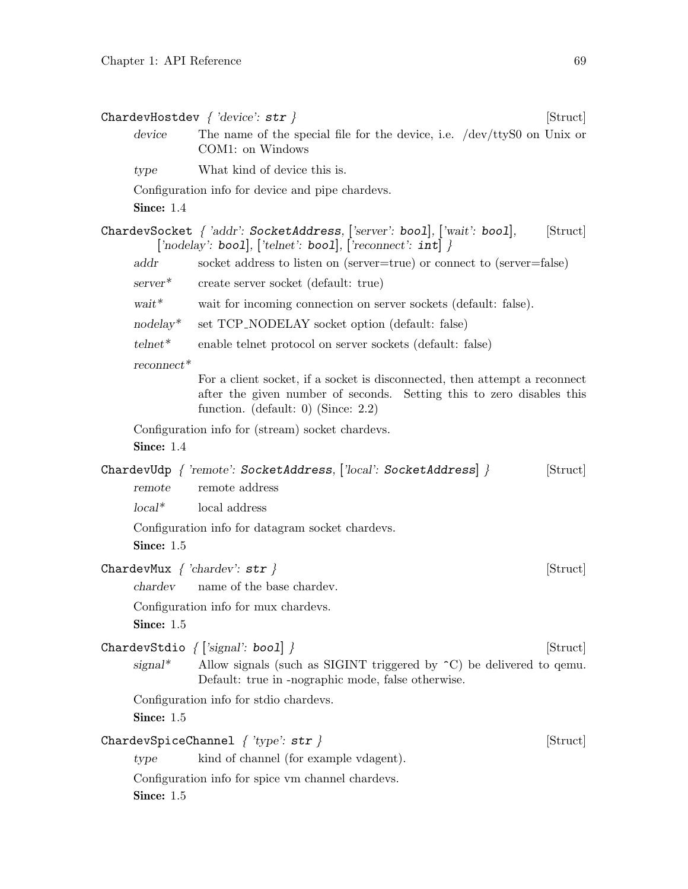**ChardevHostdev** { *'device'*: **str** } [Struct]

*device*
: The name of the special file for the device, i.e. /dev/ttyS0 on Unix or COM1: on Windows

*type*
: What kind of device this is.

Configuration info for device and pipe chardevs.

**Since:** 1.4

**ChardevSocket** { *'addr'*: **SocketAddress**, [*'server'*: **bool**], [*'wait'*: **bool**], [*'nodelay'*: **bool**], [*'telnet'*: **bool**], [*'reconnect'*: **int**] } [Struct]

*addr*
: socket address to listen on (server=true) or connect to (server=false)

*server**
: create server socket (default: true)

*wait**
: wait for incoming connection on server sockets (default: false).

*nodelay**
: set TCP_NODELAY socket option (default: false)

*telnet**
: enable telnet protocol on server sockets (default: false)

*reconnect**
: For a client socket, if a socket is disconnected, then attempt a reconnect after the given number of seconds. Setting this to zero disables this function. (default: 0) (Since: 2.2)

Configuration info for (stream) socket chardevs.

**Since:** 1.4

**ChardevUdp** { *'remote'*: **SocketAddress**, [*'local'*: **SocketAddress**] } [Struct]

*remote*
: remote address

*local**
: local address

Configuration info for datagram socket chardevs.

**Since:** 1.5

**ChardevMux** { *'chardev'*: **str** } [Struct]

*chardev*
: name of the base chardev.

Configuration info for mux chardevs.

**Since:** 1.5

**ChardevStdio** { [*'signal'*: **bool**] } [Struct]

*signal**
: Allow signals (such as SIGINT triggered by ^C) be delivered to qemu. Default: true in -nographic mode, false otherwise.

Configuration info for stdio chardevs.

**Since:** 1.5

**ChardevSpiceChannel** { *'type'*: **str** } [Struct]

*type*
: kind of channel (for example vdagent).

Configuration info for spice vm channel chardevs.

**Since:** 1.5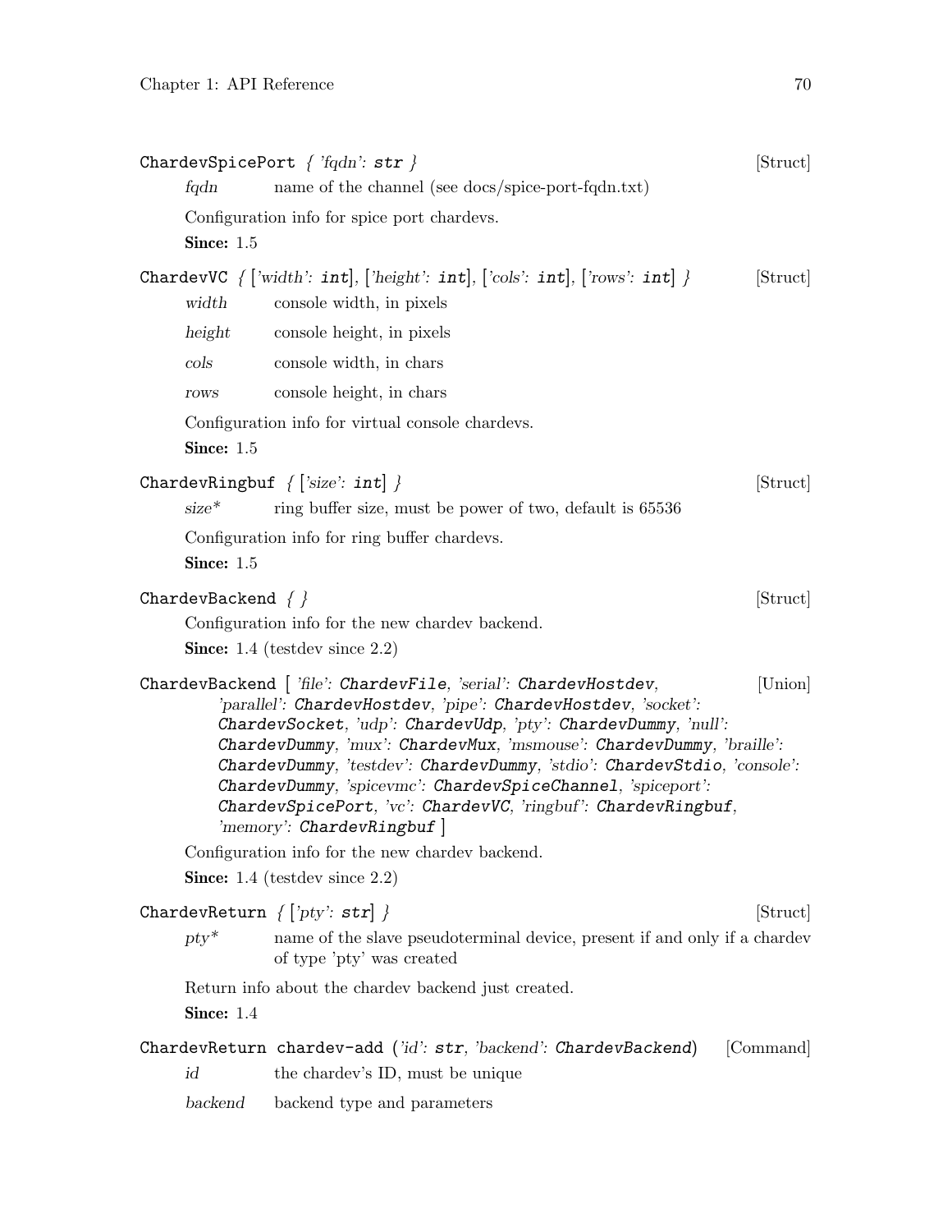**ChardevSpicePort** { *'fqdn'*: **str** } [Struct]

*fqdn* name of the channel (see docs/spice-port-fqdn.txt)

Configuration info for spice port chardevs.

**Since:** 1.5

**ChardevVC** { [*'width'*: **int**], [*'height'*: **int**], [*'cols'*: **int**], [*'rows'*: **int**] } [Struct]

*width* console width, in pixels

*height* console height, in pixels

*cols* console width, in chars

*rows* console height, in chars

Configuration info for virtual console chardevs.

**Since:** 1.5

**ChardevRingbuf** { [*'size'*: **int**] } [Struct]

*size** ring buffer size, must be power of two, default is 65536

Configuration info for ring buffer chardevs.

**Since:** 1.5

**ChardevBackend** { } [Struct]

Configuration info for the new chardev backend.

**Since:** 1.4 (testdev since 2.2)

**ChardevBackend** [ *'file'*: **ChardevFile**, *'serial'*: **ChardevHostdev**, *'parallel'*: **ChardevHostdev**, *'pipe'*: **ChardevHostdev**, *'socket'*: **ChardevSocket**, *'udp'*: **ChardevUdp**, *'pty'*: **ChardevDummy**, *'null'*: **ChardevDummy**, *'mux'*: **ChardevMux**, *'msmouse'*: **ChardevDummy**, *'braille'*: **ChardevDummy**, *'testdev'*: **ChardevDummy**, *'stdio'*: **ChardevStdio**, *'console'*: **ChardevDummy**, *'spicevmc'*: **ChardevSpiceChannel**, *'spiceport'*: **ChardevSpicePort**, *'vc'*: **ChardevVC**, *'ringbuf'*: **ChardevRingbuf**, *'memory'*: **ChardevRingbuf** ] [Union]

Configuration info for the new chardev backend.

**Since:** 1.4 (testdev since 2.2)

**ChardevReturn** { [*'pty'*: **str**] } [Struct]

*pty** name of the slave pseudoterminal device, present if and only if a chardev of type 'pty' was created

Return info about the chardev backend just created.

**Since:** 1.4

**ChardevReturn chardev-add** (*'id'*: **str**, *'backend'*: **ChardevBackend**) [Command]

*id* the chardev's ID, must be unique

*backend* backend type and parameters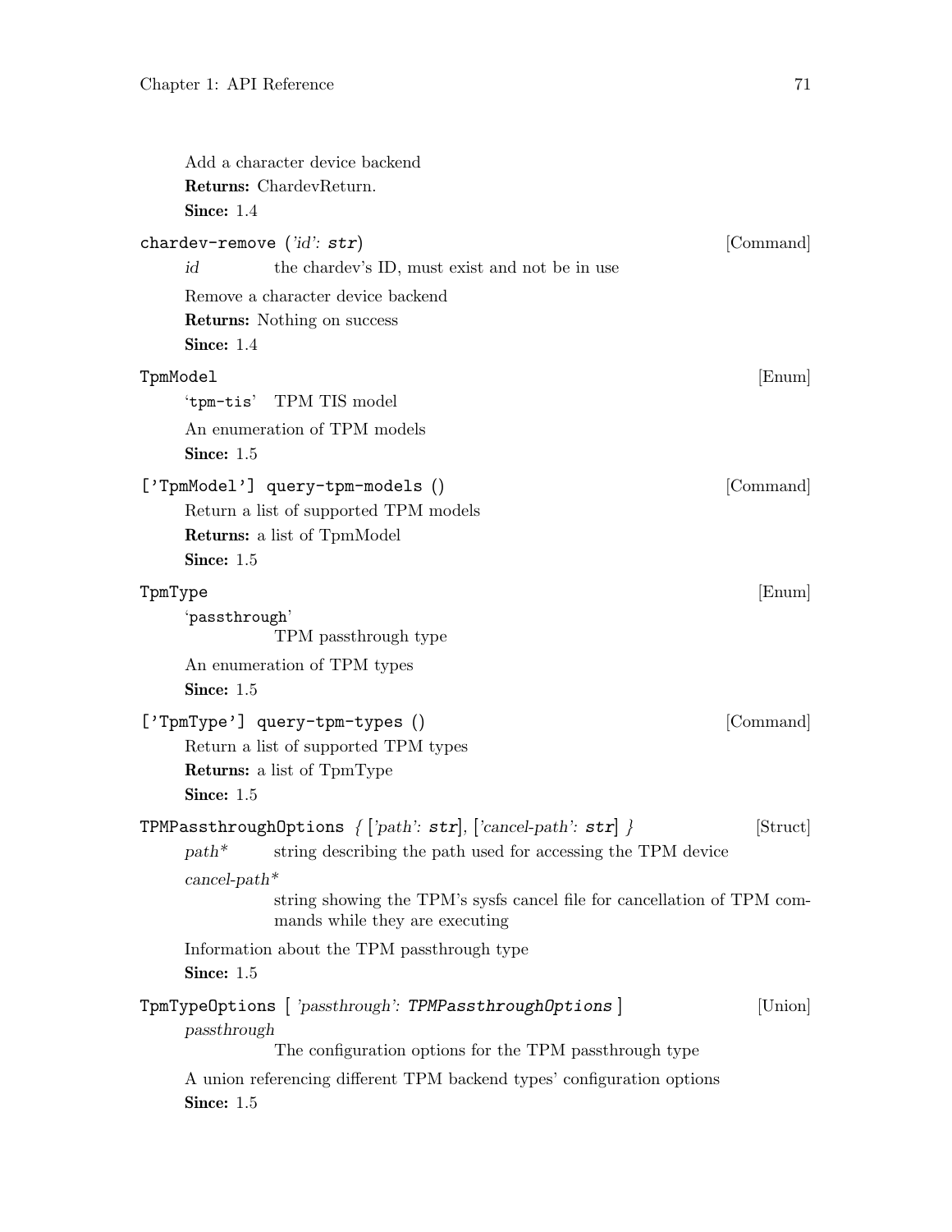Add a character device backend

**Returns:** ChardevReturn.

**Since:** 1.4

`chardev-remove` (*'id'*: **`str`**) [Command]

*id* the chardev's ID, must exist and not be in use

Remove a character device backend

**Returns:** Nothing on success

**Since:** 1.4

`TpmModel` [Enum]

'`tpm-tis`' TPM TIS model

An enumeration of TPM models

**Since:** 1.5

`['TpmModel'] query-tpm-models ()` [Command]

Return a list of supported TPM models

**Returns:** a list of TpmModel

**Since:** 1.5

`TpmType` [Enum]

'`passthrough`'
TPM passthrough type

An enumeration of TPM types

**Since:** 1.5

`['TpmType'] query-tpm-types ()` [Command]

Return a list of supported TPM types

**Returns:** a list of TpmType

**Since:** 1.5

`TPMPassthroughOptions` *{* [*'path'*: **`str`**], [*'cancel-path'*: **`str`**] *}* [Struct]

*path** string describing the path used for accessing the TPM device

*cancel-path**
string showing the TPM's sysfs cancel file for cancellation of TPM commands while they are executing

Information about the TPM passthrough type

**Since:** 1.5

`TpmTypeOptions` [ *'passthrough'*: *`TPMPassthroughOptions`* ] [Union]

*passthrough*
The configuration options for the TPM passthrough type

A union referencing different TPM backend types' configuration options

**Since:** 1.5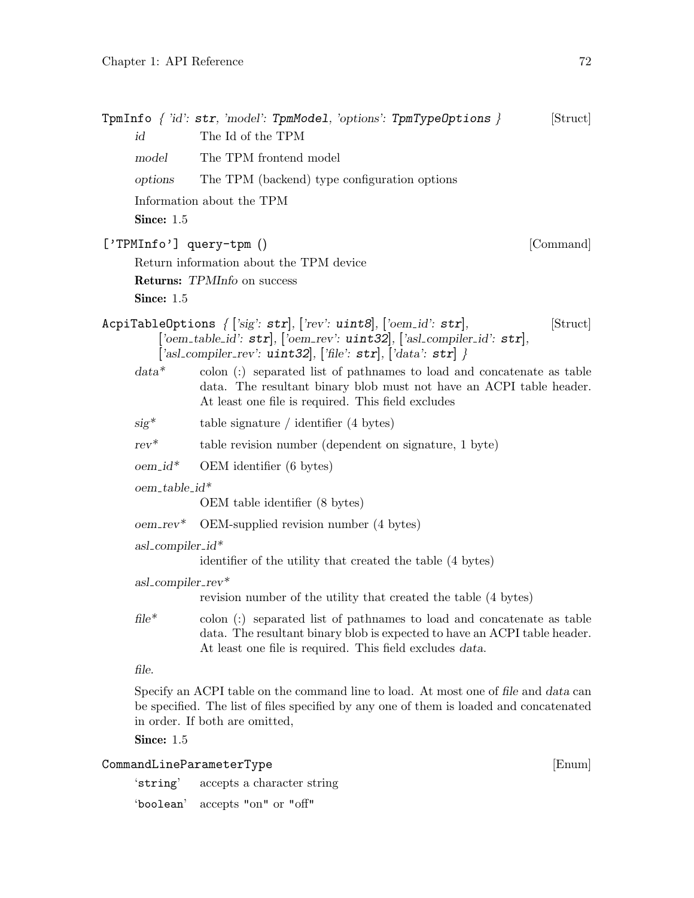**TpmInfo** { 'id': **str**, 'model': **TpmModel**, 'options': **TpmTypeOptions** } [Struct]

*id* The Id of the TPM

*model* The TPM frontend model

*options* The TPM (backend) type configuration options

Information about the TPM

**Since:** 1.5

**['TPMInfo'] query-tpm ()** [Command]

Return information about the TPM device

**Returns:** *TPMInfo* on success

**Since:** 1.5

**AcpiTableOptions** { ['sig': **str**], ['rev': **uint8**], ['oem_id': **str**], ['oem_table_id': **str**], ['oem_rev': **uint32**], ['asl_compiler_id': **str**], ['asl_compiler_rev': **uint32**], ['file': **str**], ['data': **str**] } [Struct]

*data** colon (:) separated list of pathnames to load and concatenate as table data. The resultant binary blob must not have an ACPI table header. At least one file is required. This field excludes

*sig** table signature / identifier (4 bytes)

*rev** table revision number (dependent on signature, 1 byte)

*oem_id** OEM identifier (6 bytes)

*oem_table_id**
OEM table identifier (8 bytes)

*oem_rev** OEM-supplied revision number (4 bytes)

*asl_compiler_id**
identifier of the utility that created the table (4 bytes)

*asl_compiler_rev**
revision number of the utility that created the table (4 bytes)

*file** colon (:) separated list of pathnames to load and concatenate as table data. The resultant binary blob is expected to have an ACPI table header. At least one file is required. This field excludes *data*.

*file*.

Specify an ACPI table on the command line to load. At most one of *file* and *data* can be specified. The list of files specified by any one of them is loaded and concatenated in order. If both are omitted,

**Since:** 1.5

**CommandLineParameterType** [Enum]

'string' accepts a character string

'boolean' accepts "on" or "off"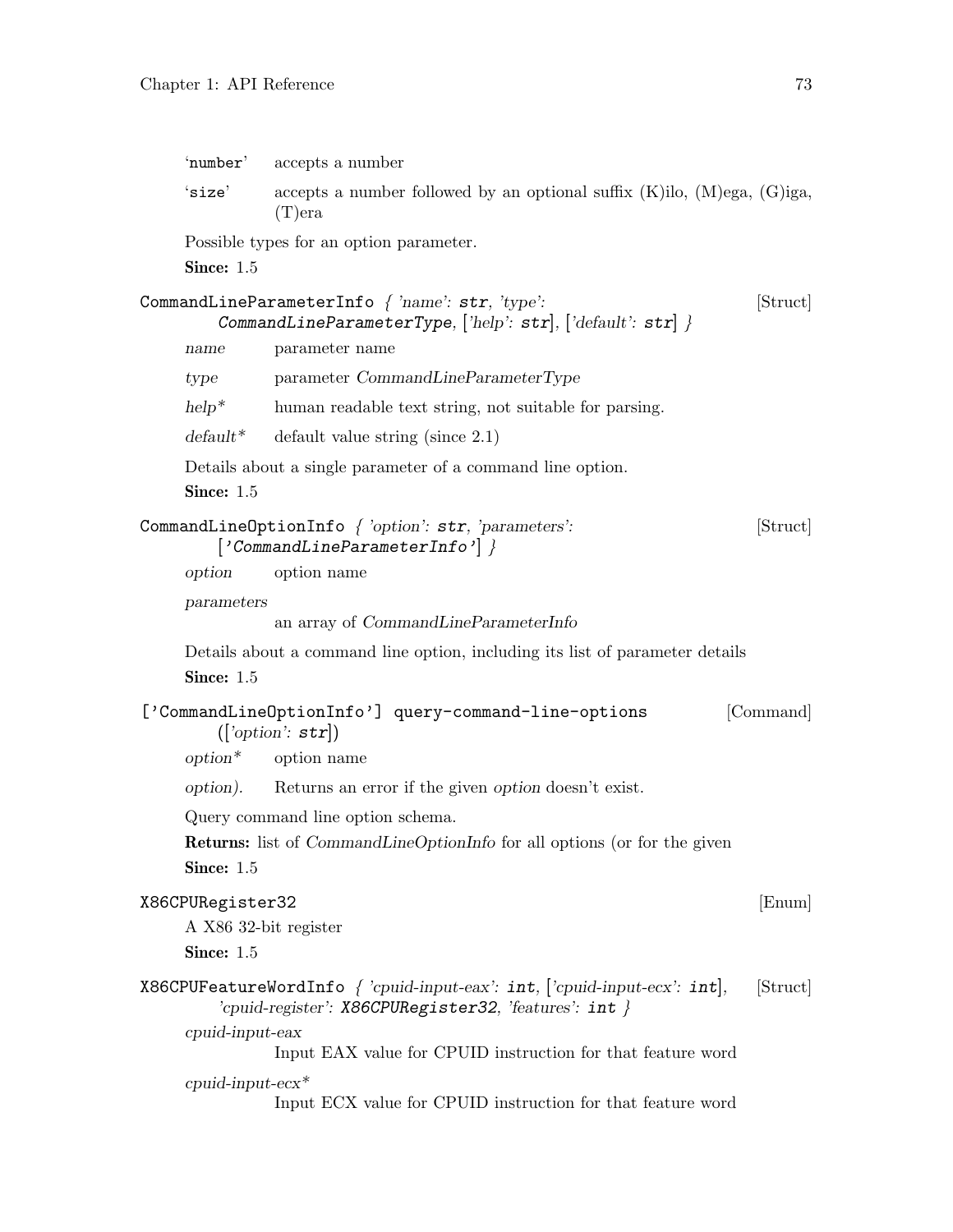'number' accepts a number

'size' accepts a number followed by an optional suffix (K)ilo, (M)ega, (G)iga, (T)era

Possible types for an option parameter.

**Since:** 1.5

`CommandLineParameterInfo` *{ 'name': `str`, 'type': `CommandLineParameterType`, ['help': `str`], ['default': `str`] }* [Struct]

*name* parameter name

*type* parameter *CommandLineParameterType*

*help** human readable text string, not suitable for parsing.

*default** default value string (since 2.1)

Details about a single parameter of a command line option.

**Since:** 1.5

`CommandLineOptionInfo` *{ 'option': `str`, 'parameters': ['CommandLineParameterInfo'] }* [Struct]

*option* option name

*parameters*
an array of *CommandLineParameterInfo*

Details about a command line option, including its list of parameter details

**Since:** 1.5

`['CommandLineOptionInfo'] query-command-line-options` *(['option': `str`])* [Command]

*option** option name

*option).* Returns an error if the given *option* doesn't exist.

Query command line option schema.

**Returns:** list of *CommandLineOptionInfo* for all options (or for the given

**Since:** 1.5

`X86CPURegister32` [Enum]

A X86 32-bit register

**Since:** 1.5

`X86CPUFeatureWordInfo` *{ 'cpuid-input-eax': `int`, ['cpuid-input-ecx': `int`], 'cpuid-register': `X86CPURegister32`, 'features': `int` }* [Struct]

*cpuid-input-eax*
Input EAX value for CPUID instruction for that feature word

*cpuid-input-ecx**
Input ECX value for CPUID instruction for that feature word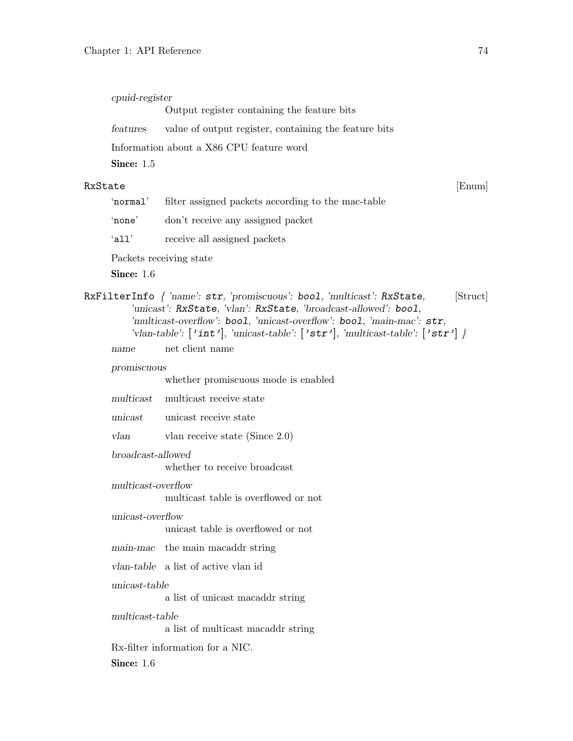*cpuid-register*
: Output register containing the feature bits

*features*
: value of output register, containing the feature bits

Information about a X86 CPU feature word

**Since:** 1.5

### `RxState` [Enum]

`'normal'`
: filter assigned packets according to the mac-table

`'none'`
: don't receive any assigned packet

`'all'`
: receive all assigned packets

Packets receiving state

**Since:** 1.6

### `RxFilterInfo` *{ 'name': `str`, 'promiscuous': `bool`, 'multicast': `RxState`, 'unicast': `RxState`, 'vlan': `RxState`, 'broadcast-allowed': `bool`, 'multicast-overflow': `bool`, 'unicast-overflow': `bool`, 'main-mac': `str`, 'vlan-table': [`'int'`], 'unicast-table': [`'str'`], 'multicast-table': [`'str'`] }* [Struct]

*name*
: net client name

*promiscuous*
: whether promiscuous mode is enabled

*multicast*
: multicast receive state

*unicast*
: unicast receive state

*vlan*
: vlan receive state (Since 2.0)

*broadcast-allowed*
: whether to receive broadcast

*multicast-overflow*
: multicast table is overflowed or not

*unicast-overflow*
: unicast table is overflowed or not

*main-mac*
: the main macaddr string

*vlan-table*
: a list of active vlan id

*unicast-table*
: a list of unicast macaddr string

*multicast-table*
: a list of multicast macaddr string

Rx-filter information for a NIC.

**Since:** 1.6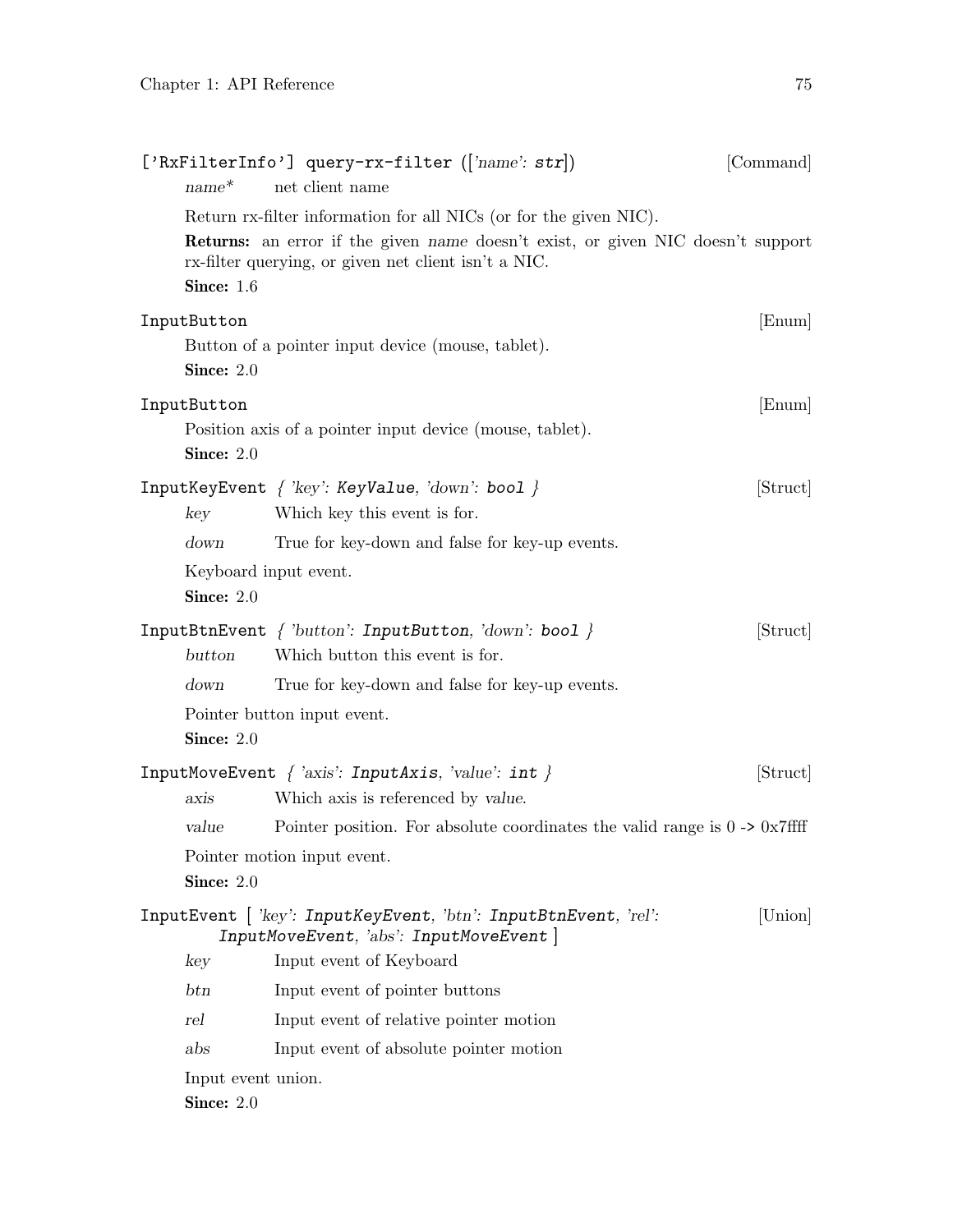['RxFilterInfo'] query-rx-filter (['name': str]) [Command]

*name** net client name

Return rx-filter information for all NICs (or for the given NIC).

**Returns:** an error if the given *name* doesn't exist, or given NIC doesn't support rx-filter querying, or given net client isn't a NIC.

**Since:** 1.6

InputButton [Enum]

Button of a pointer input device (mouse, tablet).

**Since:** 2.0

InputButton [Enum]

Position axis of a pointer input device (mouse, tablet).

**Since:** 2.0

InputKeyEvent { 'key': KeyValue, 'down': bool } [Struct]

*key* Which key this event is for.

*down* True for key-down and false for key-up events.

Keyboard input event.

**Since:** 2.0

InputBtnEvent { 'button': InputButton, 'down': bool } [Struct]

*button* Which button this event is for.

*down* True for key-down and false for key-up events.

Pointer button input event.

**Since:** 2.0

InputMoveEvent { 'axis': InputAxis, 'value': int } [Struct]

*axis* Which axis is referenced by *value*.

*value* Pointer position. For absolute coordinates the valid range is 0 -> 0x7ffff

Pointer motion input event.

**Since:** 2.0

InputEvent [ 'key': InputKeyEvent, 'btn': InputBtnEvent, 'rel': InputMoveEvent, 'abs': InputMoveEvent ] [Union]

*key* Input event of Keyboard

*btn* Input event of pointer buttons

*rel* Input event of relative pointer motion

*abs* Input event of absolute pointer motion

Input event union.

**Since:** 2.0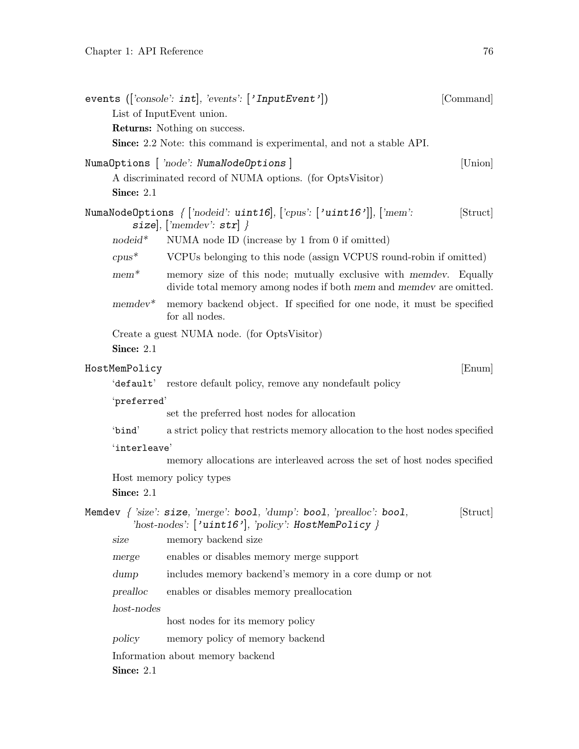**events** (['console': **int**], 'events': ['**InputEvent**']) [Command]

List of InputEvent union.

**Returns:** Nothing on success.

**Since:** 2.2 Note: this command is experimental, and not a stable API.

**NumaOptions** [ 'node': **NumaNodeOptions** ] [Union]

A discriminated record of NUMA options. (for OptsVisitor)

**Since:** 2.1

**NumaNodeOptions** { ['nodeid': **uint16**], ['cpus': ['**uint16**']], ['mem': **size**], ['memdev': **str**] } [Struct]

*nodeid\** NUMA node ID (increase by 1 from 0 if omitted)

*cpus\** VCPUs belonging to this node (assign VCPUS round-robin if omitted)

*mem\** memory size of this node; mutually exclusive with *memdev*. Equally divide total memory among nodes if both *mem* and *memdev* are omitted.

*memdev\** memory backend object. If specified for one node, it must be specified for all nodes.

Create a guest NUMA node. (for OptsVisitor)

**Since:** 2.1

**HostMemPolicy** [Enum]

'`default`' restore default policy, remove any nondefault policy

'`preferred`' set the preferred host nodes for allocation

'`bind`' a strict policy that restricts memory allocation to the host nodes specified

'`interleave`' memory allocations are interleaved across the set of host nodes specified

Host memory policy types

**Since:** 2.1

**Memdev** { 'size': **size**, 'merge': **bool**, 'dump': **bool**, 'prealloc': **bool**, 'host-nodes': ['**uint16**'], 'policy': **HostMemPolicy** } [Struct]

*size* memory backend size

*merge* enables or disables memory merge support

*dump* includes memory backend's memory in a core dump or not

*prealloc* enables or disables memory preallocation

*host-nodes* host nodes for its memory policy

*policy* memory policy of memory backend

Information about memory backend

**Since:** 2.1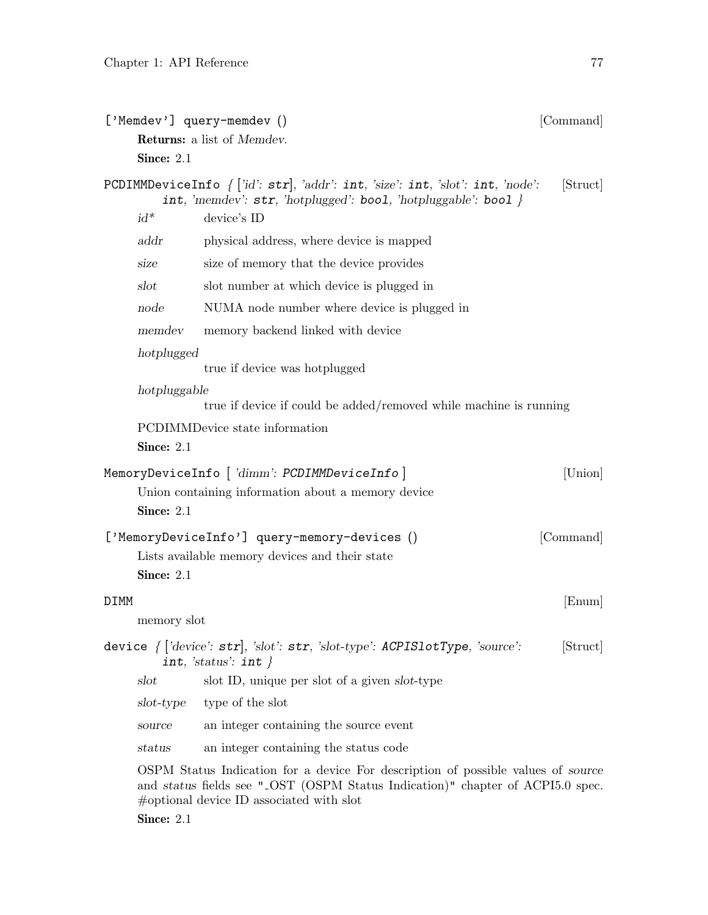**['Memdev'] query-memdev ()** [Command]

**Returns:** a list of *Memdev*.

**Since:** 2.1

**PCDIMMDeviceInfo** { ['id': **str**], 'addr': **int**, 'size': **int**, 'slot': **int**, 'node': **int**, 'memdev': **str**, 'hotplugged': **bool**, 'hotpluggable': **bool** } [Struct]

*id**
: device's ID

*addr*
: physical address, where device is mapped

*size*
: size of memory that the device provides

*slot*
: slot number at which device is plugged in

*node*
: NUMA node number where device is plugged in

*memdev*
: memory backend linked with device

*hotplugged*
: true if device was hotplugged

*hotpluggable*
: true if device if could be added/removed while machine is running

PCDIMMDevice state information

**Since:** 2.1

**MemoryDeviceInfo** [ 'dimm': **PCDIMMDeviceInfo** ] [Union]

Union containing information about a memory device

**Since:** 2.1

**['MemoryDeviceInfo'] query-memory-devices ()** [Command]

Lists available memory devices and their state

**Since:** 2.1

**DIMM** [Enum]

memory slot

**device** { ['device': **str**], 'slot': **str**, 'slot-type': **ACPISlotType**, 'source': **int**, 'status': **int** } [Struct]

*slot*
: slot ID, unique per slot of a given *slot*-type

*slot-type*
: type of the slot

*source*
: an integer containing the source event

*status*
: an integer containing the status code

OSPM Status Indication for a device For description of possible values of *source* and *status* fields see "_OST (OSPM Status Indication)" chapter of ACPI5.0 spec. #optional device ID associated with slot

**Since:** 2.1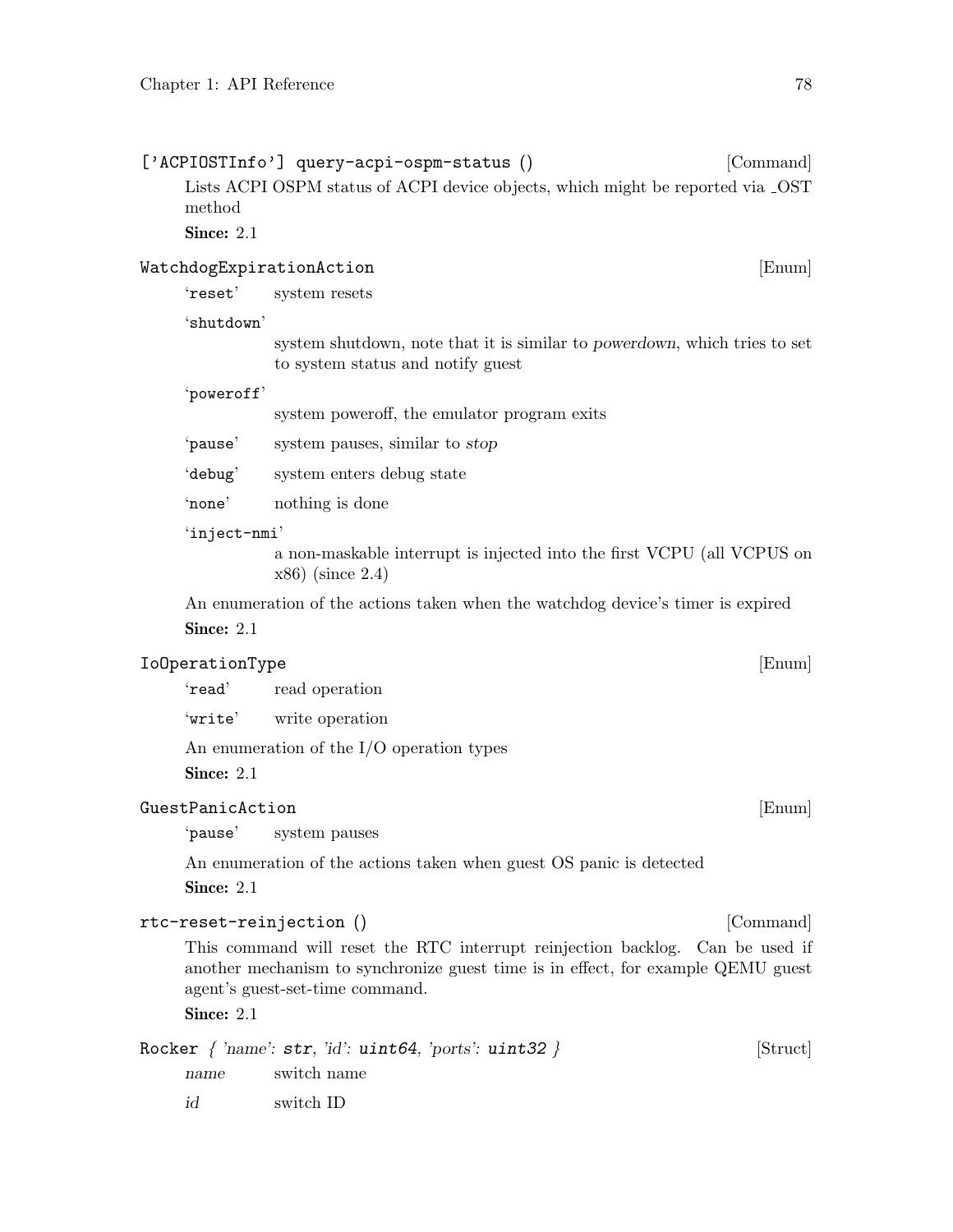### ['ACPIOSTInfo'] query-acpi-ospm-status () [Command]

Lists ACPI OSPM status of ACPI device objects, which might be reported via _OST method

**Since:** 2.1

### WatchdogExpirationAction [Enum]

`'reset'`
: system resets

`'shutdown'`
: system shutdown, note that it is similar to *powerdown*, which tries to set to system status and notify guest

`'poweroff'`
: system poweroff, the emulator program exits

`'pause'`
: system pauses, similar to *stop*

`'debug'`
: system enters debug state

`'none'`
: nothing is done

`'inject-nmi'`
: a non-maskable interrupt is injected into the first VCPU (all VCPUS on x86) (since 2.4)

An enumeration of the actions taken when the watchdog device's timer is expired

**Since:** 2.1

### IoOperationType [Enum]

`'read'`
: read operation

`'write'`
: write operation

An enumeration of the I/O operation types

**Since:** 2.1

### GuestPanicAction [Enum]

`'pause'`
: system pauses

An enumeration of the actions taken when guest OS panic is detected

**Since:** 2.1

### rtc-reset-reinjection () [Command]

This command will reset the RTC interrupt reinjection backlog. Can be used if another mechanism to synchronize guest time is in effect, for example QEMU guest agent's guest-set-time command.

**Since:** 2.1

### Rocker { 'name': str, 'id': uint64, 'ports': uint32 } [Struct]

*name*
: switch name

*id*
: switch ID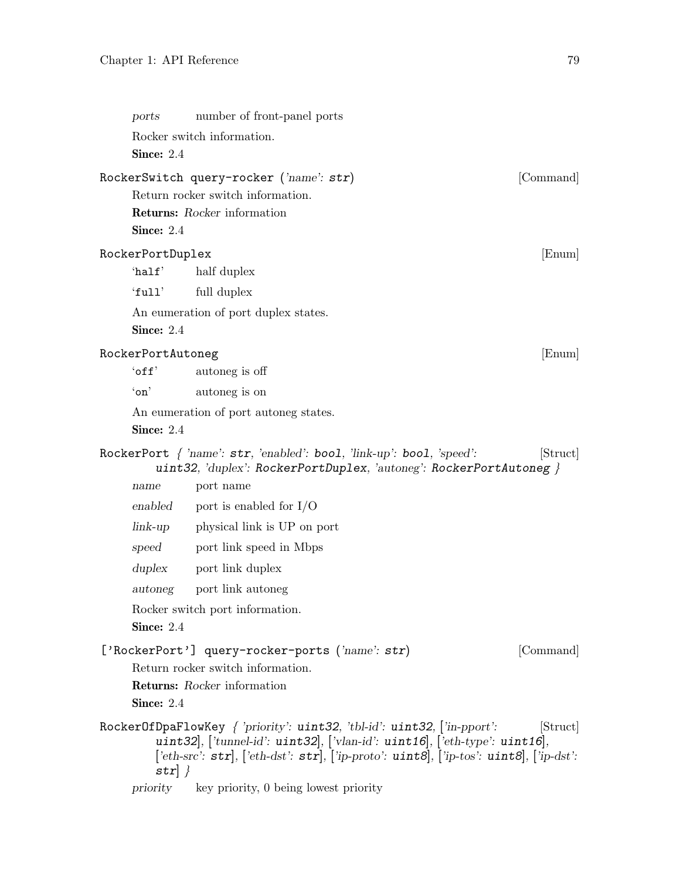*ports* number of front-panel ports

Rocker switch information.

**Since:** 2.4

`RockerSwitch query-rocker` (*'name'*: **str**) [Command]

Return rocker switch information.

**Returns:** *Rocker* information

**Since:** 2.4

`RockerPortDuplex` [Enum]

'`half`' half duplex

'`full`' full duplex

An eumeration of port duplex states.

**Since:** 2.4

`RockerPortAutoneg` [Enum]

'`off`' autoneg is off

'`on`' autoneg is on

An eumeration of port autoneg states.

**Since:** 2.4

`RockerPort` *{ 'name'*: **str**, *'enabled'*: **bool**, *'link-up'*: **bool**, *'speed'*: **uint32**, *'duplex'*: **RockerPortDuplex**, *'autoneg'*: **RockerPortAutoneg** *}* [Struct]

*name* port name

*enabled* port is enabled for I/O

*link-up* physical link is UP on port

*speed* port link speed in Mbps

*duplex* port link duplex

*autoneg* port link autoneg

Rocker switch port information.

**Since:** 2.4

`['RockerPort'] query-rocker-ports` (*'name'*: **str**) [Command]

Return rocker switch information.

**Returns:** *Rocker* information

**Since:** 2.4

`RockerOfDpaFlowKey` *{ 'priority'*: **uint32**, *'tbl-id'*: **uint32**, [*'in-pport'*: **uint32**], [*'tunnel-id'*: **uint32**], [*'vlan-id'*: **uint16**], [*'eth-type'*: **uint16**], [*'eth-src'*: **str**], [*'eth-dst'*: **str**], [*'ip-proto'*: **uint8**], [*'ip-tos'*: **uint8**], [*'ip-dst'*: **str**] *}* [Struct]

*priority* key priority, 0 being lowest priority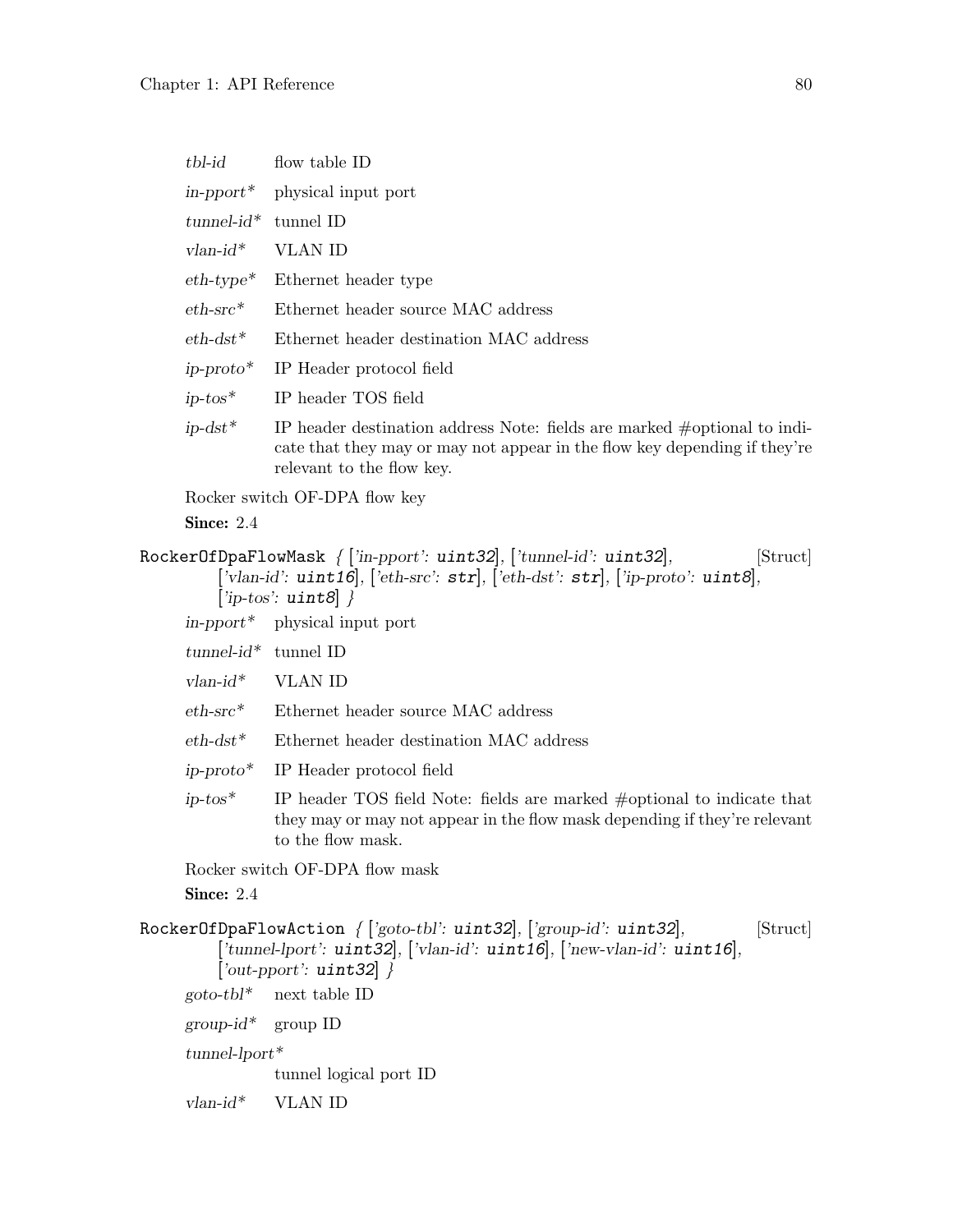*tbl-id* flow table ID

*in-pport\** physical input port

*tunnel-id\** tunnel ID

*vlan-id\** VLAN ID

*eth-type\** Ethernet header type

*eth-src\** Ethernet header source MAC address

*eth-dst\** Ethernet header destination MAC address

*ip-proto\** IP Header protocol field

*ip-tos\** IP header TOS field

*ip-dst\** IP header destination address Note: fields are marked #optional to indicate that they may or may not appear in the flow key depending if they're relevant to the flow key.

Rocker switch OF-DPA flow key

**Since:** 2.4

`RockerOfDpaFlowMask` { ['in-pport': **uint32**], ['tunnel-id': **uint32**], ['vlan-id': **uint16**], ['eth-src': **str**], ['eth-dst': **str**], ['ip-proto': **uint8**], ['ip-tos': **uint8**] } [Struct]

*in-pport\** physical input port

*tunnel-id\** tunnel ID

*vlan-id\** VLAN ID

*eth-src\** Ethernet header source MAC address

*eth-dst\** Ethernet header destination MAC address

*ip-proto\** IP Header protocol field

*ip-tos\** IP header TOS field Note: fields are marked #optional to indicate that they may or may not appear in the flow mask depending if they're relevant to the flow mask.

Rocker switch OF-DPA flow mask

**Since:** 2.4

`RockerOfDpaFlowAction` { ['goto-tbl': **uint32**], ['group-id': **uint32**], ['tunnel-lport': **uint32**], ['vlan-id': **uint16**], ['new-vlan-id': **uint16**], ['out-pport': **uint32**] } [Struct]

*goto-tbl\** next table ID

*group-id\** group ID

*tunnel-lport\**
tunnel logical port ID

*vlan-id\** VLAN ID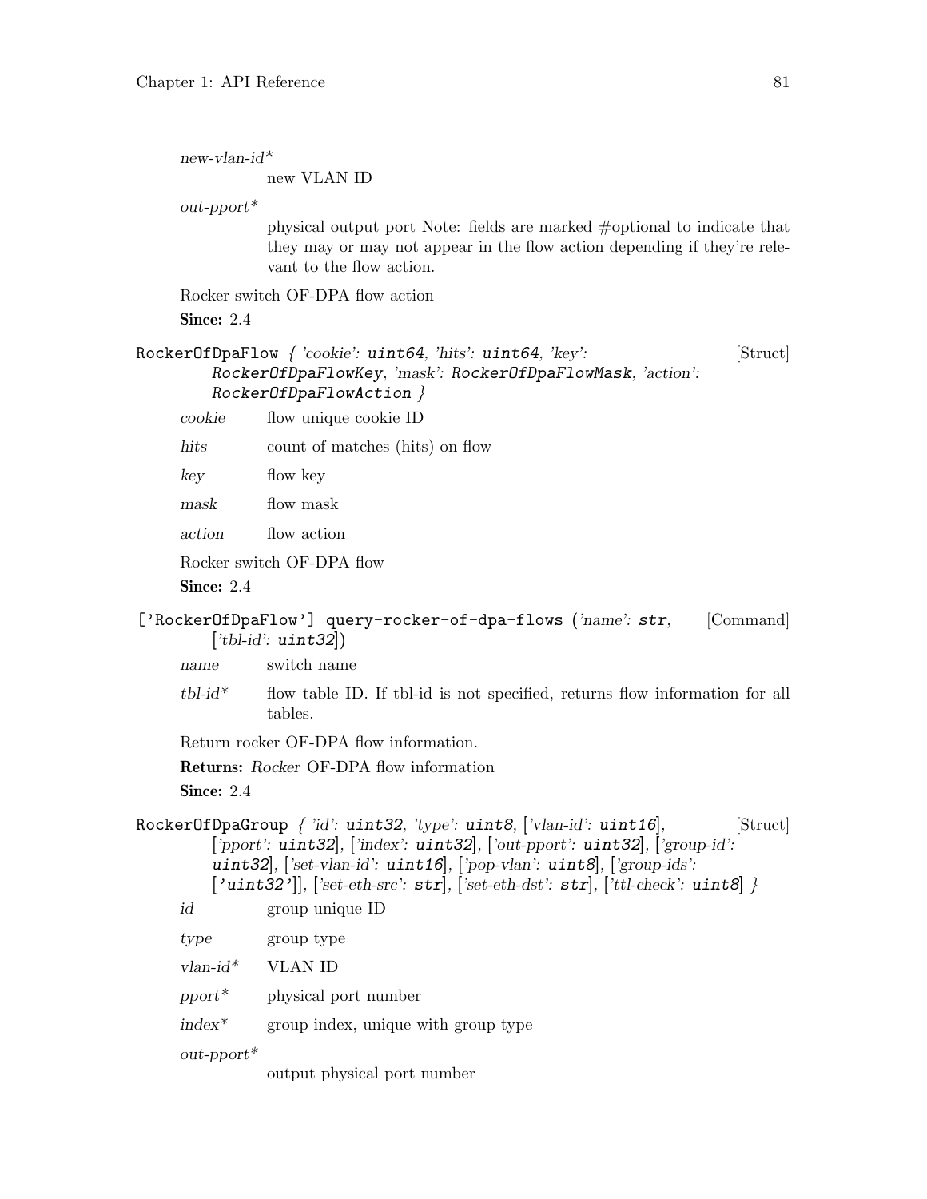*new-vlan-id**
: new VLAN ID

*out-pport**
: physical output port Note: fields are marked #optional to indicate that they may or may not appear in the flow action depending if they're relevant to the flow action.

Rocker switch OF-DPA flow action

**Since:** 2.4

`RockerOfDpaFlow` { *'cookie'*: `uint64`, *'hits'*: `uint64`, *'key'*: `RockerOfDpaFlowKey`, *'mask'*: `RockerOfDpaFlowMask`, *'action'*: `RockerOfDpaFlowAction` } [Struct]

*cookie* flow unique cookie ID

*hits* count of matches (hits) on flow

*key* flow key

*mask* flow mask

*action* flow action

Rocker switch OF-DPA flow

**Since:** 2.4

`['RockerOfDpaFlow'] query-rocker-of-dpa-flows` (*'name'*: `str`, [*'tbl-id'*: `uint32`]) [Command]

*name* switch name

*tbl-id** flow table ID. If tbl-id is not specified, returns flow information for all tables.

Return rocker OF-DPA flow information.

**Returns:** *Rocker* OF-DPA flow information

**Since:** 2.4

`RockerOfDpaGroup` { *'id'*: `uint32`, *'type'*: `uint8`, [*'vlan-id'*: `uint16`], [*'pport'*: `uint32`], [*'index'*: `uint32`], [*'out-pport'*: `uint32`], [*'group-id'*: `uint32`], [*'set-vlan-id'*: `uint16`], [*'pop-vlan'*: `uint8`], [*'group-ids'*: [`'uint32'`]], [*'set-eth-src'*: `str`], [*'set-eth-dst'*: `str`], [*'ttl-check'*: `uint8`] } [Struct]

*id* group unique ID

*type* group type

*vlan-id** VLAN ID

*pport** physical port number

*index** group index, unique with group type

*out-pport**
: output physical port number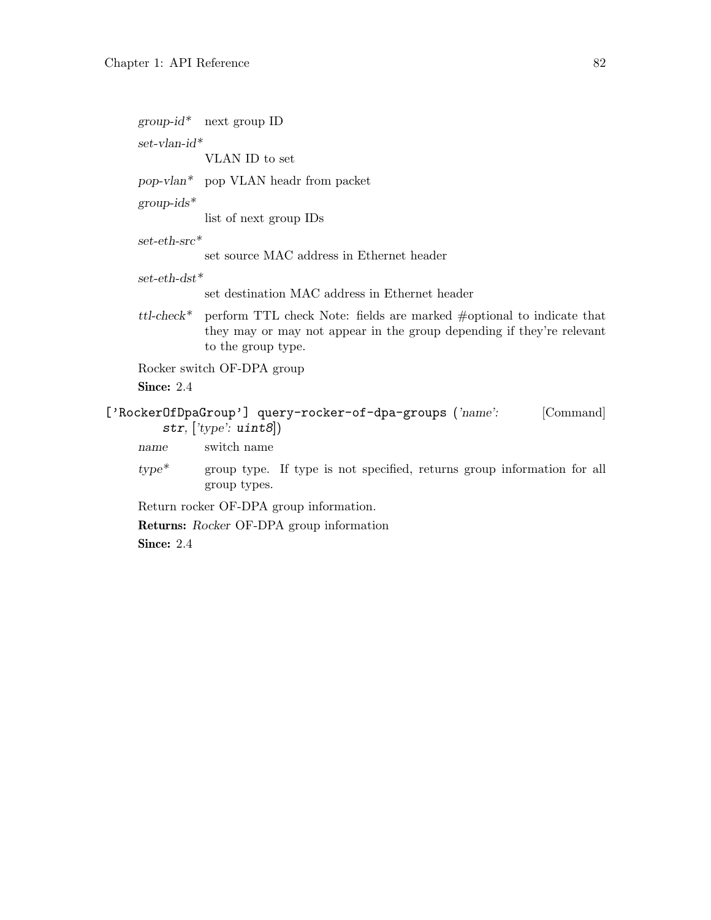*group-id\** next group ID

*set-vlan-id\**
VLAN ID to set

*pop-vlan\** pop VLAN headr from packet

*group-ids\**
list of next group IDs

*set-eth-src\**
set source MAC address in Ethernet header

*set-eth-dst\**
set destination MAC address in Ethernet header

*ttl-check\** perform TTL check Note: fields are marked #optional to indicate that they may or may not appear in the group depending if they're relevant to the group type.

Rocker switch OF-DPA group

**Since:** 2.4

`['RockerOfDpaGroup'] query-rocker-of-dpa-groups` (*'name': `str`*, [*'type': `uint8`*]) [Command]

*name* switch name

*type\** group type. If type is not specified, returns group information for all group types.

Return rocker OF-DPA group information.

**Returns:** *Rocker* OF-DPA group information

**Since:** 2.4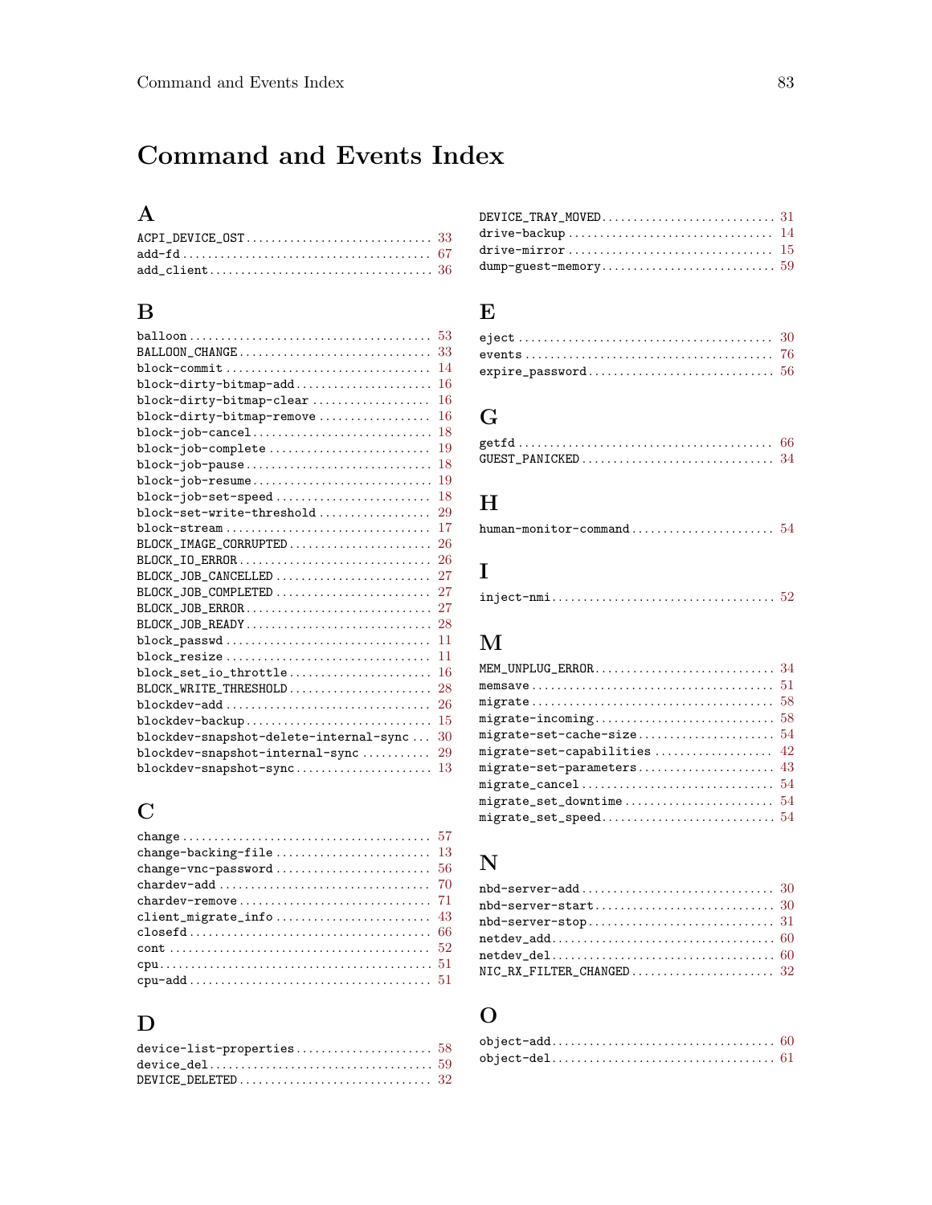# Command and Events Index

## A

ACPI_DEVICE_OST .............................. 33
add-fd .............................. 67
add_client .............................. 36

## B

balloon .............................. 53
BALLOON_CHANGE .............................. 33
block-commit .............................. 14
block-dirty-bitmap-add .............................. 16
block-dirty-bitmap-clear .............................. 16
block-dirty-bitmap-remove .............................. 16
block-job-cancel .............................. 18
block-job-complete .............................. 19
block-job-pause .............................. 18
block-job-resume .............................. 19
block-job-set-speed .............................. 18
block-set-write-threshold .............................. 29
block-stream .............................. 17
BLOCK_IMAGE_CORRUPTED .............................. 26
BLOCK_IO_ERROR .............................. 26
BLOCK_JOB_CANCELLED .............................. 27
BLOCK_JOB_COMPLETED .............................. 27
BLOCK_JOB_ERROR .............................. 27
BLOCK_JOB_READY .............................. 28
block_passwd .............................. 11
block_resize .............................. 11
block_set_io_throttle .............................. 16
BLOCK_WRITE_THRESHOLD .............................. 28
blockdev-add .............................. 26
blockdev-backup .............................. 15
blockdev-snapshot-delete-internal-sync .............................. 30
blockdev-snapshot-internal-sync .............................. 29
blockdev-snapshot-sync .............................. 13

## C

change .............................. 57
change-backing-file .............................. 13
change-vnc-password .............................. 56
chardev-add .............................. 70
chardev-remove .............................. 71
client_migrate_info .............................. 43
closefd .............................. 66
cont .............................. 52
cpu .............................. 51
cpu-add .............................. 51

## D

device-list-properties .............................. 58
device_del .............................. 59
DEVICE_DELETED .............................. 32
DEVICE_TRAY_MOVED .............................. 31
drive-backup .............................. 14
drive-mirror .............................. 15
dump-guest-memory .............................. 59

## E

eject .............................. 30
events .............................. 76
expire_password .............................. 56

## G

getfd .............................. 66
GUEST_PANICKED .............................. 34

## H

human-monitor-command .............................. 54

## I

inject-nmi .............................. 52

## M

MEM_UNPLUG_ERROR .............................. 34
memsave .............................. 51
migrate .............................. 58
migrate-incoming .............................. 58
migrate-set-cache-size .............................. 54
migrate-set-capabilities .............................. 42
migrate-set-parameters .............................. 43
migrate_cancel .............................. 54
migrate_set_downtime .............................. 54
migrate_set_speed .............................. 54

## N

nbd-server-add .............................. 30
nbd-server-start .............................. 30
nbd-server-stop .............................. 31
netdev_add .............................. 60
netdev_del .............................. 60
NIC_RX_FILTER_CHANGED .............................. 32

## O

object-add .............................. 60
object-del .............................. 61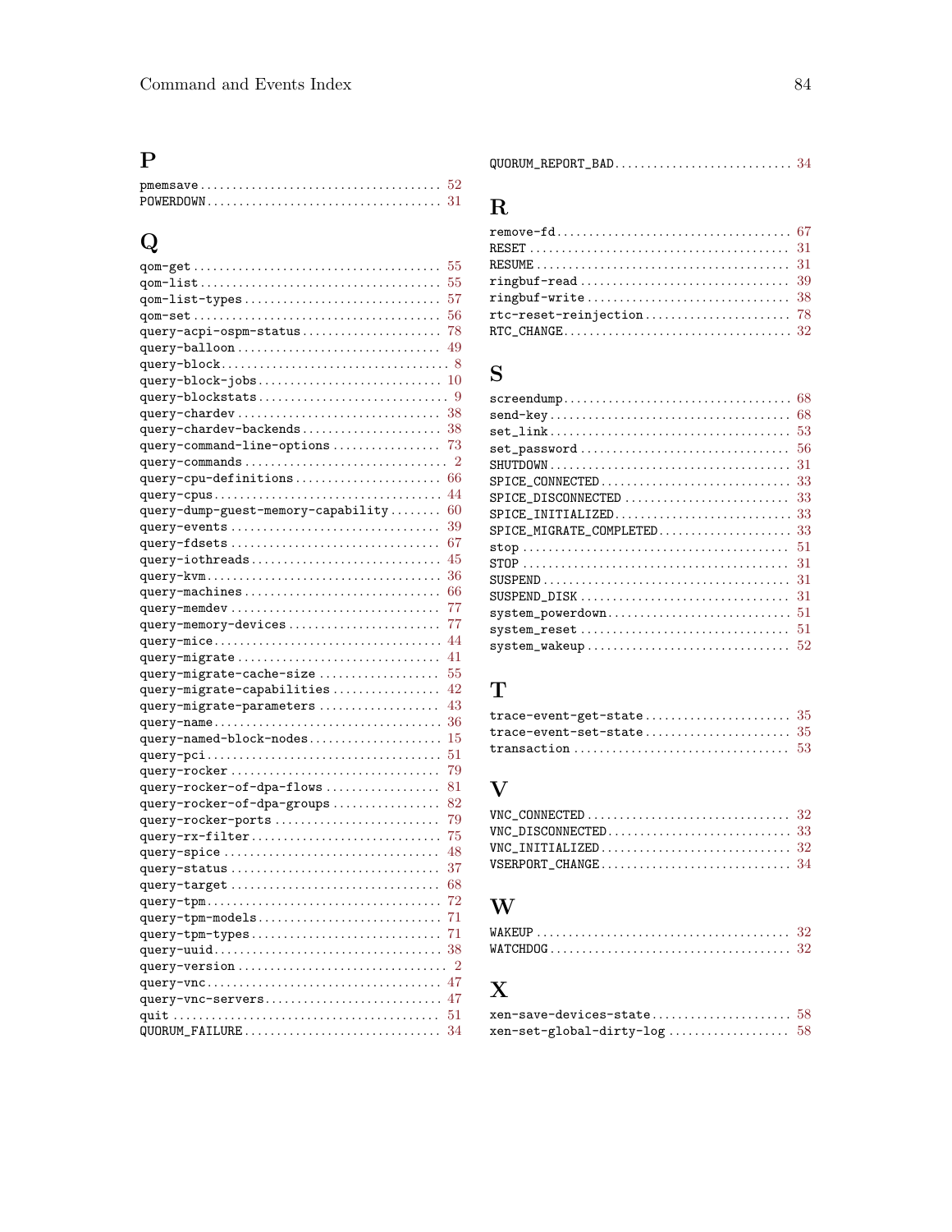## P

pmemsave .................................... 52
POWERDOWN ................................... 31

## Q

qom-get ..................................... 55
qom-list .................................... 55
qom-list-types .............................. 57
qom-set ..................................... 56
query-acpi-ospm-status ...................... 78
query-balloon ............................... 49
query-block ................................. 8
query-block-jobs ............................ 10
query-blockstats ............................ 9
query-chardev ............................... 38
query-chardev-backends ...................... 38
query-command-line-options .................. 73
query-commands .............................. 2
query-cpu-definitions ....................... 66
query-cpus .................................. 44
query-dump-guest-memory-capability .......... 60
query-events ................................ 39
query-fdsets ................................ 67
query-iothreads ............................. 45
query-kvm ................................... 36
query-machines .............................. 66
query-memdev ................................ 77
query-memory-devices ........................ 77
query-mice .................................. 44
query-migrate ............................... 41
query-migrate-cache-size .................... 55
query-migrate-capabilities .................. 42
query-migrate-parameters .................... 43
query-name .................................. 36
query-named-block-nodes ..................... 15
query-pci ................................... 51
query-rocker ................................ 79
query-rocker-of-dpa-flows ................... 81
query-rocker-of-dpa-groups .................. 82
query-rocker-ports .......................... 79
query-rx-filter ............................. 75
query-spice ................................. 48
query-status ................................ 37
query-target ................................ 68
query-tpm ................................... 72
query-tpm-models ............................ 71
query-tpm-types ............................. 71
query-uuid .................................. 38
query-version ............................... 2
query-vnc ................................... 47
query-vnc-servers ........................... 47
quit ........................................ 51
QUORUM_FAILURE .............................. 34
QUORUM_REPORT_BAD ........................... 34

## R

remove-fd ................................... 67
RESET ....................................... 31
RESUME ...................................... 31
ringbuf-read ................................ 39
ringbuf-write ............................... 38
rtc-reset-reinjection ....................... 78
RTC_CHANGE .................................. 32

## S

screendump .................................. 68
send-key .................................... 68
set_link .................................... 53
set_password ................................ 56
SHUTDOWN .................................... 31
SPICE_CONNECTED ............................. 33
SPICE_DISCONNECTED .......................... 33
SPICE_INITIALIZED ........................... 33
SPICE_MIGRATE_COMPLETED ..................... 33
stop ........................................ 51
STOP ........................................ 31
SUSPEND ..................................... 31
SUSPEND_DISK ................................ 31
system_powerdown ............................ 51
system_reset ................................ 51
system_wakeup ............................... 52

## T

trace-event-get-state ....................... 35
trace-event-set-state ....................... 35
transaction ................................. 53

## V

VNC_CONNECTED ............................... 32
VNC_DISCONNECTED ............................ 33
VNC_INITIALIZED ............................. 32
VSERPORT_CHANGE ............................. 34

## W

WAKEUP ...................................... 32
WATCHDOG .................................... 32

## X

xen-save-devices-state ...................... 58
xen-set-global-dirty-log .................... 58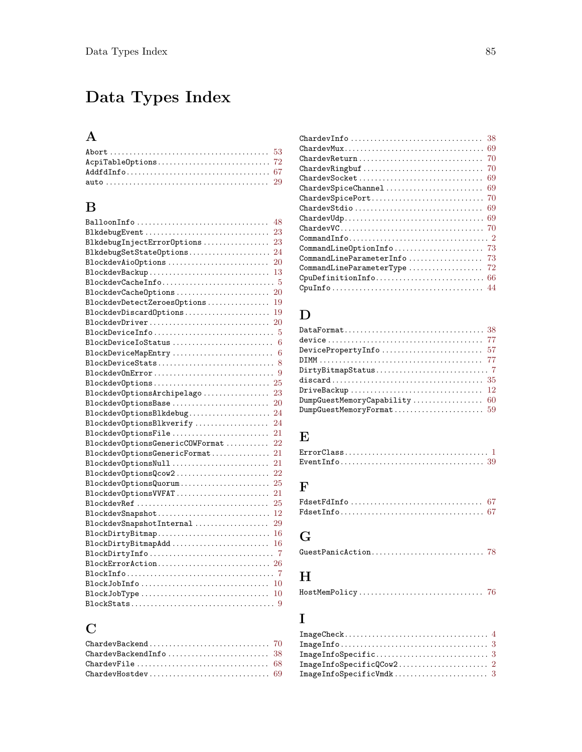# Data Types Index

## A

Abort .......................................... 53
AcpiTableOptions .............................. 72
AddfdInfo ...................................... 67
auto ........................................... 29

## B

BalloonInfo .................................... 48
BlkdebugEvent .................................. 23
BlkdebugInjectErrorOptions ..................... 23
BlkdebugSetStateOptions ........................ 24
BlockdevAioOptions ............................. 20
BlockdevBackup ................................. 13
BlockdevCacheInfo ............................... 5
BlockdevCacheOptions ........................... 20
BlockdevDetectZeroesOptions .................... 19
BlockdevDiscardOptions ......................... 19
BlockdevDriver ................................. 20
BlockDeviceInfo ................................. 5
BlockDeviceIoStatus ............................. 6
BlockDeviceMapEntry ............................. 6
BlockDeviceStats ................................ 8
BlockdevOnError ................................. 9
BlockdevOptions ................................ 25
BlockdevOptionsArchipelago ..................... 23
BlockdevOptionsBase ............................ 20
BlockdevOptionsBlkdebug ........................ 24
BlockdevOptionsBlkverify ....................... 24
BlockdevOptionsFile ............................ 21
BlockdevOptionsGenericCOWFormat ................ 22
BlockdevOptionsGenericFormat ................... 21
BlockdevOptionsNull ............................ 21
BlockdevOptionsQcow2 ........................... 22
BlockdevOptionsQuorum .......................... 25
BlockdevOptionsVVFAT ........................... 21
BlockdevRef .................................... 25
BlockdevSnapshot ............................... 12
BlockdevSnapshotInternal ....................... 29
BlockDirtyBitmap ............................... 16
BlockDirtyBitmapAdd ............................ 16
BlockDirtyInfo .................................. 7
BlockErrorAction ............................... 26
BlockInfo ....................................... 7
BlockJobInfo ................................... 10
BlockJobType ................................... 10
BlockStats ...................................... 9

## C

ChardevBackend ................................. 70
ChardevBackendInfo ............................. 38
ChardevFile .................................... 68
ChardevHostdev ................................. 69
ChardevInfo .................................... 38
ChardevMux ..................................... 69
ChardevReturn .................................. 70
ChardevRingbuf ................................. 70
ChardevSocket .................................. 69
ChardevSpiceChannel ............................ 69
ChardevSpicePort ............................... 70
ChardevStdio ................................... 69
ChardevUdp ..................................... 69
ChardevVC ...................................... 70
CommandInfo ..................................... 2
CommandLineOptionInfo .......................... 73
CommandLineParameterInfo ....................... 73
CommandLineParameterType ....................... 72
CpuDefinitionInfo .............................. 66
CpuInfo ........................................ 44

## D

DataFormat ..................................... 38
device ......................................... 77
DevicePropertyInfo ............................. 57
DIMM ........................................... 77
DirtyBitmapStatus ............................... 7
discard ........................................ 35
DriveBackup .................................... 12
DumpGuestMemoryCapability ...................... 60
DumpGuestMemoryFormat .......................... 59

## E

ErrorClass ...................................... 1
EventInfo ...................................... 39

## F

FdsetFdInfo .................................... 67
FdsetInfo ...................................... 67

## G

GuestPanicAction ............................... 78

## H

HostMemPolicy .................................. 76

## I

ImageCheck ...................................... 4
ImageInfo ....................................... 3
ImageInfoSpecific ............................... 3
ImageInfoSpecificQCow2 .......................... 2
ImageInfoSpecificVmdk ........................... 3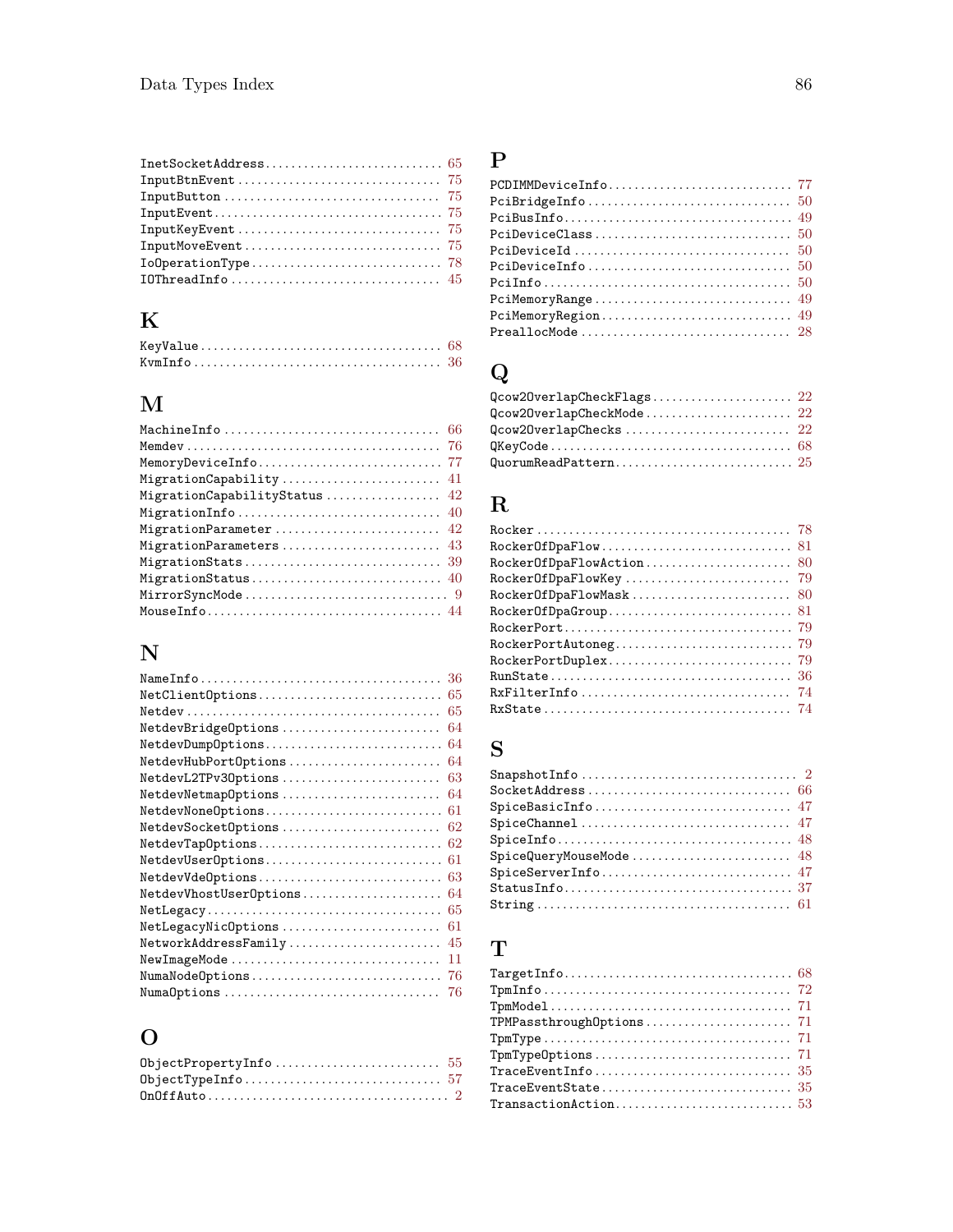InetSocketAddress .......... 65
InputBtnEvent .......... 75
InputButton .......... 75
InputEvent .......... 75
InputKeyEvent .......... 75
InputMoveEvent .......... 75
IoOperationType .......... 78
IOThreadInfo .......... 45

## K

KeyValue .......... 68
KvmInfo .......... 36

## M

MachineInfo .......... 66
Memdev .......... 76
MemoryDeviceInfo .......... 77
MigrationCapability .......... 41
MigrationCapabilityStatus .......... 42
MigrationInfo .......... 40
MigrationParameter .......... 42
MigrationParameters .......... 43
MigrationStats .......... 39
MigrationStatus .......... 40
MirrorSyncMode .......... 9
MouseInfo .......... 44

## N

NameInfo .......... 36
NetClientOptions .......... 65
Netdev .......... 65
NetdevBridgeOptions .......... 64
NetdevDumpOptions .......... 64
NetdevHubPortOptions .......... 64
NetdevL2TPv3Options .......... 63
NetdevNetmapOptions .......... 64
NetdevNoneOptions .......... 61
NetdevSocketOptions .......... 62
NetdevTapOptions .......... 62
NetdevUserOptions .......... 61
NetdevVdeOptions .......... 63
NetdevVhostUserOptions .......... 64
NetLegacy .......... 65
NetLegacyNicOptions .......... 61
NetworkAddressFamily .......... 45
NewImageMode .......... 11
NumaNodeOptions .......... 76
NumaOptions .......... 76

## O

ObjectPropertyInfo .......... 55
ObjectTypeInfo .......... 57
OnOffAuto .......... 2

## P

PCDIMMDeviceInfo .......... 77
PciBridgeInfo .......... 50
PciBusInfo .......... 49
PciDeviceClass .......... 50
PciDeviceId .......... 50
PciDeviceInfo .......... 50
PciInfo .......... 50
PciMemoryRange .......... 49
PciMemoryRegion .......... 49
PreallocMode .......... 28

## Q

Qcow2OverlapCheckFlags .......... 22
Qcow2OverlapCheckMode .......... 22
Qcow2OverlapChecks .......... 22
QKeyCode .......... 68
QuorumReadPattern .......... 25

## R

Rocker .......... 78
RockerOfDpaFlow .......... 81
RockerOfDpaFlowAction .......... 80
RockerOfDpaFlowKey .......... 79
RockerOfDpaFlowMask .......... 80
RockerOfDpaGroup .......... 81
RockerPort .......... 79
RockerPortAutoneg .......... 79
RockerPortDuplex .......... 79
RunState .......... 36
RxFilterInfo .......... 74
RxState .......... 74

## S

SnapshotInfo .......... 2
SocketAddress .......... 66
SpiceBasicInfo .......... 47
SpiceChannel .......... 47
SpiceInfo .......... 48
SpiceQueryMouseMode .......... 48
SpiceServerInfo .......... 47
StatusInfo .......... 37
String .......... 61

## T

TargetInfo .......... 68
TpmInfo .......... 72
TpmModel .......... 71
TPMPassthroughOptions .......... 71
TpmType .......... 71
TpmTypeOptions .......... 71
TraceEventInfo .......... 35
TraceEventState .......... 35
TransactionAction .......... 53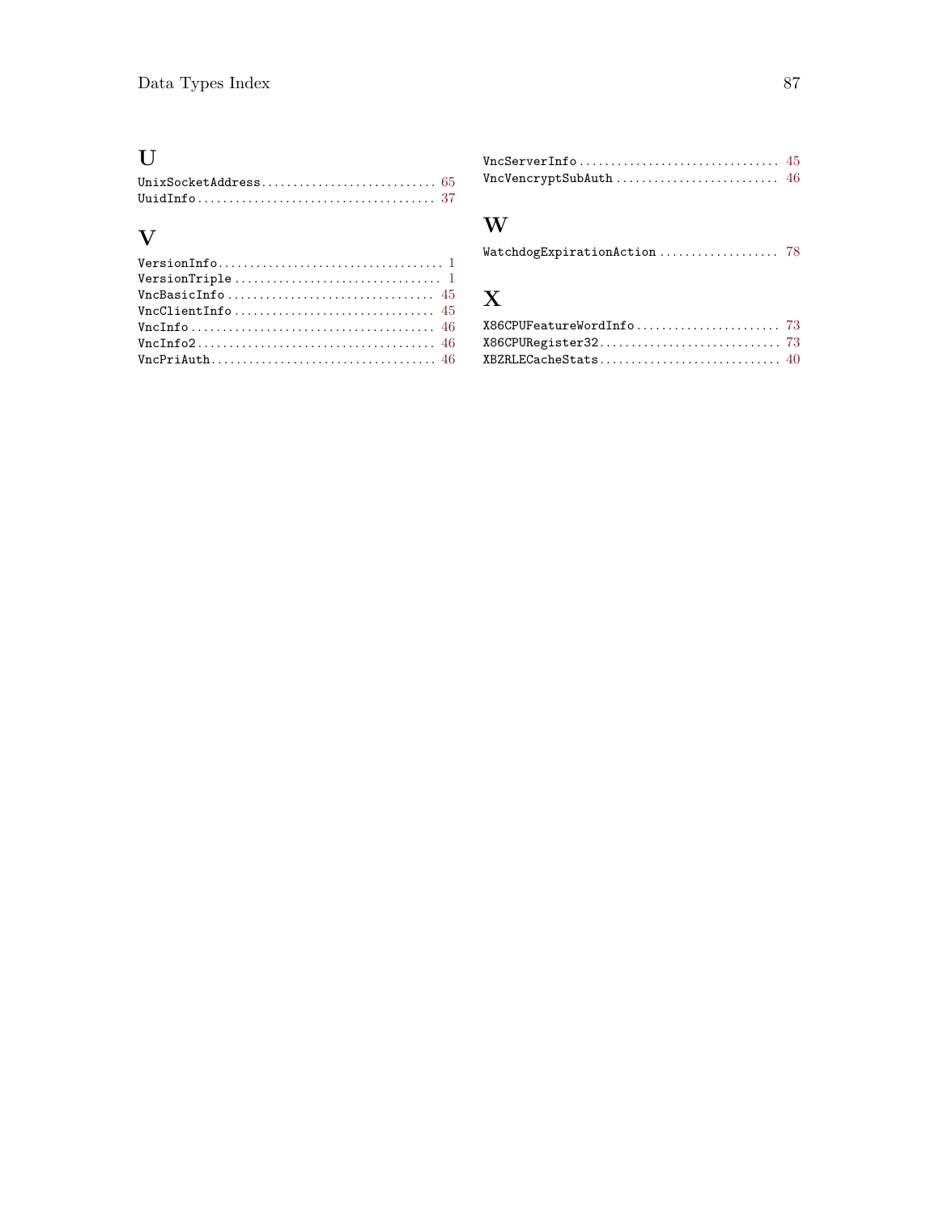## U

UnixSocketAddress ........................... 65
UuidInfo ..................................... 37

## V

VersionInfo ................................... 1
VersionTriple ................................. 1
VncBasicInfo ................................ 45
VncClientInfo ............................... 45
VncInfo ...................................... 46
VncInfo2 ..................................... 46
VncPriAuth ................................... 46
VncServerInfo ............................... 45
VncVencryptSubAuth .......................... 46

## W

WatchdogExpirationAction .................. 78

## X

X86CPUFeatureWordInfo ...................... 73
X86CPURegister32 ............................ 73
XBZRLECacheStats ............................ 40